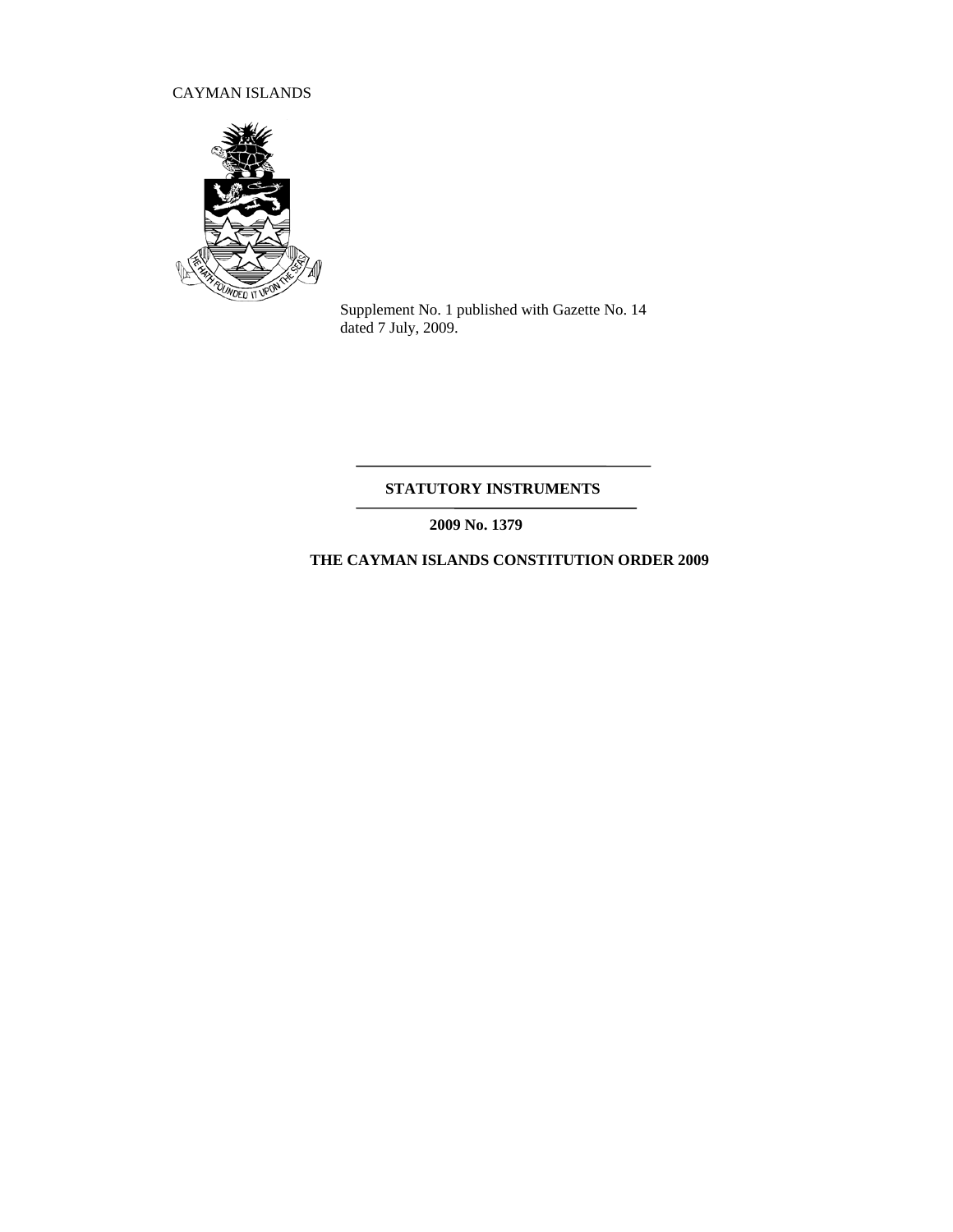CAYMAN ISLANDS

Supplement No. 1 published with Gazette No. 14 dated 7 July, 2009.

**STATUTORY INSTRUMENTS**

**2009 No. 1379**

**THE CAYMAN ISLANDS CONSTITUTION ORDER 2009**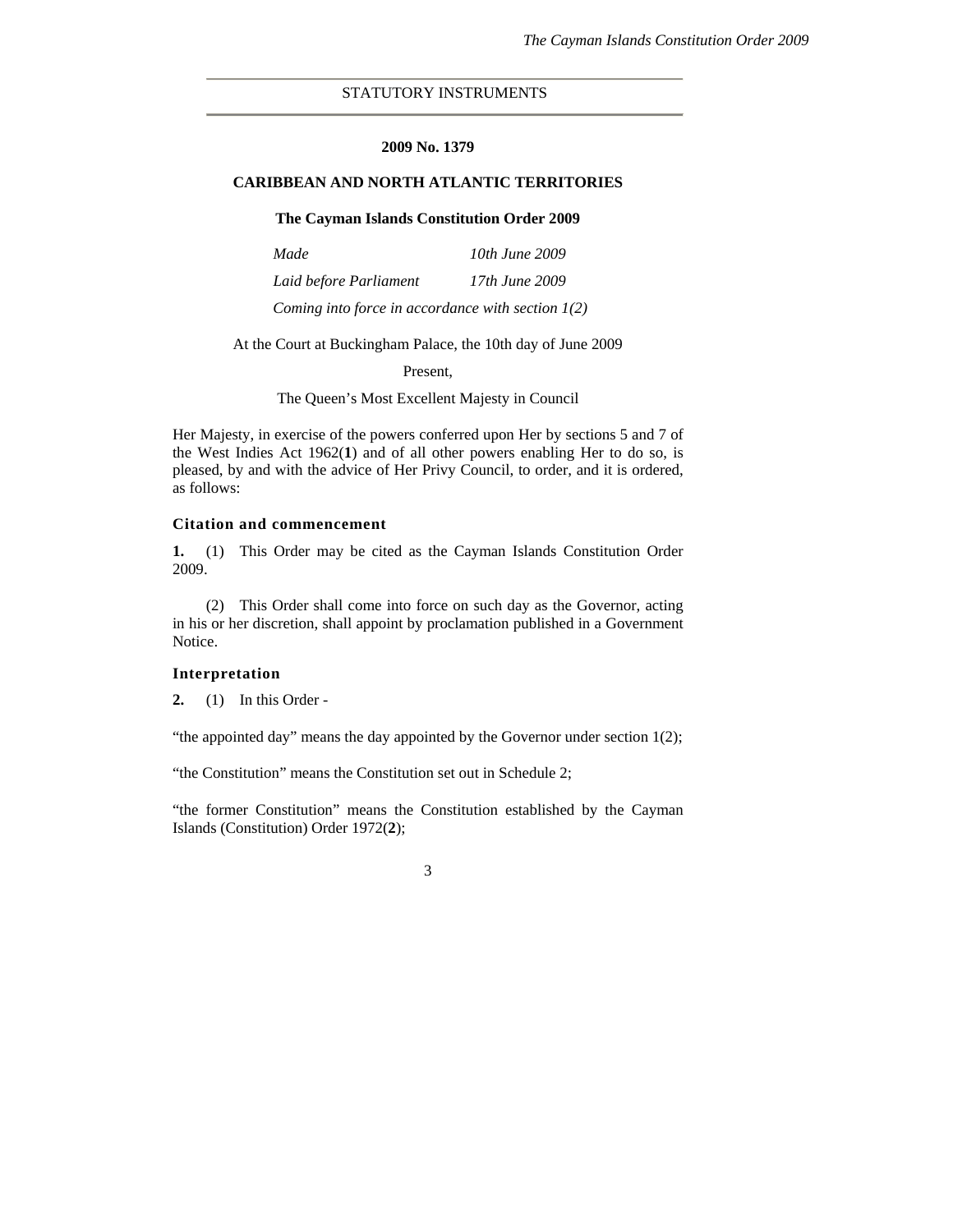STATUTORY INSTRUMENTS

**2009 No. 1379**

**CARIBBEAN AND NORTH ATLANTIC TERRITORIES**

**The Cayman Islands Constitution Order 2009**

*Made* *10th June 2009*

*Laid before Parliament* *17th June 2009*

*Coming into force in accordance with section 1(2)*

At the Court at Buckingham Palace, the 10th day of June 2009

Present,

The Queen's Most Excellent Majesty in Council

Her Majesty, in exercise of the powers conferred upon Her by sections 5 and 7 of the West Indies Act 1962(**1**) and of all other powers enabling Her to do so, is pleased, by and with the advice of Her Privy Council, to order, and it is ordered, as follows:

### Citation and commencement

**1.** (1) This Order may be cited as the Cayman Islands Constitution Order 2009.

(2) This Order shall come into force on such day as the Governor, acting in his or her discretion, shall appoint by proclamation published in a Government Notice.

### Interpretation

**2.** (1) In this Order -

"the appointed day" means the day appointed by the Governor under section 1(2);

"the Constitution" means the Constitution set out in Schedule 2;

"the former Constitution" means the Constitution established by the Cayman Islands (Constitution) Order 1972(**2**);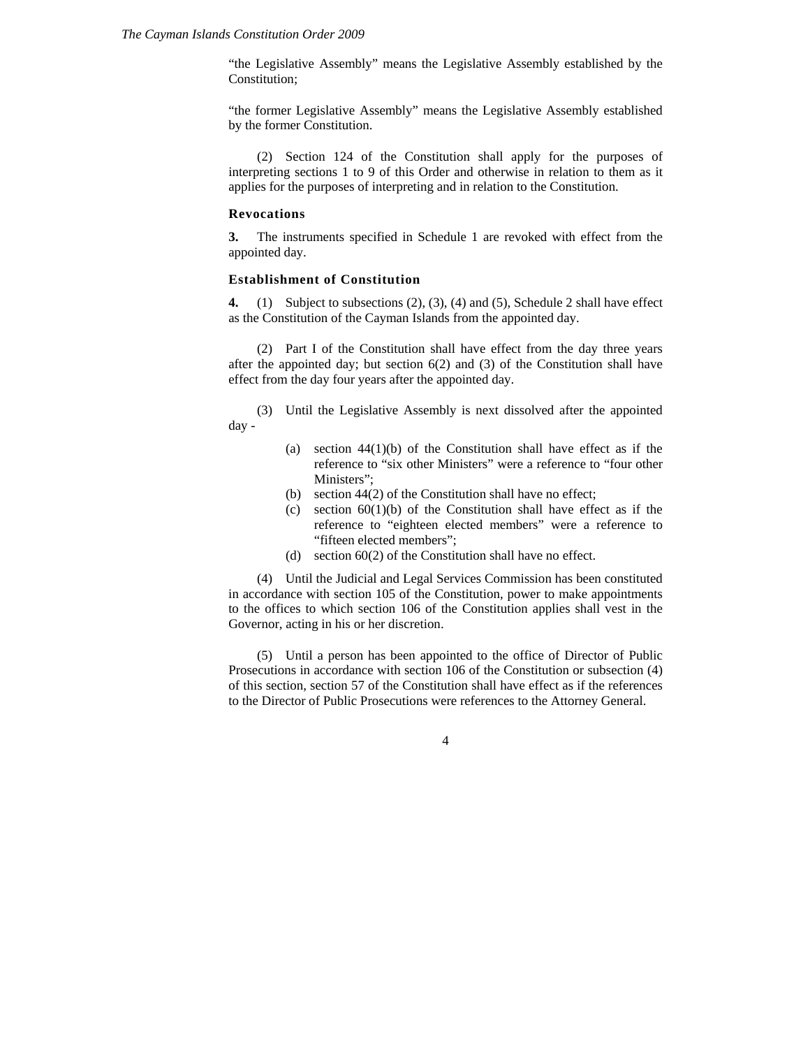"the Legislative Assembly" means the Legislative Assembly established by the Constitution;

"the former Legislative Assembly" means the Legislative Assembly established by the former Constitution.

(2) Section 124 of the Constitution shall apply for the purposes of interpreting sections 1 to 9 of this Order and otherwise in relation to them as it applies for the purposes of interpreting and in relation to the Constitution.

### Revocations

**3.** The instruments specified in Schedule 1 are revoked with effect from the appointed day.

### Establishment of Constitution

**4.** (1) Subject to subsections (2), (3), (4) and (5), Schedule 2 shall have effect as the Constitution of the Cayman Islands from the appointed day.

(2) Part I of the Constitution shall have effect from the day three years after the appointed day; but section 6(2) and (3) of the Constitution shall have effect from the day four years after the appointed day.

(3) Until the Legislative Assembly is next dissolved after the appointed day -

- (a) section 44(1)(b) of the Constitution shall have effect as if the reference to "six other Ministers" were a reference to "four other Ministers";
- (b) section 44(2) of the Constitution shall have no effect;
- (c) section 60(1)(b) of the Constitution shall have effect as if the reference to "eighteen elected members" were a reference to "fifteen elected members";
- (d) section 60(2) of the Constitution shall have no effect.

(4) Until the Judicial and Legal Services Commission has been constituted in accordance with section 105 of the Constitution, power to make appointments to the offices to which section 106 of the Constitution applies shall vest in the Governor, acting in his or her discretion.

(5) Until a person has been appointed to the office of Director of Public Prosecutions in accordance with section 106 of the Constitution or subsection (4) of this section, section 57 of the Constitution shall have effect as if the references to the Director of Public Prosecutions were references to the Attorney General.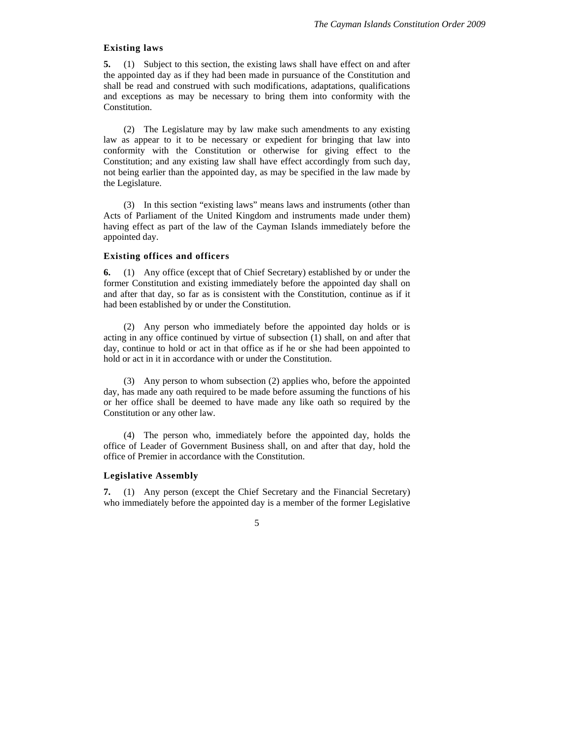### Existing laws

**5.** (1) Subject to this section, the existing laws shall have effect on and after the appointed day as if they had been made in pursuance of the Constitution and shall be read and construed with such modifications, adaptations, qualifications and exceptions as may be necessary to bring them into conformity with the Constitution.

(2) The Legislature may by law make such amendments to any existing law as appear to it to be necessary or expedient for bringing that law into conformity with the Constitution or otherwise for giving effect to the Constitution; and any existing law shall have effect accordingly from such day, not being earlier than the appointed day, as may be specified in the law made by the Legislature.

(3) In this section "existing laws" means laws and instruments (other than Acts of Parliament of the United Kingdom and instruments made under them) having effect as part of the law of the Cayman Islands immediately before the appointed day.

### Existing offices and officers

**6.** (1) Any office (except that of Chief Secretary) established by or under the former Constitution and existing immediately before the appointed day shall on and after that day, so far as is consistent with the Constitution, continue as if it had been established by or under the Constitution.

(2) Any person who immediately before the appointed day holds or is acting in any office continued by virtue of subsection (1) shall, on and after that day, continue to hold or act in that office as if he or she had been appointed to hold or act in it in accordance with or under the Constitution.

(3) Any person to whom subsection (2) applies who, before the appointed day, has made any oath required to be made before assuming the functions of his or her office shall be deemed to have made any like oath so required by the Constitution or any other law.

(4) The person who, immediately before the appointed day, holds the office of Leader of Government Business shall, on and after that day, hold the office of Premier in accordance with the Constitution.

### Legislative Assembly

**7.** (1) Any person (except the Chief Secretary and the Financial Secretary) who immediately before the appointed day is a member of the former Legislative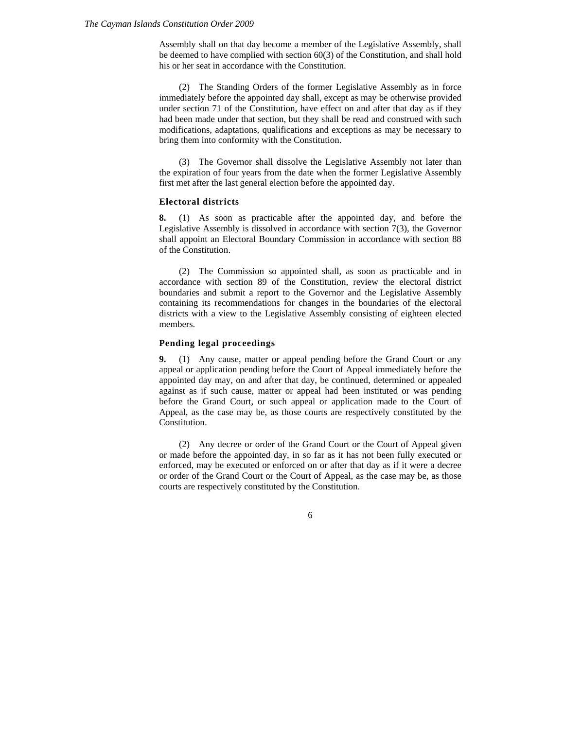Assembly shall on that day become a member of the Legislative Assembly, shall be deemed to have complied with section 60(3) of the Constitution, and shall hold his or her seat in accordance with the Constitution.

(2) The Standing Orders of the former Legislative Assembly as in force immediately before the appointed day shall, except as may be otherwise provided under section 71 of the Constitution, have effect on and after that day as if they had been made under that section, but they shall be read and construed with such modifications, adaptations, qualifications and exceptions as may be necessary to bring them into conformity with the Constitution.

(3) The Governor shall dissolve the Legislative Assembly not later than the expiration of four years from the date when the former Legislative Assembly first met after the last general election before the appointed day.

**Electoral districts**

**8.** (1) As soon as practicable after the appointed day, and before the Legislative Assembly is dissolved in accordance with section 7(3), the Governor shall appoint an Electoral Boundary Commission in accordance with section 88 of the Constitution.

(2) The Commission so appointed shall, as soon as practicable and in accordance with section 89 of the Constitution, review the electoral district boundaries and submit a report to the Governor and the Legislative Assembly containing its recommendations for changes in the boundaries of the electoral districts with a view to the Legislative Assembly consisting of eighteen elected members.

**Pending legal proceedings**

**9.** (1) Any cause, matter or appeal pending before the Grand Court or any appeal or application pending before the Court of Appeal immediately before the appointed day may, on and after that day, be continued, determined or appealed against as if such cause, matter or appeal had been instituted or was pending before the Grand Court, or such appeal or application made to the Court of Appeal, as the case may be, as those courts are respectively constituted by the Constitution.

(2) Any decree or order of the Grand Court or the Court of Appeal given or made before the appointed day, in so far as it has not been fully executed or enforced, may be executed or enforced on or after that day as if it were a decree or order of the Grand Court or the Court of Appeal, as the case may be, as those courts are respectively constituted by the Constitution.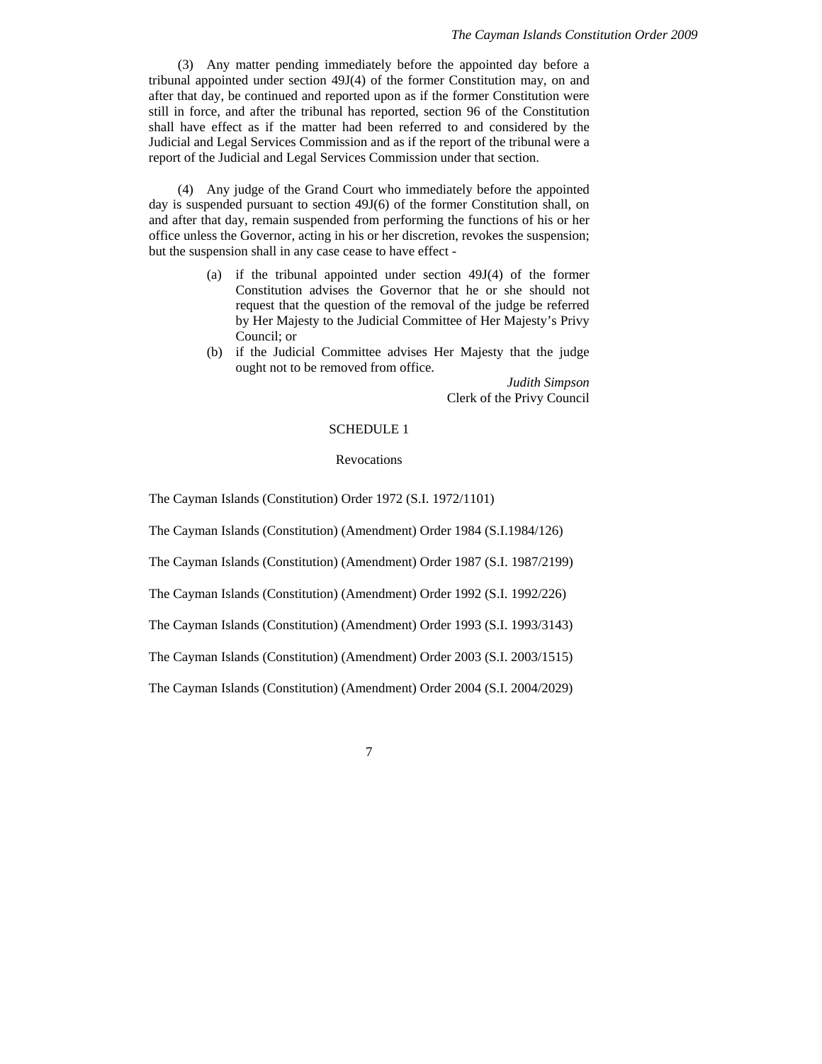(3) Any matter pending immediately before the appointed day before a tribunal appointed under section 49J(4) of the former Constitution may, on and after that day, be continued and reported upon as if the former Constitution were still in force, and after the tribunal has reported, section 96 of the Constitution shall have effect as if the matter had been referred to and considered by the Judicial and Legal Services Commission and as if the report of the tribunal were a report of the Judicial and Legal Services Commission under that section.

(4) Any judge of the Grand Court who immediately before the appointed day is suspended pursuant to section 49J(6) of the former Constitution shall, on and after that day, remain suspended from performing the functions of his or her office unless the Governor, acting in his or her discretion, revokes the suspension; but the suspension shall in any case cease to have effect -

(a) if the tribunal appointed under section 49J(4) of the former Constitution advises the Governor that he or she should not request that the question of the removal of the judge be referred by Her Majesty to the Judicial Committee of Her Majesty's Privy Council; or

(b) if the Judicial Committee advises Her Majesty that the judge ought not to be removed from office.

*Judith Simpson*
Clerk of the Privy Council

## SCHEDULE 1

### Revocations

The Cayman Islands (Constitution) Order 1972 (S.I. 1972/1101)

The Cayman Islands (Constitution) (Amendment) Order 1984 (S.I.1984/126)

The Cayman Islands (Constitution) (Amendment) Order 1987 (S.I. 1987/2199)

The Cayman Islands (Constitution) (Amendment) Order 1992 (S.I. 1992/226)

The Cayman Islands (Constitution) (Amendment) Order 1993 (S.I. 1993/3143)

The Cayman Islands (Constitution) (Amendment) Order 2003 (S.I. 2003/1515)

The Cayman Islands (Constitution) (Amendment) Order 2004 (S.I. 2004/2029)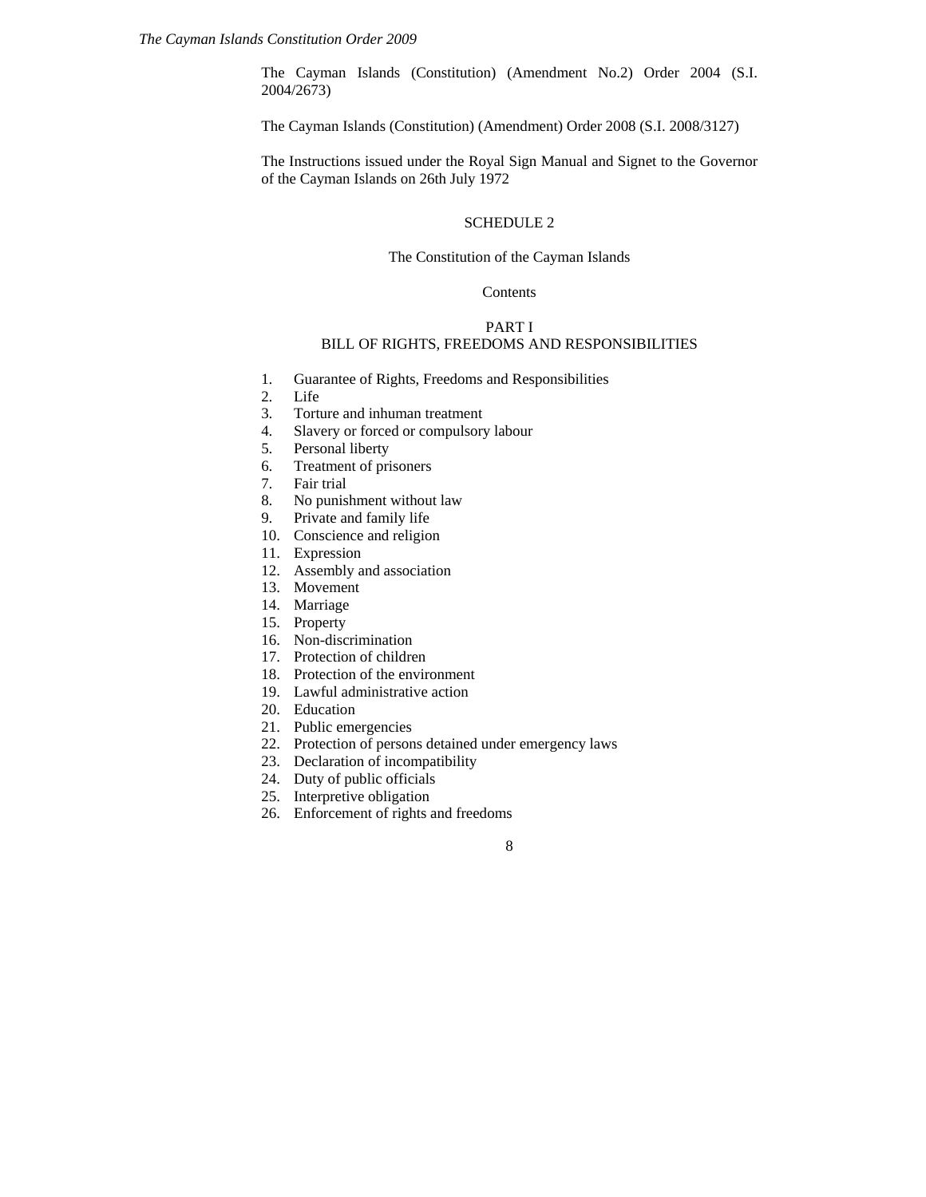The Cayman Islands (Constitution) (Amendment No.2) Order 2004 (S.I. 2004/2673)

The Cayman Islands (Constitution) (Amendment) Order 2008 (S.I. 2008/3127)

The Instructions issued under the Royal Sign Manual and Signet to the Governor of the Cayman Islands on 26th July 1972

## SCHEDULE 2

## The Constitution of the Cayman Islands

### Contents

### PART I
### BILL OF RIGHTS, FREEDOMS AND RESPONSIBILITIES

1. Guarantee of Rights, Freedoms and Responsibilities
2. Life
3. Torture and inhuman treatment
4. Slavery or forced or compulsory labour
5. Personal liberty
6. Treatment of prisoners
7. Fair trial
8. No punishment without law
9. Private and family life
10. Conscience and religion
11. Expression
12. Assembly and association
13. Movement
14. Marriage
15. Property
16. Non-discrimination
17. Protection of children
18. Protection of the environment
19. Lawful administrative action
20. Education
21. Public emergencies
22. Protection of persons detained under emergency laws
23. Declaration of incompatibility
24. Duty of public officials
25. Interpretive obligation
26. Enforcement of rights and freedoms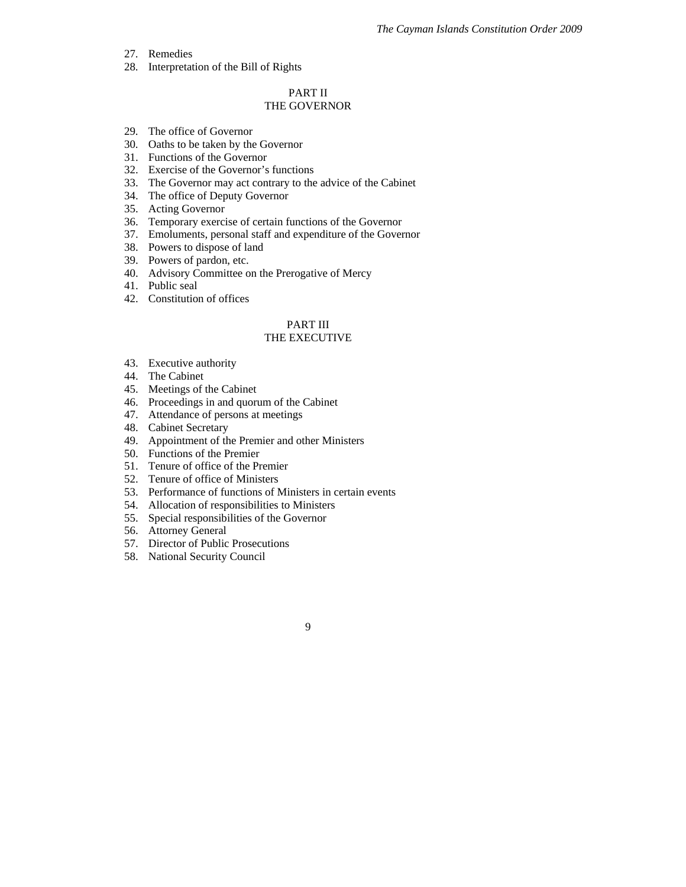27. Remedies
28. Interpretation of the Bill of Rights

## PART II
## THE GOVERNOR

29. The office of Governor
30. Oaths to be taken by the Governor
31. Functions of the Governor
32. Exercise of the Governor's functions
33. The Governor may act contrary to the advice of the Cabinet
34. The office of Deputy Governor
35. Acting Governor
36. Temporary exercise of certain functions of the Governor
37. Emoluments, personal staff and expenditure of the Governor
38. Powers to dispose of land
39. Powers of pardon, etc.
40. Advisory Committee on the Prerogative of Mercy
41. Public seal
42. Constitution of offices

## PART III
## THE EXECUTIVE

43. Executive authority
44. The Cabinet
45. Meetings of the Cabinet
46. Proceedings in and quorum of the Cabinet
47. Attendance of persons at meetings
48. Cabinet Secretary
49. Appointment of the Premier and other Ministers
50. Functions of the Premier
51. Tenure of office of the Premier
52. Tenure of office of Ministers
53. Performance of functions of Ministers in certain events
54. Allocation of responsibilities to Ministers
55. Special responsibilities of the Governor
56. Attorney General
57. Director of Public Prosecutions
58. National Security Council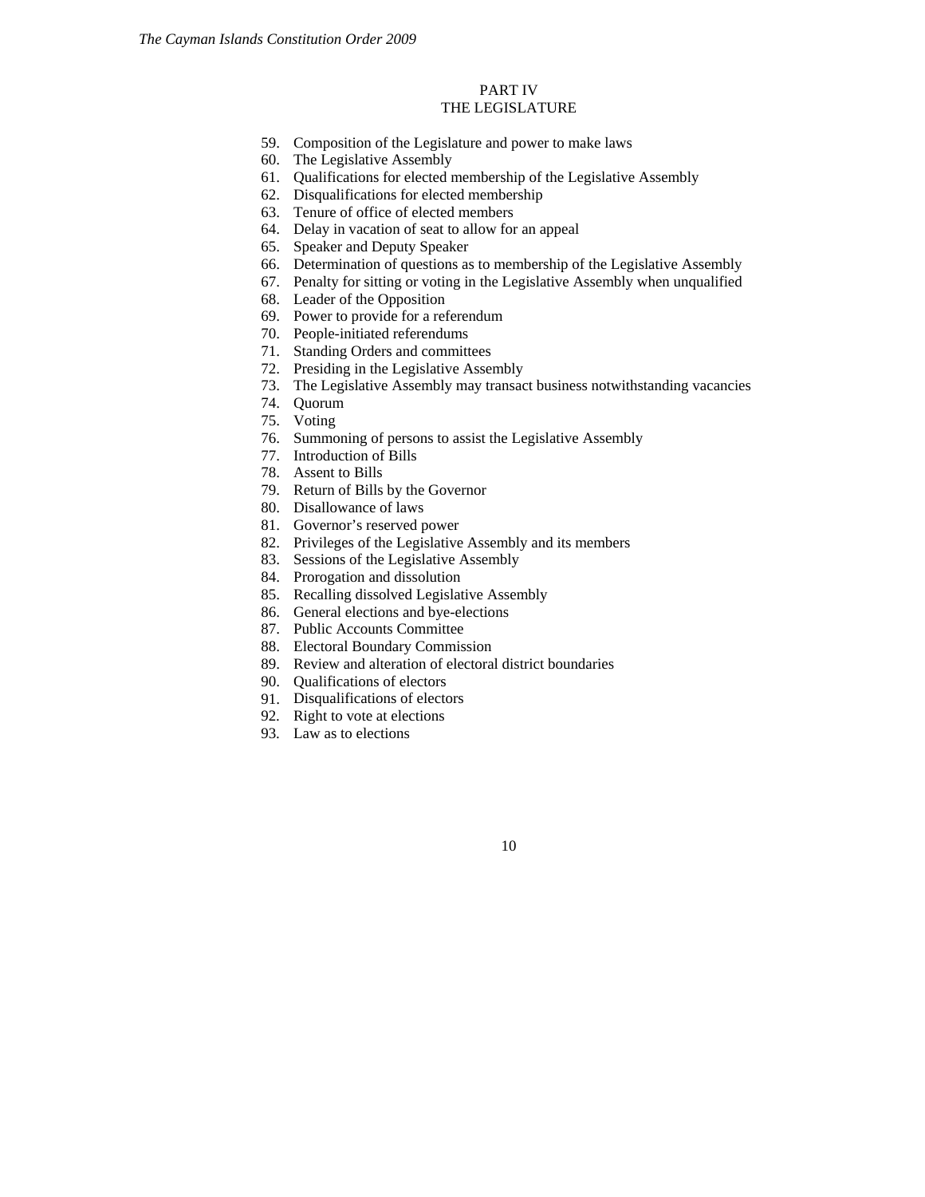## PART IV
## THE LEGISLATURE

59. Composition of the Legislature and power to make laws
60. The Legislative Assembly
61. Qualifications for elected membership of the Legislative Assembly
62. Disqualifications for elected membership
63. Tenure of office of elected members
64. Delay in vacation of seat to allow for an appeal
65. Speaker and Deputy Speaker
66. Determination of questions as to membership of the Legislative Assembly
67. Penalty for sitting or voting in the Legislative Assembly when unqualified
68. Leader of the Opposition
69. Power to provide for a referendum
70. People-initiated referendums
71. Standing Orders and committees
72. Presiding in the Legislative Assembly
73. The Legislative Assembly may transact business notwithstanding vacancies
74. Quorum
75. Voting
76. Summoning of persons to assist the Legislative Assembly
77. Introduction of Bills
78. Assent to Bills
79. Return of Bills by the Governor
80. Disallowance of laws
81. Governor's reserved power
82. Privileges of the Legislative Assembly and its members
83. Sessions of the Legislative Assembly
84. Prorogation and dissolution
85. Recalling dissolved Legislative Assembly
86. General elections and bye-elections
87. Public Accounts Committee
88. Electoral Boundary Commission
89. Review and alteration of electoral district boundaries
90. Qualifications of electors
91. Disqualifications of electors
92. Right to vote at elections
93. Law as to elections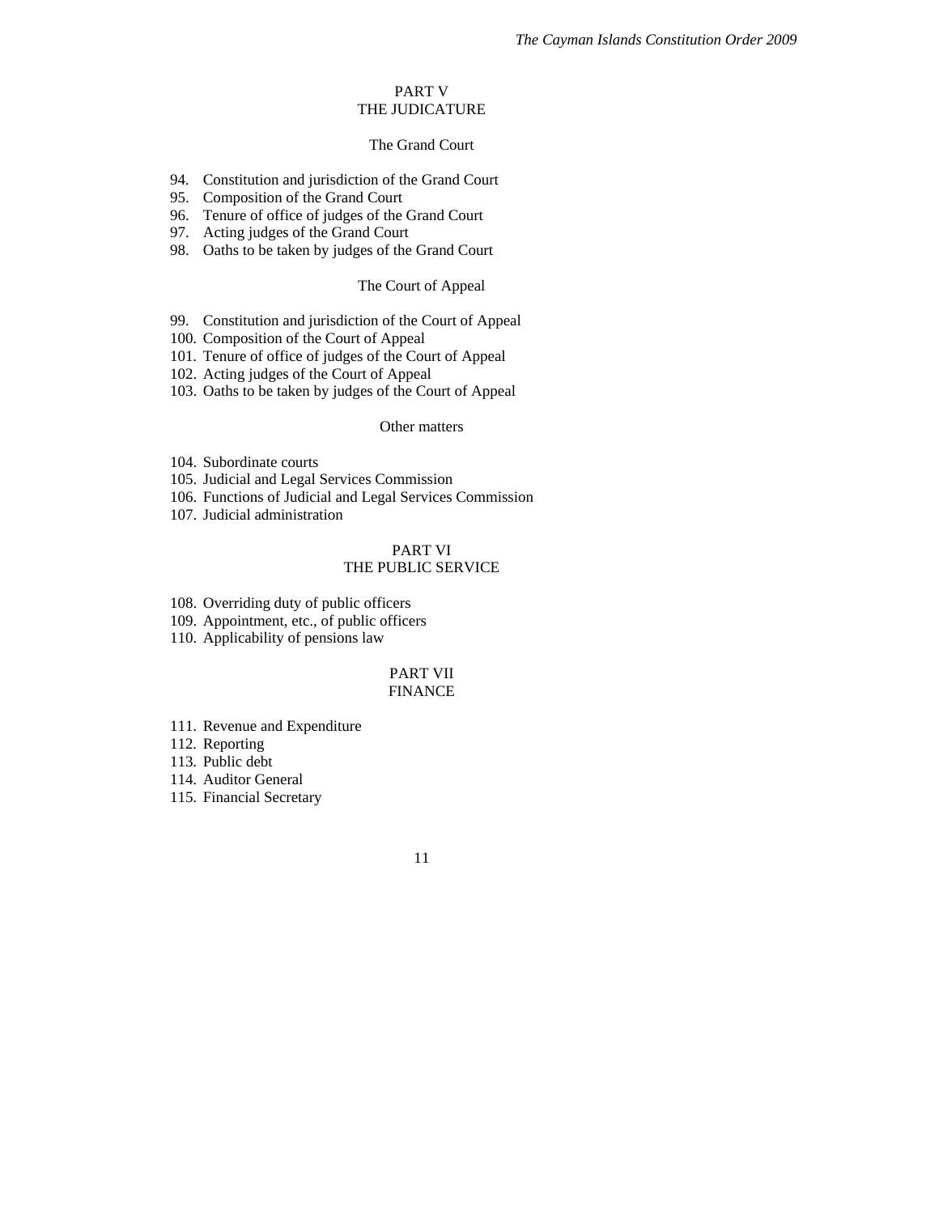## PART V
## THE JUDICATURE

### The Grand Court

94. Constitution and jurisdiction of the Grand Court
95. Composition of the Grand Court
96. Tenure of office of judges of the Grand Court
97. Acting judges of the Grand Court
98. Oaths to be taken by judges of the Grand Court

### The Court of Appeal

99. Constitution and jurisdiction of the Court of Appeal
100. Composition of the Court of Appeal
101. Tenure of office of judges of the Court of Appeal
102. Acting judges of the Court of Appeal
103. Oaths to be taken by judges of the Court of Appeal

### Other matters

104. Subordinate courts
105. Judicial and Legal Services Commission
106. Functions of Judicial and Legal Services Commission
107. Judicial administration

## PART VI
## THE PUBLIC SERVICE

108. Overriding duty of public officers
109. Appointment, etc., of public officers
110. Applicability of pensions law

## PART VII
## FINANCE

111. Revenue and Expenditure
112. Reporting
113. Public debt
114. Auditor General
115. Financial Secretary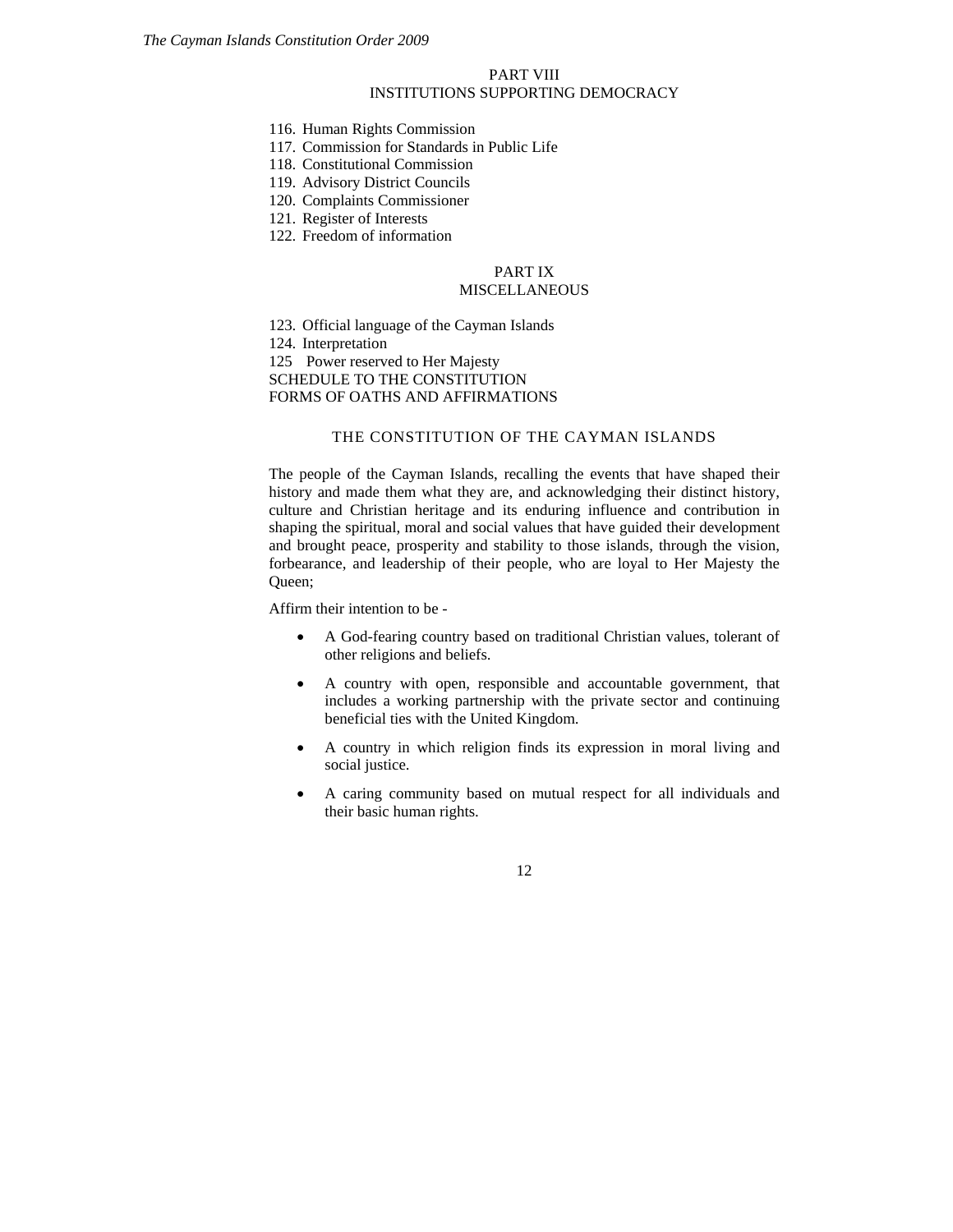PART VIII
INSTITUTIONS SUPPORTING DEMOCRACY

116. Human Rights Commission
117. Commission for Standards in Public Life
118. Constitutional Commission
119. Advisory District Councils
120. Complaints Commissioner
121. Register of Interests
122. Freedom of information

PART IX
MISCELLANEOUS

123. Official language of the Cayman Islands
124. Interpretation
125 Power reserved to Her Majesty
SCHEDULE TO THE CONSTITUTION
FORMS OF OATHS AND AFFIRMATIONS

# THE CONSTITUTION OF THE CAYMAN ISLANDS

The people of the Cayman Islands, recalling the events that have shaped their history and made them what they are, and acknowledging their distinct history, culture and Christian heritage and its enduring influence and contribution in shaping the spiritual, moral and social values that have guided their development and brought peace, prosperity and stability to those islands, through the vision, forbearance, and leadership of their people, who are loyal to Her Majesty the Queen;

Affirm their intention to be -

- A God-fearing country based on traditional Christian values, tolerant of other religions and beliefs.
- A country with open, responsible and accountable government, that includes a working partnership with the private sector and continuing beneficial ties with the United Kingdom.
- A country in which religion finds its expression in moral living and social justice.
- A caring community based on mutual respect for all individuals and their basic human rights.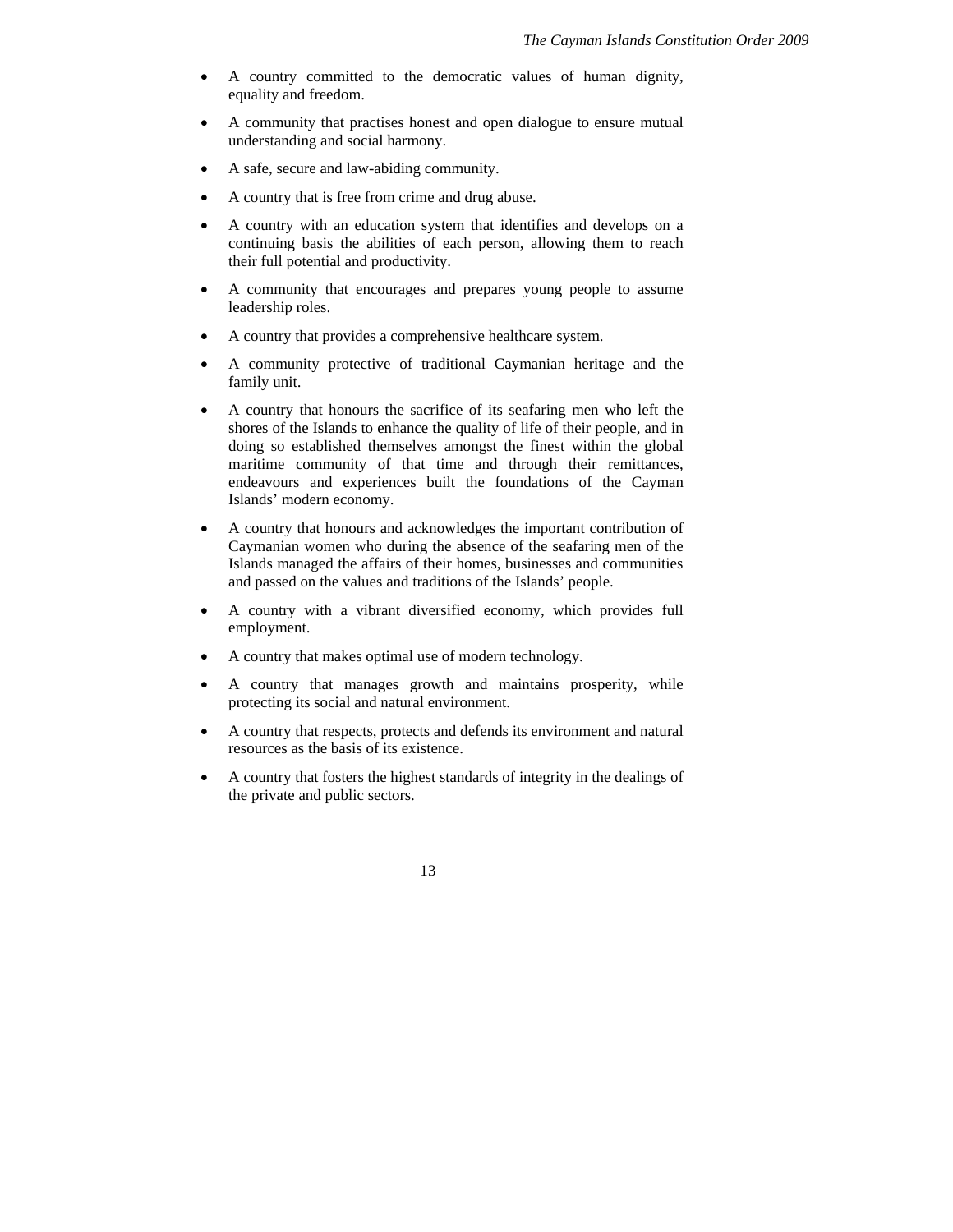- A country committed to the democratic values of human dignity, equality and freedom.
- A community that practises honest and open dialogue to ensure mutual understanding and social harmony.
- A safe, secure and law-abiding community.
- A country that is free from crime and drug abuse.
- A country with an education system that identifies and develops on a continuing basis the abilities of each person, allowing them to reach their full potential and productivity.
- A community that encourages and prepares young people to assume leadership roles.
- A country that provides a comprehensive healthcare system.
- A community protective of traditional Caymanian heritage and the family unit.
- A country that honours the sacrifice of its seafaring men who left the shores of the Islands to enhance the quality of life of their people, and in doing so established themselves amongst the finest within the global maritime community of that time and through their remittances, endeavours and experiences built the foundations of the Cayman Islands' modern economy.
- A country that honours and acknowledges the important contribution of Caymanian women who during the absence of the seafaring men of the Islands managed the affairs of their homes, businesses and communities and passed on the values and traditions of the Islands' people.
- A country with a vibrant diversified economy, which provides full employment.
- A country that makes optimal use of modern technology.
- A country that manages growth and maintains prosperity, while protecting its social and natural environment.
- A country that respects, protects and defends its environment and natural resources as the basis of its existence.
- A country that fosters the highest standards of integrity in the dealings of the private and public sectors.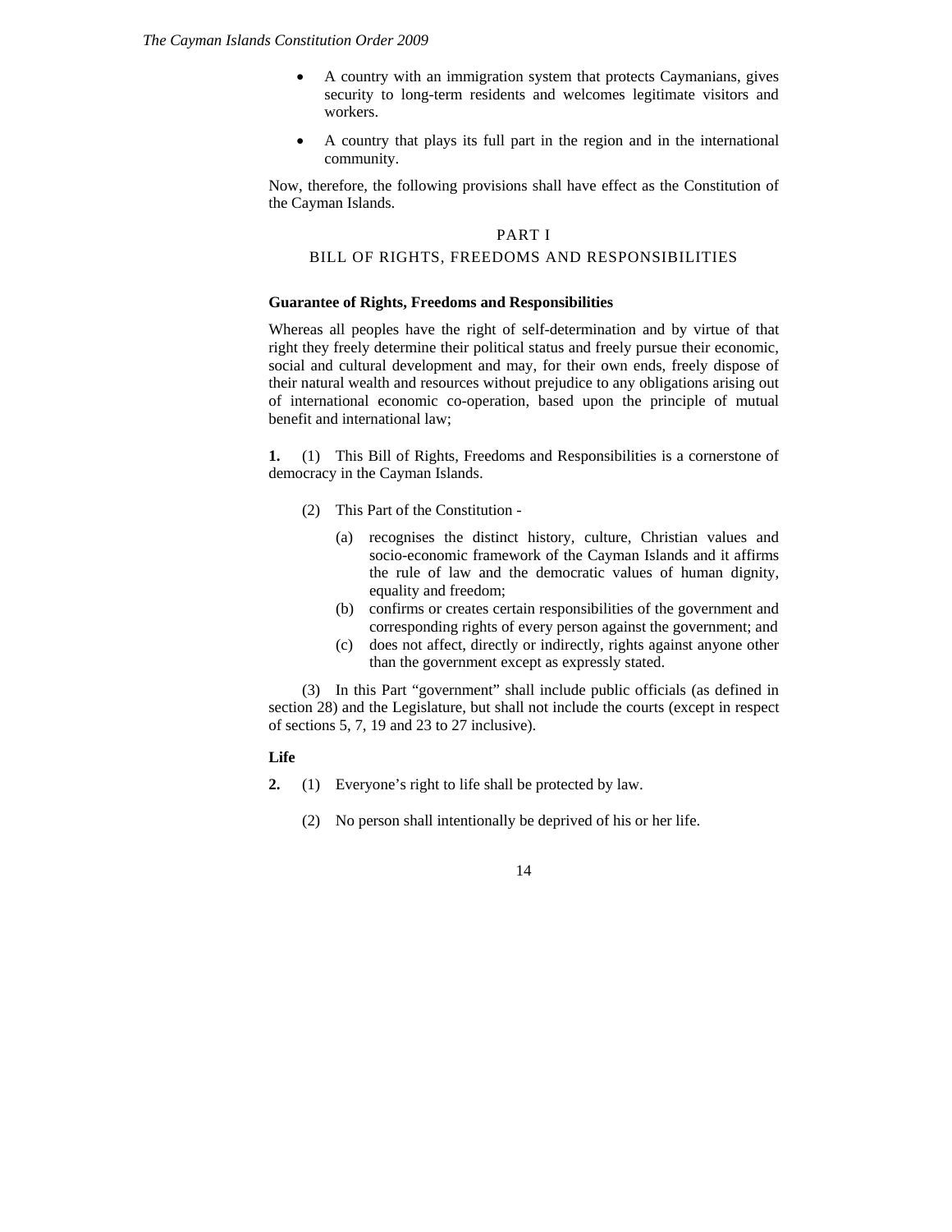- A country with an immigration system that protects Caymanians, gives security to long-term residents and welcomes legitimate visitors and workers.
- A country that plays its full part in the region and in the international community.

Now, therefore, the following provisions shall have effect as the Constitution of the Cayman Islands.

## PART I

## BILL OF RIGHTS, FREEDOMS AND RESPONSIBILITIES

### Guarantee of Rights, Freedoms and Responsibilities

Whereas all peoples have the right of self-determination and by virtue of that right they freely determine their political status and freely pursue their economic, social and cultural development and may, for their own ends, freely dispose of their natural wealth and resources without prejudice to any obligations arising out of international economic co-operation, based upon the principle of mutual benefit and international law;

**1.** (1) This Bill of Rights, Freedoms and Responsibilities is a cornerstone of democracy in the Cayman Islands.

(2) This Part of the Constitution -

(a) recognises the distinct history, culture, Christian values and socio-economic framework of the Cayman Islands and it affirms the rule of law and the democratic values of human dignity, equality and freedom;

(b) confirms or creates certain responsibilities of the government and corresponding rights of every person against the government; and

(c) does not affect, directly or indirectly, rights against anyone other than the government except as expressly stated.

(3) In this Part "government" shall include public officials (as defined in section 28) and the Legislature, but shall not include the courts (except in respect of sections 5, 7, 19 and 23 to 27 inclusive).

### Life

**2.** (1) Everyone's right to life shall be protected by law.

(2) No person shall intentionally be deprived of his or her life.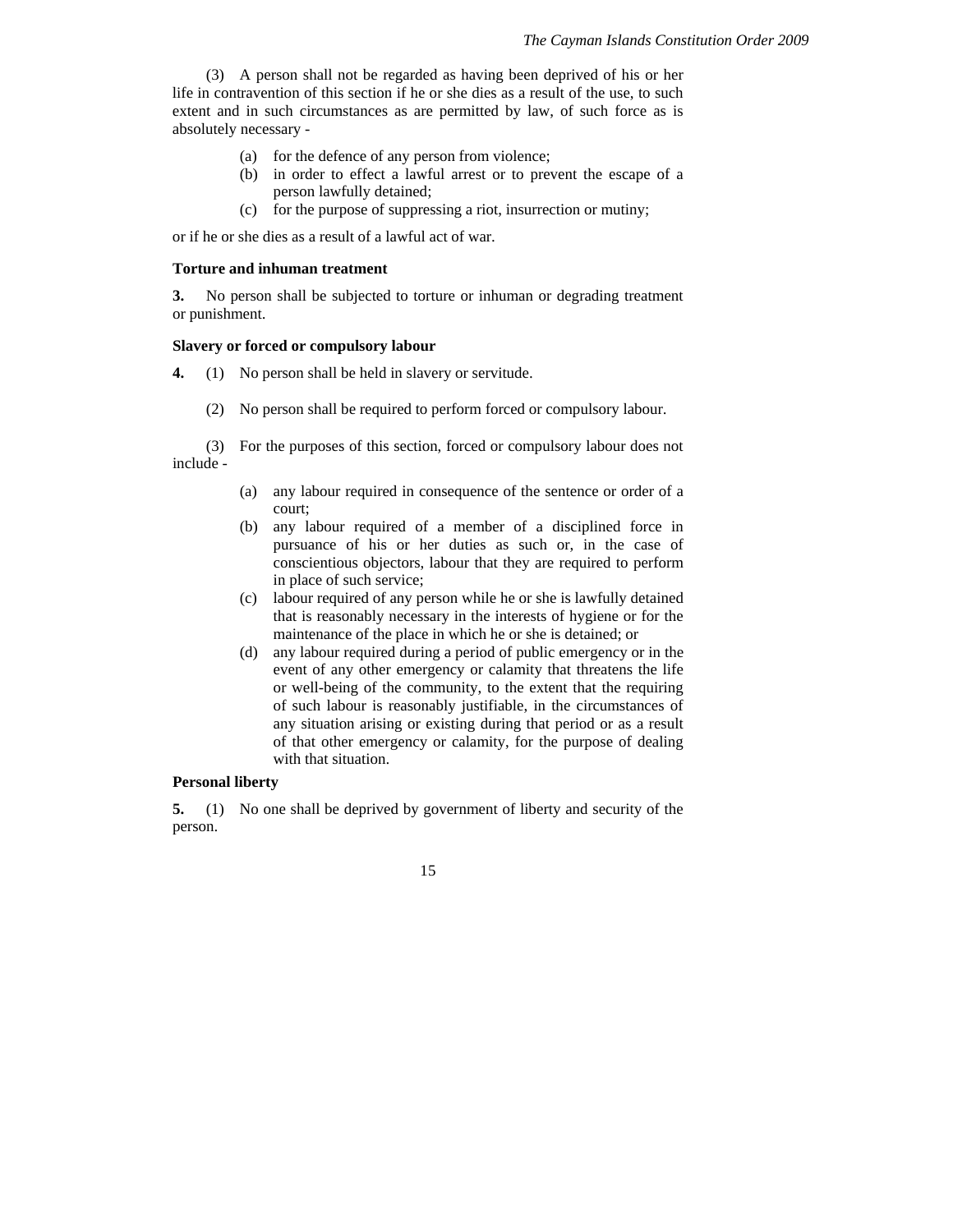(3) A person shall not be regarded as having been deprived of his or her life in contravention of this section if he or she dies as a result of the use, to such extent and in such circumstances as are permitted by law, of such force as is absolutely necessary -

- (a) for the defence of any person from violence;
- (b) in order to effect a lawful arrest or to prevent the escape of a person lawfully detained;
- (c) for the purpose of suppressing a riot, insurrection or mutiny;

or if he or she dies as a result of a lawful act of war.

**Torture and inhuman treatment**

**3.** No person shall be subjected to torture or inhuman or degrading treatment or punishment.

**Slavery or forced or compulsory labour**

**4.** (1) No person shall be held in slavery or servitude.

(2) No person shall be required to perform forced or compulsory labour.

(3) For the purposes of this section, forced or compulsory labour does not include -

- (a) any labour required in consequence of the sentence or order of a court;
- (b) any labour required of a member of a disciplined force in pursuance of his or her duties as such or, in the case of conscientious objectors, labour that they are required to perform in place of such service;
- (c) labour required of any person while he or she is lawfully detained that is reasonably necessary in the interests of hygiene or for the maintenance of the place in which he or she is detained; or
- (d) any labour required during a period of public emergency or in the event of any other emergency or calamity that threatens the life or well-being of the community, to the extent that the requiring of such labour is reasonably justifiable, in the circumstances of any situation arising or existing during that period or as a result of that other emergency or calamity, for the purpose of dealing with that situation.

**Personal liberty**

**5.** (1) No one shall be deprived by government of liberty and security of the person.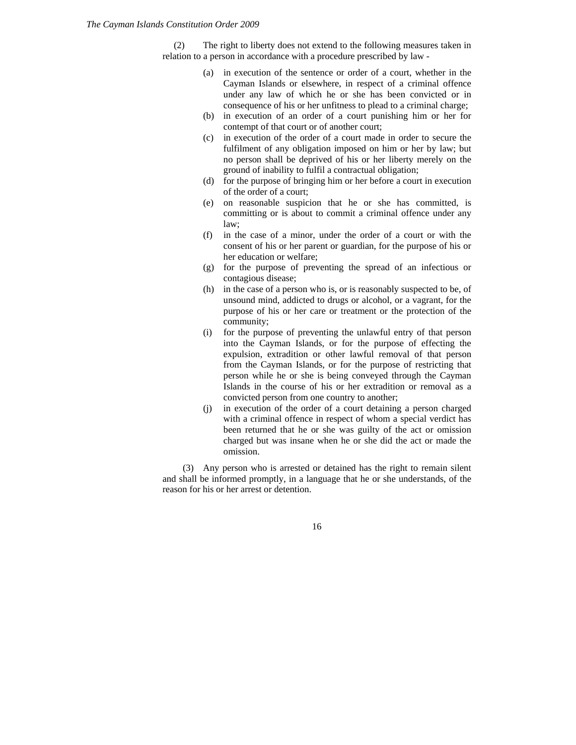(2) The right to liberty does not extend to the following measures taken in relation to a person in accordance with a procedure prescribed by law -

(a) in execution of the sentence or order of a court, whether in the Cayman Islands or elsewhere, in respect of a criminal offence under any law of which he or she has been convicted or in consequence of his or her unfitness to plead to a criminal charge;

(b) in execution of an order of a court punishing him or her for contempt of that court or of another court;

(c) in execution of the order of a court made in order to secure the fulfilment of any obligation imposed on him or her by law; but no person shall be deprived of his or her liberty merely on the ground of inability to fulfil a contractual obligation;

(d) for the purpose of bringing him or her before a court in execution of the order of a court;

(e) on reasonable suspicion that he or she has committed, is committing or is about to commit a criminal offence under any law;

(f) in the case of a minor, under the order of a court or with the consent of his or her parent or guardian, for the purpose of his or her education or welfare;

(g) for the purpose of preventing the spread of an infectious or contagious disease;

(h) in the case of a person who is, or is reasonably suspected to be, of unsound mind, addicted to drugs or alcohol, or a vagrant, for the purpose of his or her care or treatment or the protection of the community;

(i) for the purpose of preventing the unlawful entry of that person into the Cayman Islands, or for the purpose of effecting the expulsion, extradition or other lawful removal of that person from the Cayman Islands, or for the purpose of restricting that person while he or she is being conveyed through the Cayman Islands in the course of his or her extradition or removal as a convicted person from one country to another;

(j) in execution of the order of a court detaining a person charged with a criminal offence in respect of whom a special verdict has been returned that he or she was guilty of the act or omission charged but was insane when he or she did the act or made the omission.

(3) Any person who is arrested or detained has the right to remain silent and shall be informed promptly, in a language that he or she understands, of the reason for his or her arrest or detention.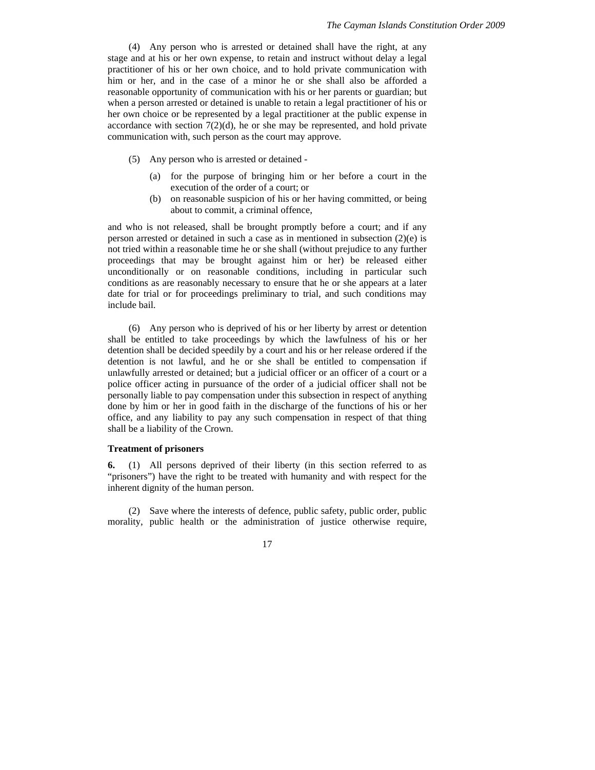(4) Any person who is arrested or detained shall have the right, at any stage and at his or her own expense, to retain and instruct without delay a legal practitioner of his or her own choice, and to hold private communication with him or her, and in the case of a minor he or she shall also be afforded a reasonable opportunity of communication with his or her parents or guardian; but when a person arrested or detained is unable to retain a legal practitioner of his or her own choice or be represented by a legal practitioner at the public expense in accordance with section 7(2)(d), he or she may be represented, and hold private communication with, such person as the court may approve.

(5) Any person who is arrested or detained -

(a) for the purpose of bringing him or her before a court in the execution of the order of a court; or

(b) on reasonable suspicion of his or her having committed, or being about to commit, a criminal offence,

and who is not released, shall be brought promptly before a court; and if any person arrested or detained in such a case as in mentioned in subsection (2)(e) is not tried within a reasonable time he or she shall (without prejudice to any further proceedings that may be brought against him or her) be released either unconditionally or on reasonable conditions, including in particular such conditions as are reasonably necessary to ensure that he or she appears at a later date for trial or for proceedings preliminary to trial, and such conditions may include bail.

(6) Any person who is deprived of his or her liberty by arrest or detention shall be entitled to take proceedings by which the lawfulness of his or her detention shall be decided speedily by a court and his or her release ordered if the detention is not lawful, and he or she shall be entitled to compensation if unlawfully arrested or detained; but a judicial officer or an officer of a court or a police officer acting in pursuance of the order of a judicial officer shall not be personally liable to pay compensation under this subsection in respect of anything done by him or her in good faith in the discharge of the functions of his or her office, and any liability to pay any such compensation in respect of that thing shall be a liability of the Crown.

**Treatment of prisoners**

**6.** (1) All persons deprived of their liberty (in this section referred to as "prisoners") have the right to be treated with humanity and with respect for the inherent dignity of the human person.

(2) Save where the interests of defence, public safety, public order, public morality, public health or the administration of justice otherwise require,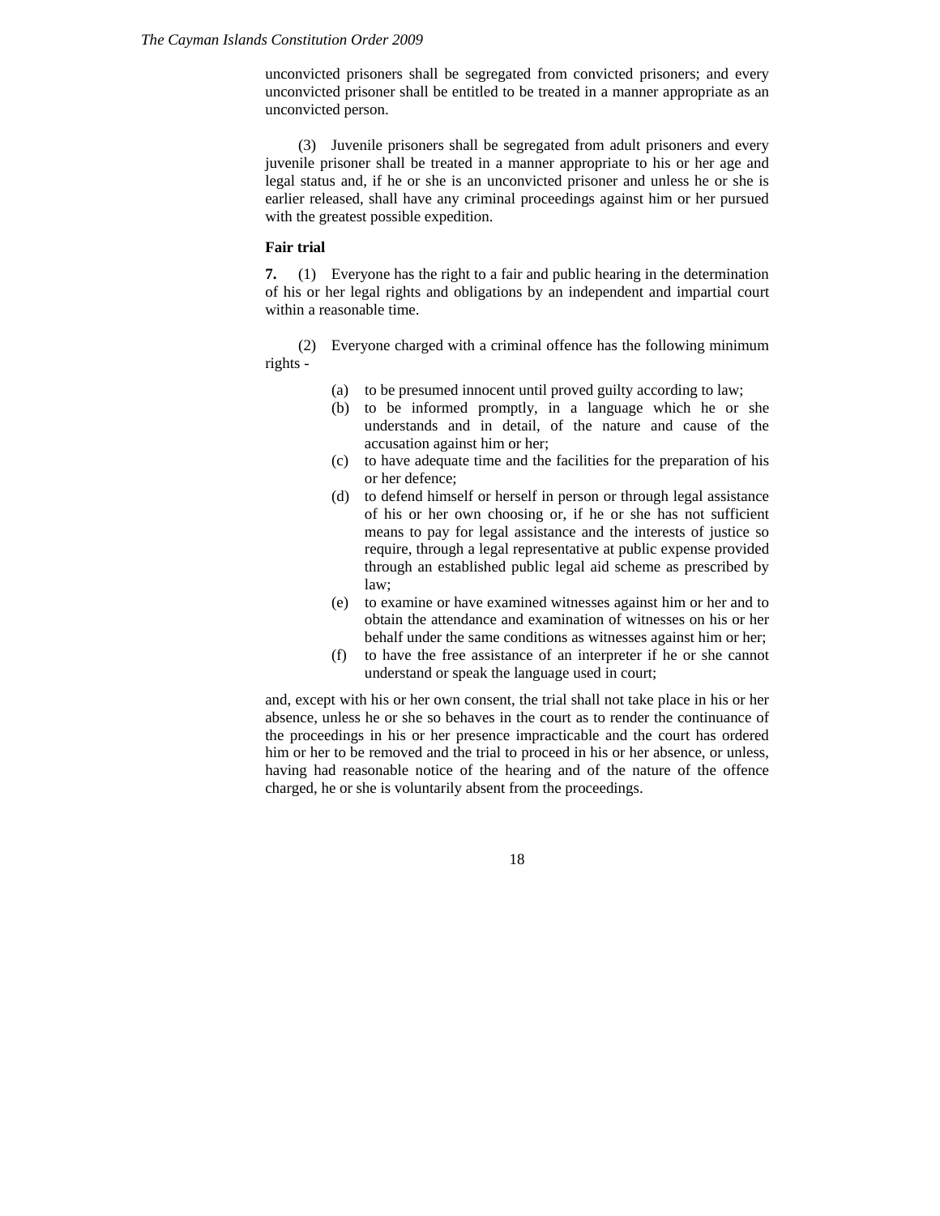unconvicted prisoners shall be segregated from convicted prisoners; and every unconvicted prisoner shall be entitled to be treated in a manner appropriate as an unconvicted person.

(3) Juvenile prisoners shall be segregated from adult prisoners and every juvenile prisoner shall be treated in a manner appropriate to his or her age and legal status and, if he or she is an unconvicted prisoner and unless he or she is earlier released, shall have any criminal proceedings against him or her pursued with the greatest possible expedition.

**Fair trial**

**7.** (1) Everyone has the right to a fair and public hearing in the determination of his or her legal rights and obligations by an independent and impartial court within a reasonable time.

(2) Everyone charged with a criminal offence has the following minimum rights -

(a) to be presumed innocent until proved guilty according to law;
(b) to be informed promptly, in a language which he or she understands and in detail, of the nature and cause of the accusation against him or her;
(c) to have adequate time and the facilities for the preparation of his or her defence;
(d) to defend himself or herself in person or through legal assistance of his or her own choosing or, if he or she has not sufficient means to pay for legal assistance and the interests of justice so require, through a legal representative at public expense provided through an established public legal aid scheme as prescribed by law;
(e) to examine or have examined witnesses against him or her and to obtain the attendance and examination of witnesses on his or her behalf under the same conditions as witnesses against him or her;
(f) to have the free assistance of an interpreter if he or she cannot understand or speak the language used in court;

and, except with his or her own consent, the trial shall not take place in his or her absence, unless he or she so behaves in the court as to render the continuance of the proceedings in his or her presence impracticable and the court has ordered him or her to be removed and the trial to proceed in his or her absence, or unless, having had reasonable notice of the hearing and of the nature of the offence charged, he or she is voluntarily absent from the proceedings.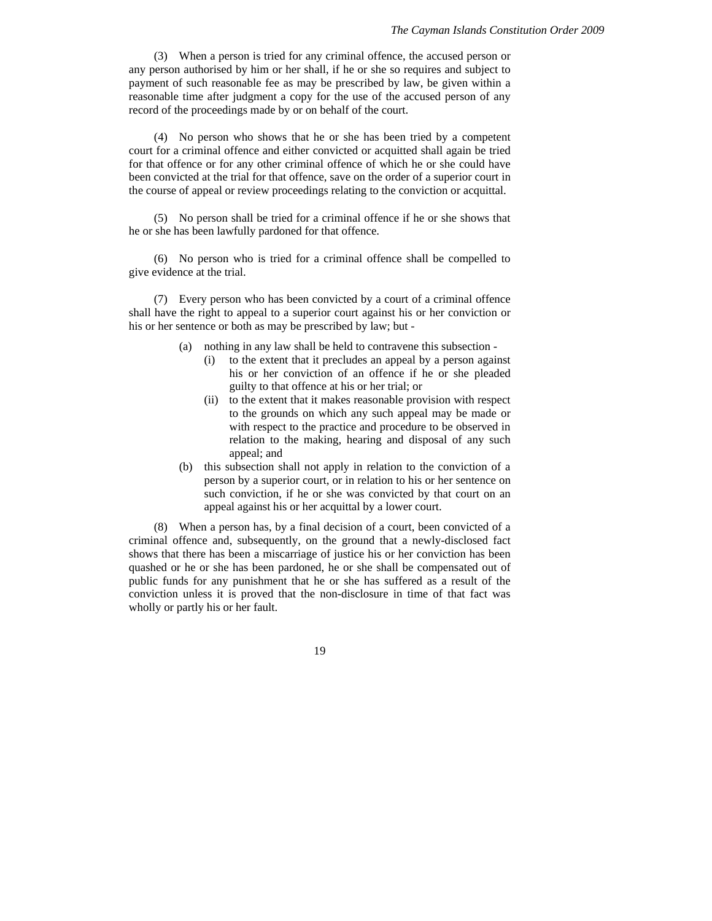(3) When a person is tried for any criminal offence, the accused person or any person authorised by him or her shall, if he or she so requires and subject to payment of such reasonable fee as may be prescribed by law, be given within a reasonable time after judgment a copy for the use of the accused person of any record of the proceedings made by or on behalf of the court.

(4) No person who shows that he or she has been tried by a competent court for a criminal offence and either convicted or acquitted shall again be tried for that offence or for any other criminal offence of which he or she could have been convicted at the trial for that offence, save on the order of a superior court in the course of appeal or review proceedings relating to the conviction or acquittal.

(5) No person shall be tried for a criminal offence if he or she shows that he or she has been lawfully pardoned for that offence.

(6) No person who is tried for a criminal offence shall be compelled to give evidence at the trial.

(7) Every person who has been convicted by a court of a criminal offence shall have the right to appeal to a superior court against his or her conviction or his or her sentence or both as may be prescribed by law; but -

- (a) nothing in any law shall be held to contravene this subsection -
  - (i) to the extent that it precludes an appeal by a person against his or her conviction of an offence if he or she pleaded guilty to that offence at his or her trial; or
  - (ii) to the extent that it makes reasonable provision with respect to the grounds on which any such appeal may be made or with respect to the practice and procedure to be observed in relation to the making, hearing and disposal of any such appeal; and
- (b) this subsection shall not apply in relation to the conviction of a person by a superior court, or in relation to his or her sentence on such conviction, if he or she was convicted by that court on an appeal against his or her acquittal by a lower court.

(8) When a person has, by a final decision of a court, been convicted of a criminal offence and, subsequently, on the ground that a newly-disclosed fact shows that there has been a miscarriage of justice his or her conviction has been quashed or he or she has been pardoned, he or she shall be compensated out of public funds for any punishment that he or she has suffered as a result of the conviction unless it is proved that the non-disclosure in time of that fact was wholly or partly his or her fault.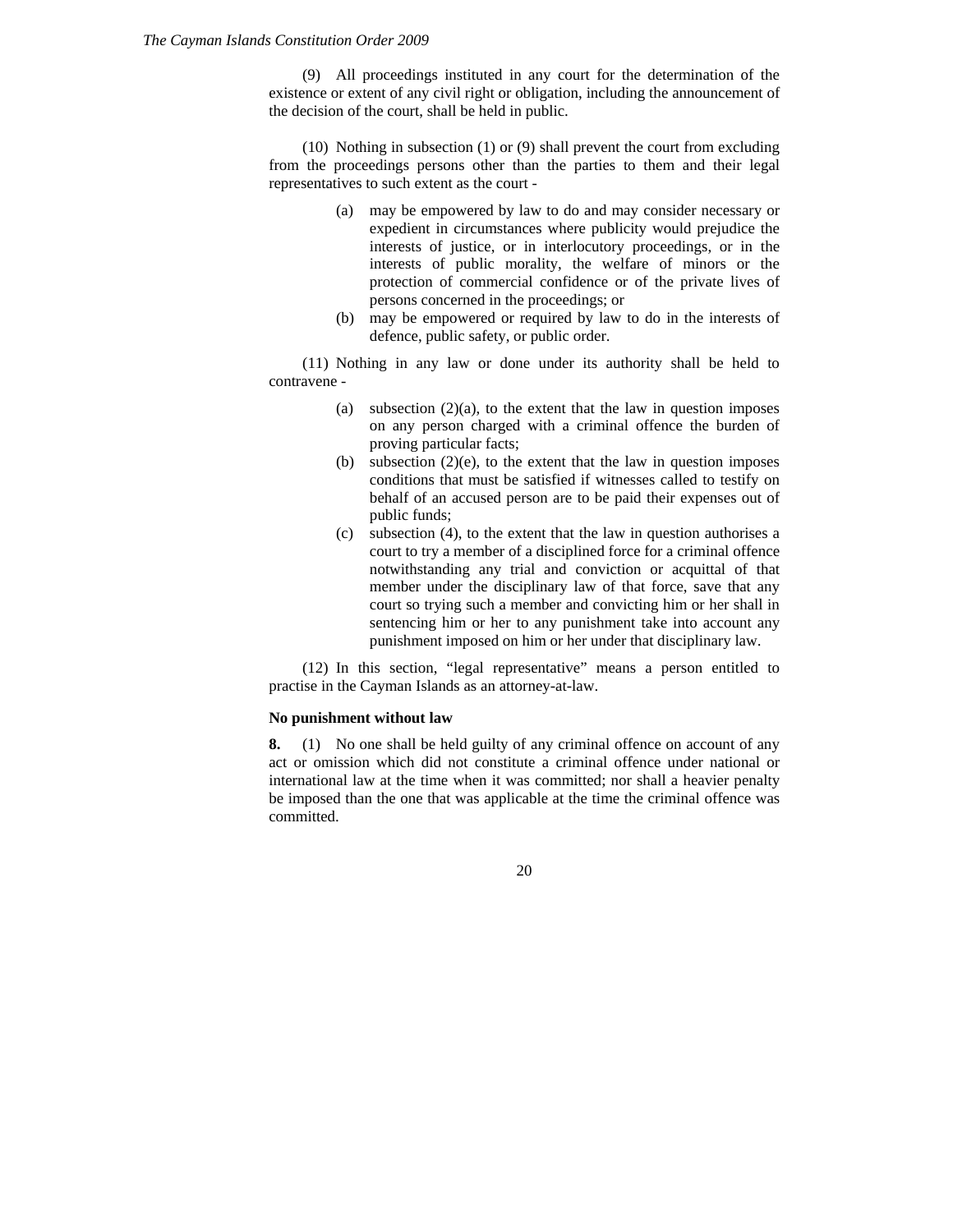(9) All proceedings instituted in any court for the determination of the existence or extent of any civil right or obligation, including the announcement of the decision of the court, shall be held in public.

(10) Nothing in subsection (1) or (9) shall prevent the court from excluding from the proceedings persons other than the parties to them and their legal representatives to such extent as the court -

(a) may be empowered by law to do and may consider necessary or expedient in circumstances where publicity would prejudice the interests of justice, or in interlocutory proceedings, or in the interests of public morality, the welfare of minors or the protection of commercial confidence or of the private lives of persons concerned in the proceedings; or

(b) may be empowered or required by law to do in the interests of defence, public safety, or public order.

(11) Nothing in any law or done under its authority shall be held to contravene -

(a) subsection (2)(a), to the extent that the law in question imposes on any person charged with a criminal offence the burden of proving particular facts;

(b) subsection (2)(e), to the extent that the law in question imposes conditions that must be satisfied if witnesses called to testify on behalf of an accused person are to be paid their expenses out of public funds;

(c) subsection (4), to the extent that the law in question authorises a court to try a member of a disciplined force for a criminal offence notwithstanding any trial and conviction or acquittal of that member under the disciplinary law of that force, save that any court so trying such a member and convicting him or her shall in sentencing him or her to any punishment take into account any punishment imposed on him or her under that disciplinary law.

(12) In this section, "legal representative" means a person entitled to practise in the Cayman Islands as an attorney-at-law.

**No punishment without law**

**8.** (1) No one shall be held guilty of any criminal offence on account of any act or omission which did not constitute a criminal offence under national or international law at the time when it was committed; nor shall a heavier penalty be imposed than the one that was applicable at the time the criminal offence was committed.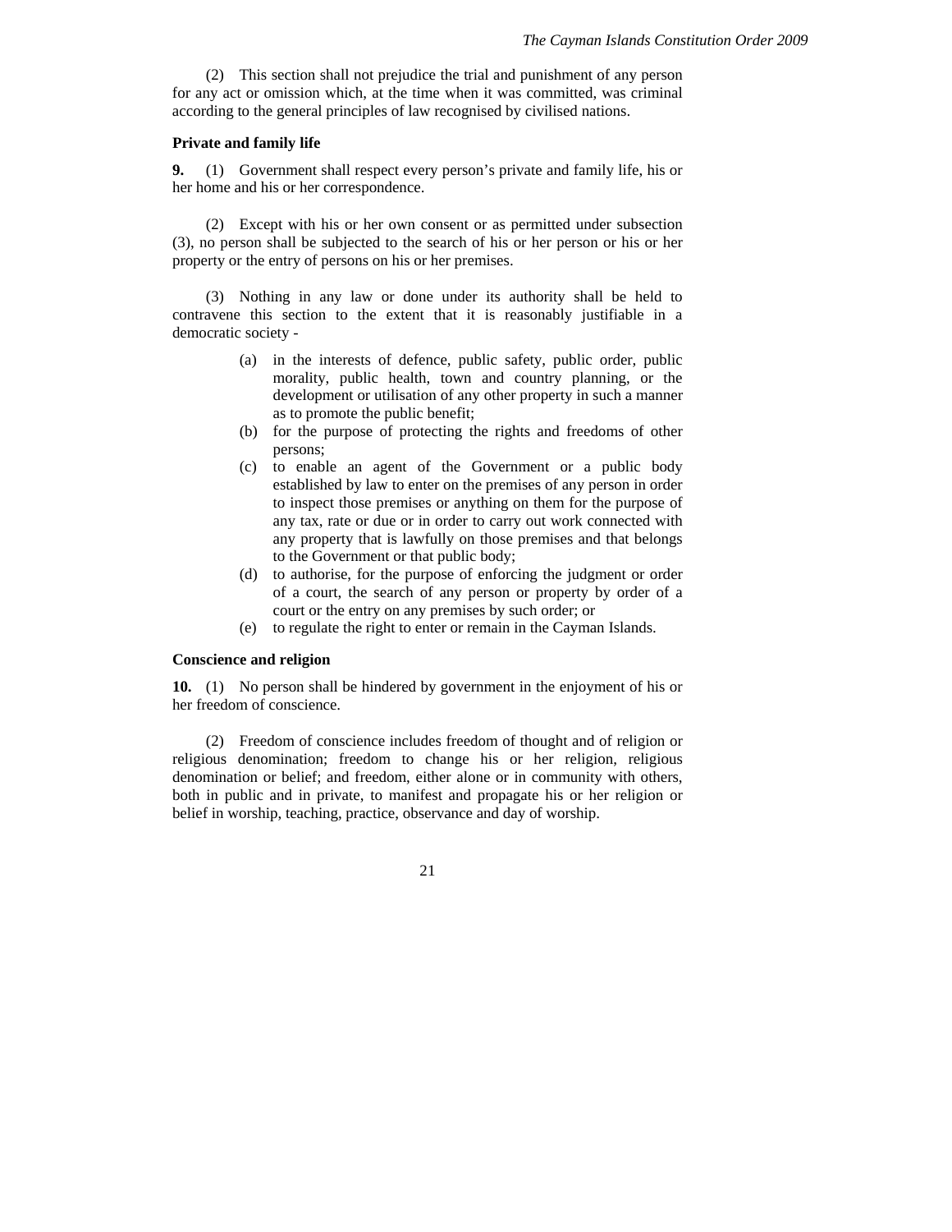(2) This section shall not prejudice the trial and punishment of any person for any act or omission which, at the time when it was committed, was criminal according to the general principles of law recognised by civilised nations.

**Private and family life**

**9.** (1) Government shall respect every person's private and family life, his or her home and his or her correspondence.

(2) Except with his or her own consent or as permitted under subsection (3), no person shall be subjected to the search of his or her person or his or her property or the entry of persons on his or her premises.

(3) Nothing in any law or done under its authority shall be held to contravene this section to the extent that it is reasonably justifiable in a democratic society -

(a) in the interests of defence, public safety, public order, public morality, public health, town and country planning, or the development or utilisation of any other property in such a manner as to promote the public benefit;

(b) for the purpose of protecting the rights and freedoms of other persons;

(c) to enable an agent of the Government or a public body established by law to enter on the premises of any person in order to inspect those premises or anything on them for the purpose of any tax, rate or due or in order to carry out work connected with any property that is lawfully on those premises and that belongs to the Government or that public body;

(d) to authorise, for the purpose of enforcing the judgment or order of a court, the search of any person or property by order of a court or the entry on any premises by such order; or

(e) to regulate the right to enter or remain in the Cayman Islands.

**Conscience and religion**

**10.** (1) No person shall be hindered by government in the enjoyment of his or her freedom of conscience.

(2) Freedom of conscience includes freedom of thought and of religion or religious denomination; freedom to change his or her religion, religious denomination or belief; and freedom, either alone or in community with others, both in public and in private, to manifest and propagate his or her religion or belief in worship, teaching, practice, observance and day of worship.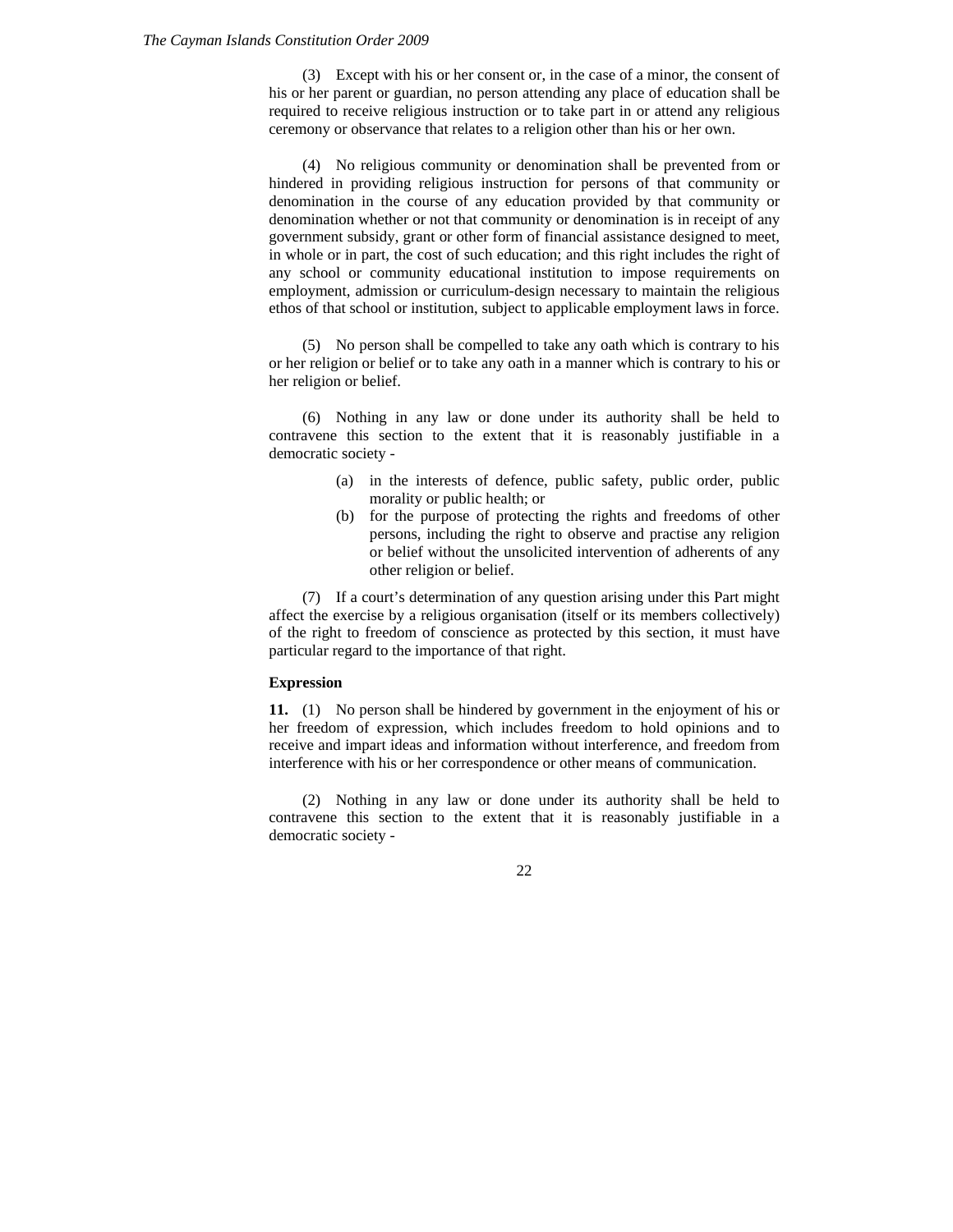(3) Except with his or her consent or, in the case of a minor, the consent of his or her parent or guardian, no person attending any place of education shall be required to receive religious instruction or to take part in or attend any religious ceremony or observance that relates to a religion other than his or her own.

(4) No religious community or denomination shall be prevented from or hindered in providing religious instruction for persons of that community or denomination in the course of any education provided by that community or denomination whether or not that community or denomination is in receipt of any government subsidy, grant or other form of financial assistance designed to meet, in whole or in part, the cost of such education; and this right includes the right of any school or community educational institution to impose requirements on employment, admission or curriculum-design necessary to maintain the religious ethos of that school or institution, subject to applicable employment laws in force.

(5) No person shall be compelled to take any oath which is contrary to his or her religion or belief or to take any oath in a manner which is contrary to his or her religion or belief.

(6) Nothing in any law or done under its authority shall be held to contravene this section to the extent that it is reasonably justifiable in a democratic society -

(a) in the interests of defence, public safety, public order, public morality or public health; or
(b) for the purpose of protecting the rights and freedoms of other persons, including the right to observe and practise any religion or belief without the unsolicited intervention of adherents of any other religion or belief.

(7) If a court's determination of any question arising under this Part might affect the exercise by a religious organisation (itself or its members collectively) of the right to freedom of conscience as protected by this section, it must have particular regard to the importance of that right.

**Expression**

**11.** (1) No person shall be hindered by government in the enjoyment of his or her freedom of expression, which includes freedom to hold opinions and to receive and impart ideas and information without interference, and freedom from interference with his or her correspondence or other means of communication.

(2) Nothing in any law or done under its authority shall be held to contravene this section to the extent that it is reasonably justifiable in a democratic society -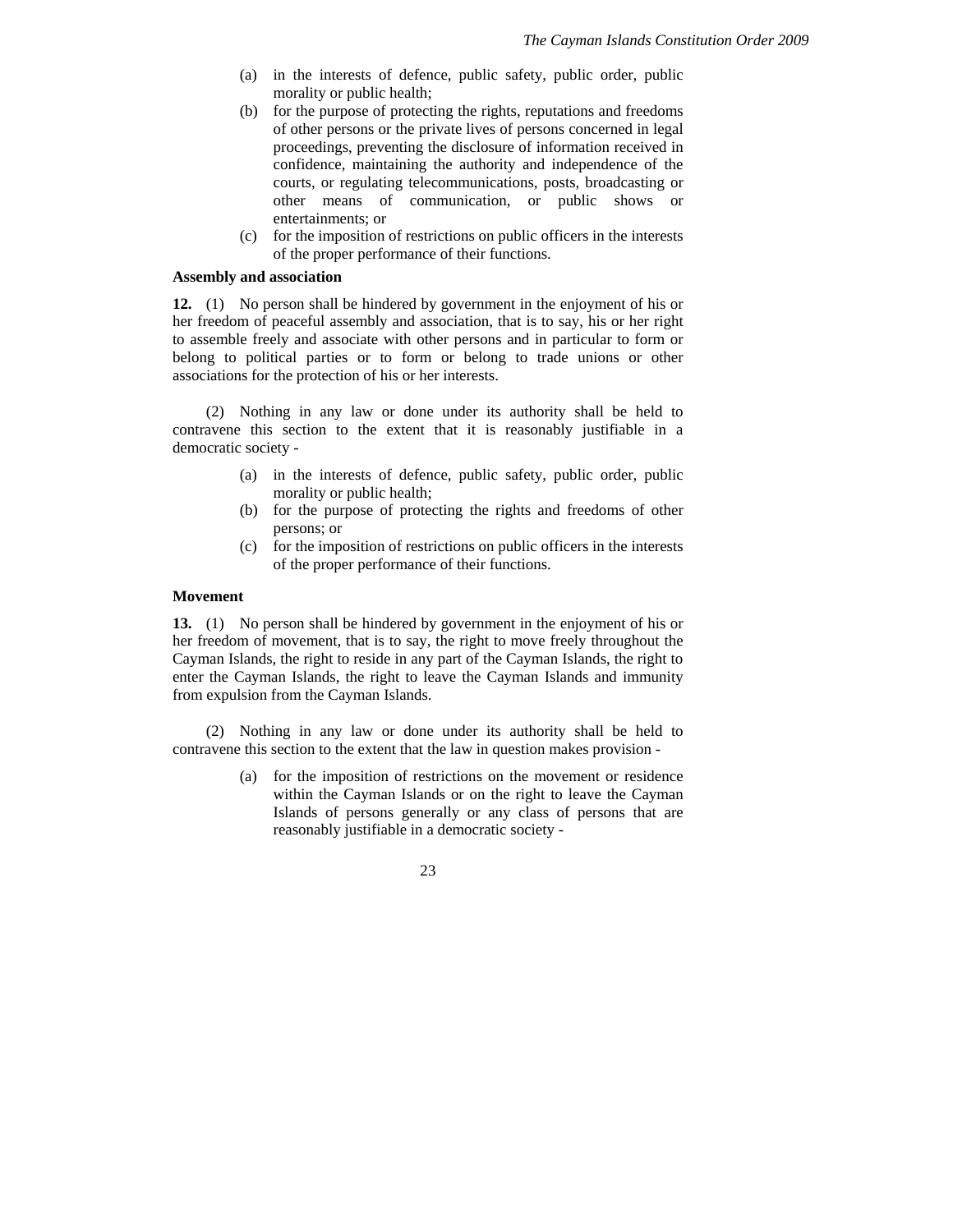(a) in the interests of defence, public safety, public order, public morality or public health;
(b) for the purpose of protecting the rights, reputations and freedoms of other persons or the private lives of persons concerned in legal proceedings, preventing the disclosure of information received in confidence, maintaining the authority and independence of the courts, or regulating telecommunications, posts, broadcasting or other means of communication, or public shows or entertainments; or
(c) for the imposition of restrictions on public officers in the interests of the proper performance of their functions.

**Assembly and association**

**12.** (1) No person shall be hindered by government in the enjoyment of his or her freedom of peaceful assembly and association, that is to say, his or her right to assemble freely and associate with other persons and in particular to form or belong to political parties or to form or belong to trade unions or other associations for the protection of his or her interests.

(2) Nothing in any law or done under its authority shall be held to contravene this section to the extent that it is reasonably justifiable in a democratic society -

(a) in the interests of defence, public safety, public order, public morality or public health;
(b) for the purpose of protecting the rights and freedoms of other persons; or
(c) for the imposition of restrictions on public officers in the interests of the proper performance of their functions.

**Movement**

**13.** (1) No person shall be hindered by government in the enjoyment of his or her freedom of movement, that is to say, the right to move freely throughout the Cayman Islands, the right to reside in any part of the Cayman Islands, the right to enter the Cayman Islands, the right to leave the Cayman Islands and immunity from expulsion from the Cayman Islands.

(2) Nothing in any law or done under its authority shall be held to contravene this section to the extent that the law in question makes provision -

(a) for the imposition of restrictions on the movement or residence within the Cayman Islands or on the right to leave the Cayman Islands of persons generally or any class of persons that are reasonably justifiable in a democratic society -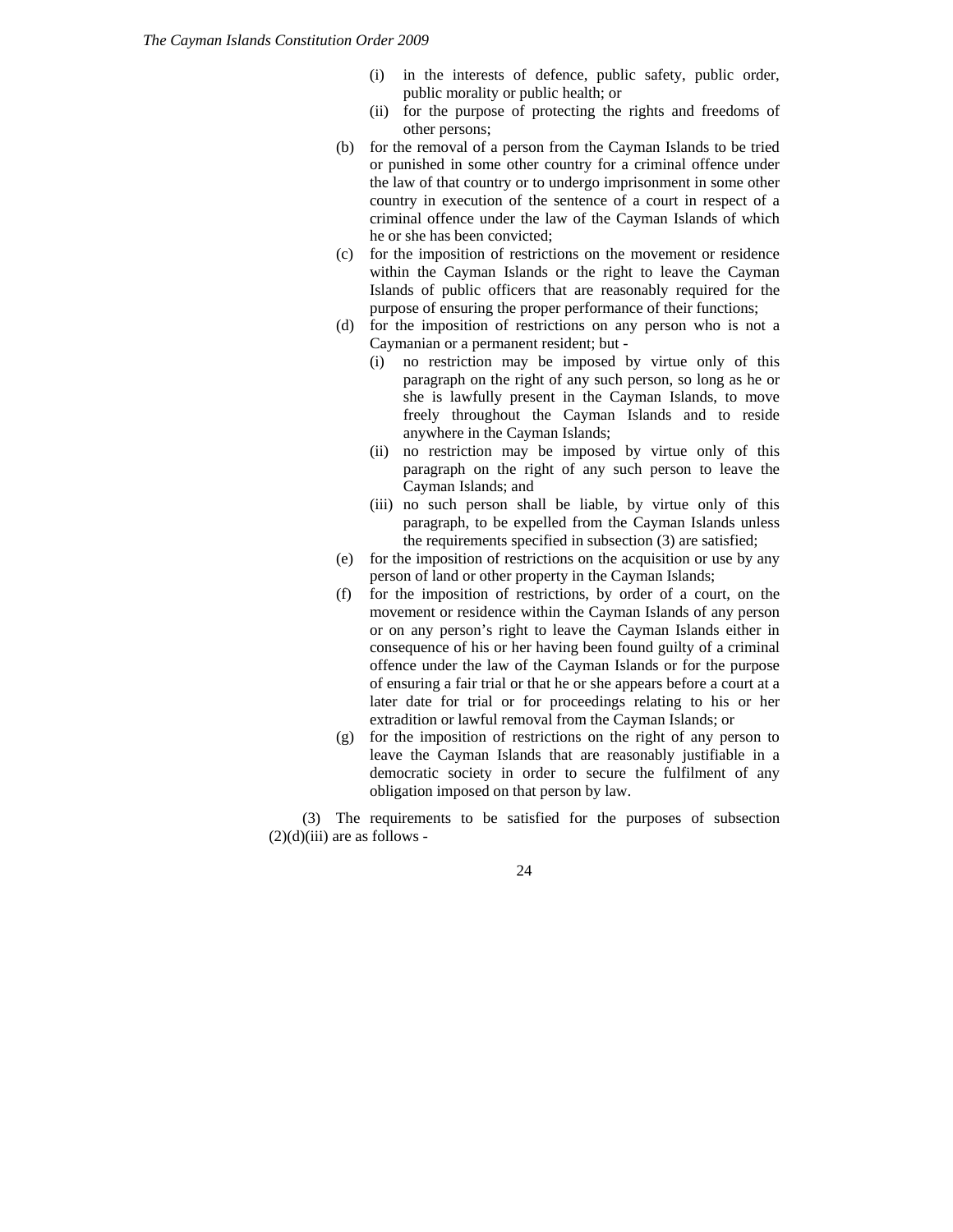(i) in the interests of defence, public safety, public order, public morality or public health; or

(ii) for the purpose of protecting the rights and freedoms of other persons;

(b) for the removal of a person from the Cayman Islands to be tried or punished in some other country for a criminal offence under the law of that country or to undergo imprisonment in some other country in execution of the sentence of a court in respect of a criminal offence under the law of the Cayman Islands of which he or she has been convicted;

(c) for the imposition of restrictions on the movement or residence within the Cayman Islands or the right to leave the Cayman Islands of public officers that are reasonably required for the purpose of ensuring the proper performance of their functions;

(d) for the imposition of restrictions on any person who is not a Caymanian or a permanent resident; but -

  (i) no restriction may be imposed by virtue only of this paragraph on the right of any such person, so long as he or she is lawfully present in the Cayman Islands, to move freely throughout the Cayman Islands and to reside anywhere in the Cayman Islands;

  (ii) no restriction may be imposed by virtue only of this paragraph on the right of any such person to leave the Cayman Islands; and

  (iii) no such person shall be liable, by virtue only of this paragraph, to be expelled from the Cayman Islands unless the requirements specified in subsection (3) are satisfied;

(e) for the imposition of restrictions on the acquisition or use by any person of land or other property in the Cayman Islands;

(f) for the imposition of restrictions, by order of a court, on the movement or residence within the Cayman Islands of any person or on any person's right to leave the Cayman Islands either in consequence of his or her having been found guilty of a criminal offence under the law of the Cayman Islands or for the purpose of ensuring a fair trial or that he or she appears before a court at a later date for trial or for proceedings relating to his or her extradition or lawful removal from the Cayman Islands; or

(g) for the imposition of restrictions on the right of any person to leave the Cayman Islands that are reasonably justifiable in a democratic society in order to secure the fulfilment of any obligation imposed on that person by law.

(3) The requirements to be satisfied for the purposes of subsection (2)(d)(iii) are as follows -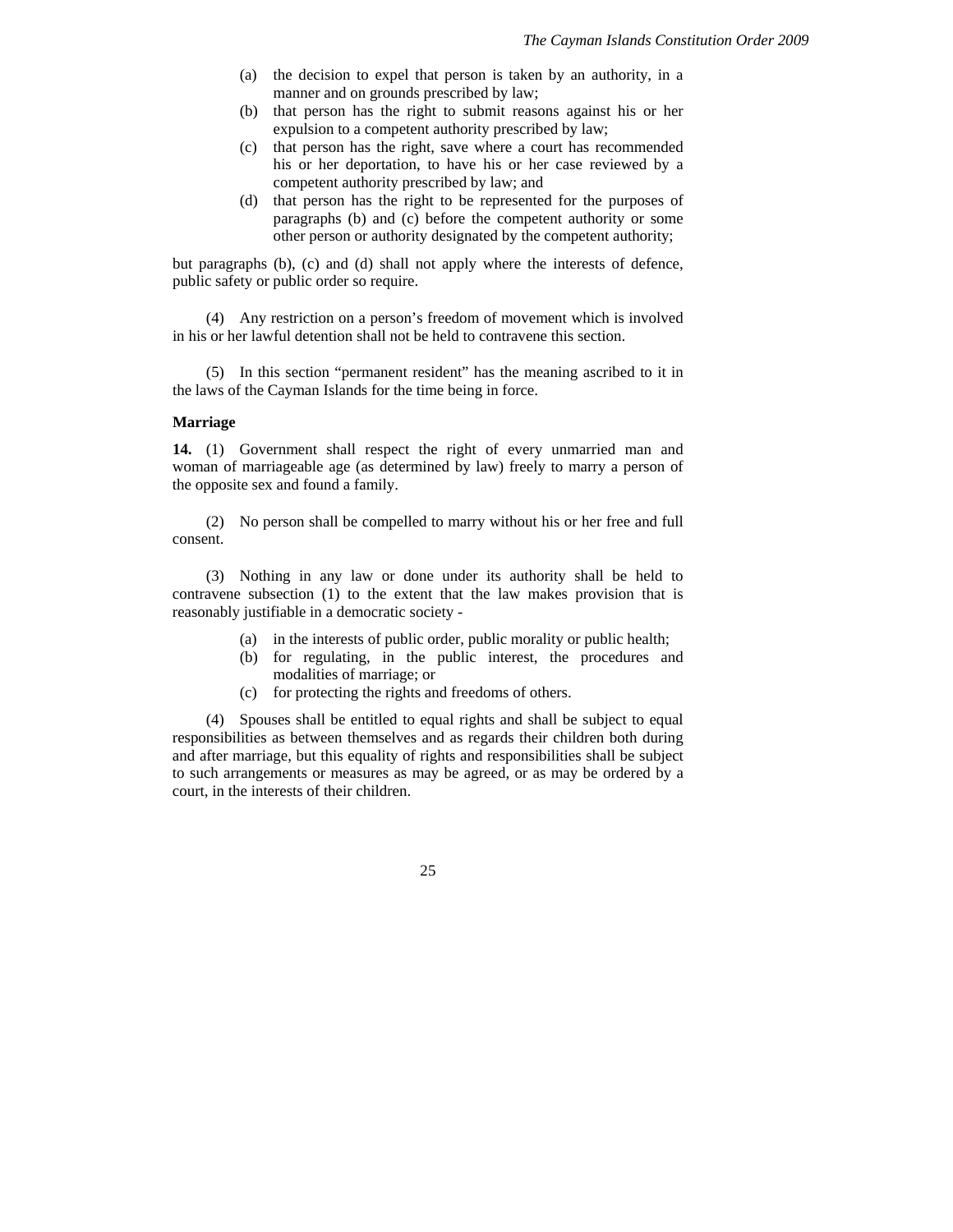(a) the decision to expel that person is taken by an authority, in a manner and on grounds prescribed by law;
(b) that person has the right to submit reasons against his or her expulsion to a competent authority prescribed by law;
(c) that person has the right, save where a court has recommended his or her deportation, to have his or her case reviewed by a competent authority prescribed by law; and
(d) that person has the right to be represented for the purposes of paragraphs (b) and (c) before the competent authority or some other person or authority designated by the competent authority;

but paragraphs (b), (c) and (d) shall not apply where the interests of defence, public safety or public order so require.

(4) Any restriction on a person's freedom of movement which is involved in his or her lawful detention shall not be held to contravene this section.

(5) In this section "permanent resident" has the meaning ascribed to it in the laws of the Cayman Islands for the time being in force.

**Marriage**

**14.** (1) Government shall respect the right of every unmarried man and woman of marriageable age (as determined by law) freely to marry a person of the opposite sex and found a family.

(2) No person shall be compelled to marry without his or her free and full consent.

(3) Nothing in any law or done under its authority shall be held to contravene subsection (1) to the extent that the law makes provision that is reasonably justifiable in a democratic society -

(a) in the interests of public order, public morality or public health;
(b) for regulating, in the public interest, the procedures and modalities of marriage; or
(c) for protecting the rights and freedoms of others.

(4) Spouses shall be entitled to equal rights and shall be subject to equal responsibilities as between themselves and as regards their children both during and after marriage, but this equality of rights and responsibilities shall be subject to such arrangements or measures as may be agreed, or as may be ordered by a court, in the interests of their children.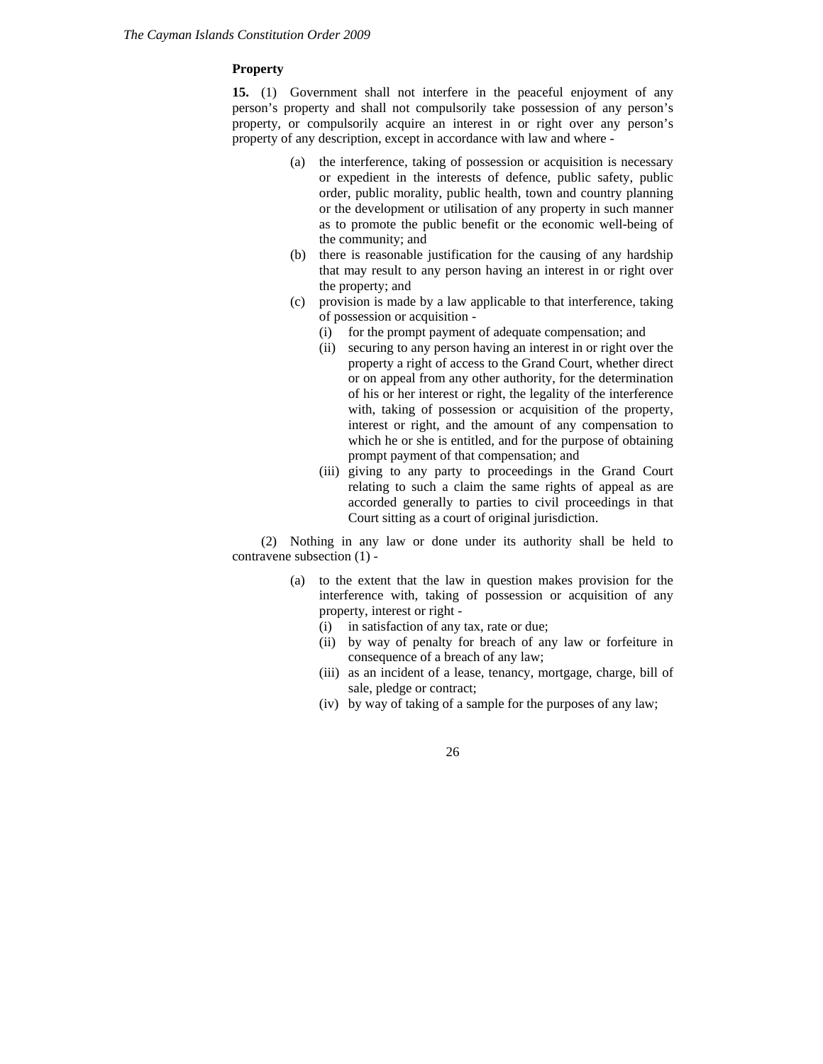**Property**

**15.** (1) Government shall not interfere in the peaceful enjoyment of any person's property and shall not compulsorily take possession of any person's property, or compulsorily acquire an interest in or right over any person's property of any description, except in accordance with law and where -

- (a) the interference, taking of possession or acquisition is necessary or expedient in the interests of defence, public safety, public order, public morality, public health, town and country planning or the development or utilisation of any property in such manner as to promote the public benefit or the economic well-being of the community; and
- (b) there is reasonable justification for the causing of any hardship that may result to any person having an interest in or right over the property; and
- (c) provision is made by a law applicable to that interference, taking of possession or acquisition -
  - (i) for the prompt payment of adequate compensation; and
  - (ii) securing to any person having an interest in or right over the property a right of access to the Grand Court, whether direct or on appeal from any other authority, for the determination of his or her interest or right, the legality of the interference with, taking of possession or acquisition of the property, interest or right, and the amount of any compensation to which he or she is entitled, and for the purpose of obtaining prompt payment of that compensation; and
  - (iii) giving to any party to proceedings in the Grand Court relating to such a claim the same rights of appeal as are accorded generally to parties to civil proceedings in that Court sitting as a court of original jurisdiction.

(2) Nothing in any law or done under its authority shall be held to contravene subsection (1) -

- (a) to the extent that the law in question makes provision for the interference with, taking of possession or acquisition of any property, interest or right -
  - (i) in satisfaction of any tax, rate or due;
  - (ii) by way of penalty for breach of any law or forfeiture in consequence of a breach of any law;
  - (iii) as an incident of a lease, tenancy, mortgage, charge, bill of sale, pledge or contract;
  - (iv) by way of taking of a sample for the purposes of any law;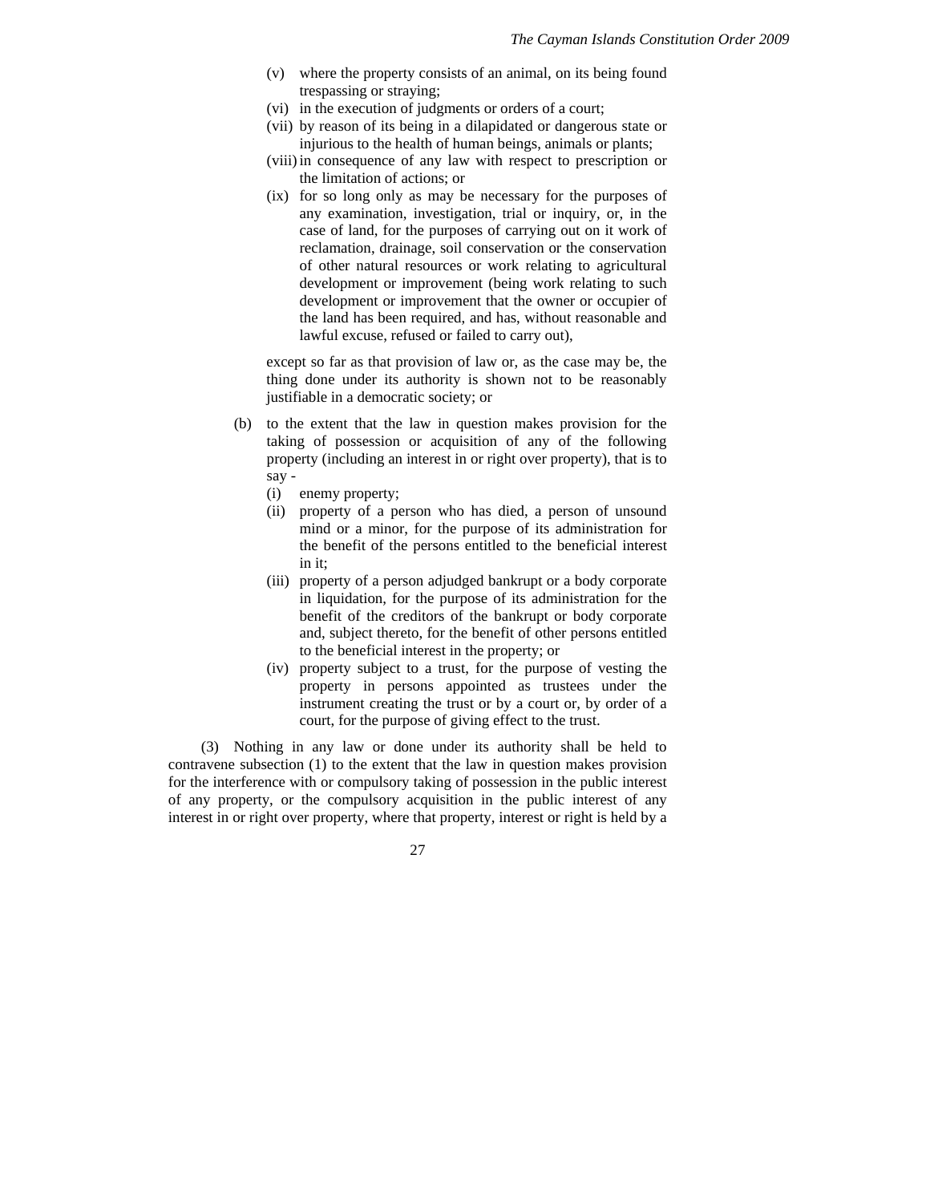(v) where the property consists of an animal, on its being found trespassing or straying;

(vi) in the execution of judgments or orders of a court;

(vii) by reason of its being in a dilapidated or dangerous state or injurious to the health of human beings, animals or plants;

(viii) in consequence of any law with respect to prescription or the limitation of actions; or

(ix) for so long only as may be necessary for the purposes of any examination, investigation, trial or inquiry, or, in the case of land, for the purposes of carrying out on it work of reclamation, drainage, soil conservation or the conservation of other natural resources or work relating to agricultural development or improvement (being work relating to such development or improvement that the owner or occupier of the land has been required, and has, without reasonable and lawful excuse, refused or failed to carry out),

except so far as that provision of law or, as the case may be, the thing done under its authority is shown not to be reasonably justifiable in a democratic society; or

(b) to the extent that the law in question makes provision for the taking of possession or acquisition of any of the following property (including an interest in or right over property), that is to say -

(i) enemy property;

(ii) property of a person who has died, a person of unsound mind or a minor, for the purpose of its administration for the benefit of the persons entitled to the beneficial interest in it;

(iii) property of a person adjudged bankrupt or a body corporate in liquidation, for the purpose of its administration for the benefit of the creditors of the bankrupt or body corporate and, subject thereto, for the benefit of other persons entitled to the beneficial interest in the property; or

(iv) property subject to a trust, for the purpose of vesting the property in persons appointed as trustees under the instrument creating the trust or by a court or, by order of a court, for the purpose of giving effect to the trust.

(3) Nothing in any law or done under its authority shall be held to contravene subsection (1) to the extent that the law in question makes provision for the interference with or compulsory taking of possession in the public interest of any property, or the compulsory acquisition in the public interest of any interest in or right over property, where that property, interest or right is held by a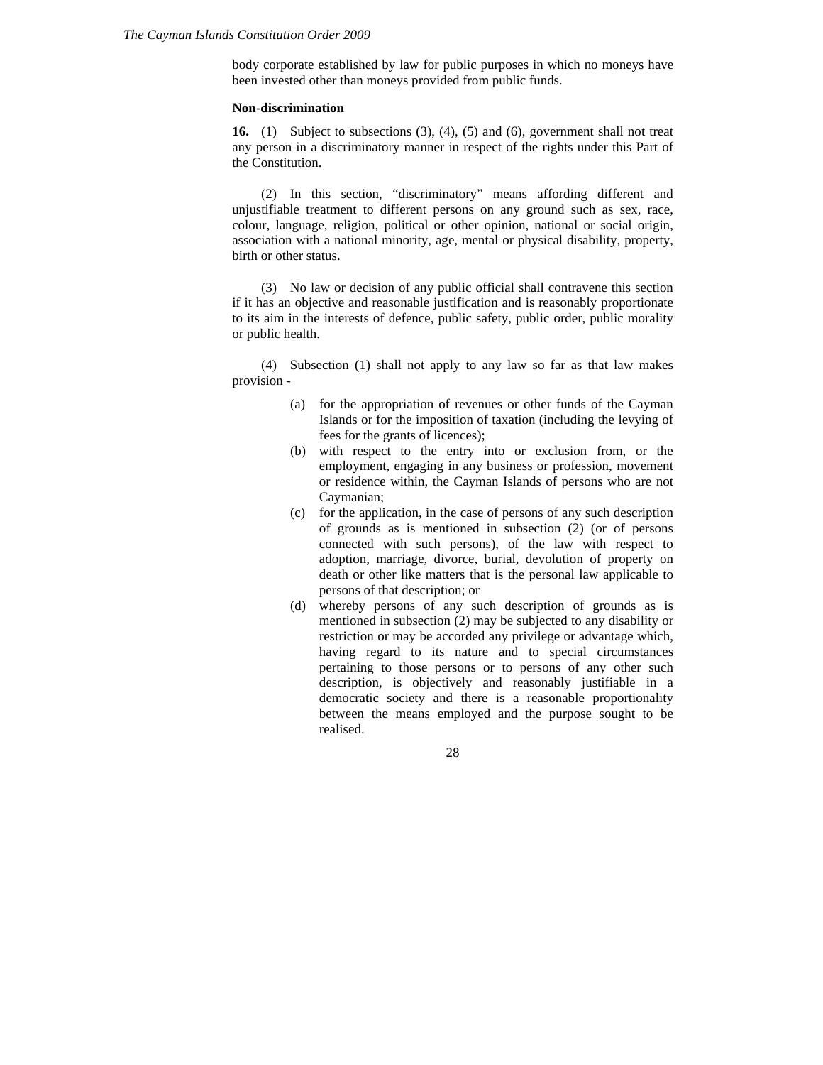body corporate established by law for public purposes in which no moneys have been invested other than moneys provided from public funds.

**Non-discrimination**

**16.** (1) Subject to subsections (3), (4), (5) and (6), government shall not treat any person in a discriminatory manner in respect of the rights under this Part of the Constitution.

(2) In this section, "discriminatory" means affording different and unjustifiable treatment to different persons on any ground such as sex, race, colour, language, religion, political or other opinion, national or social origin, association with a national minority, age, mental or physical disability, property, birth or other status.

(3) No law or decision of any public official shall contravene this section if it has an objective and reasonable justification and is reasonably proportionate to its aim in the interests of defence, public safety, public order, public morality or public health.

(4) Subsection (1) shall not apply to any law so far as that law makes provision -

(a) for the appropriation of revenues or other funds of the Cayman Islands or for the imposition of taxation (including the levying of fees for the grants of licences);

(b) with respect to the entry into or exclusion from, or the employment, engaging in any business or profession, movement or residence within, the Cayman Islands of persons who are not Caymanian;

(c) for the application, in the case of persons of any such description of grounds as is mentioned in subsection (2) (or of persons connected with such persons), of the law with respect to adoption, marriage, divorce, burial, devolution of property on death or other like matters that is the personal law applicable to persons of that description; or

(d) whereby persons of any such description of grounds as is mentioned in subsection (2) may be subjected to any disability or restriction or may be accorded any privilege or advantage which, having regard to its nature and to special circumstances pertaining to those persons or to persons of any other such description, is objectively and reasonably justifiable in a democratic society and there is a reasonable proportionality between the means employed and the purpose sought to be realised.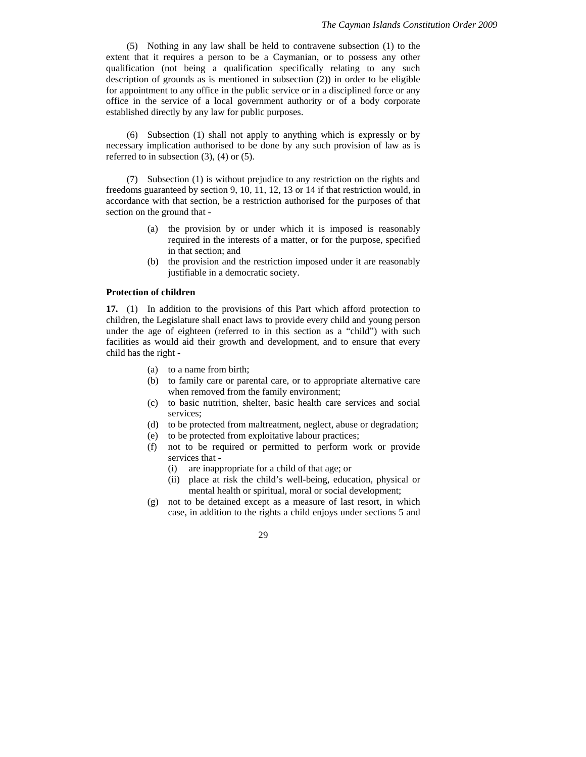(5) Nothing in any law shall be held to contravene subsection (1) to the extent that it requires a person to be a Caymanian, or to possess any other qualification (not being a qualification specifically relating to any such description of grounds as is mentioned in subsection (2)) in order to be eligible for appointment to any office in the public service or in a disciplined force or any office in the service of a local government authority or of a body corporate established directly by any law for public purposes.

(6) Subsection (1) shall not apply to anything which is expressly or by necessary implication authorised to be done by any such provision of law as is referred to in subsection (3), (4) or (5).

(7) Subsection (1) is without prejudice to any restriction on the rights and freedoms guaranteed by section 9, 10, 11, 12, 13 or 14 if that restriction would, in accordance with that section, be a restriction authorised for the purposes of that section on the ground that -

- (a) the provision by or under which it is imposed is reasonably required in the interests of a matter, or for the purpose, specified in that section; and
- (b) the provision and the restriction imposed under it are reasonably justifiable in a democratic society.

**Protection of children**

**17.** (1) In addition to the provisions of this Part which afford protection to children, the Legislature shall enact laws to provide every child and young person under the age of eighteen (referred to in this section as a "child") with such facilities as would aid their growth and development, and to ensure that every child has the right -

- (a) to a name from birth;
- (b) to family care or parental care, or to appropriate alternative care when removed from the family environment;
- (c) to basic nutrition, shelter, basic health care services and social services;
- (d) to be protected from maltreatment, neglect, abuse or degradation;
- (e) to be protected from exploitative labour practices;
- (f) not to be required or permitted to perform work or provide services that -
  - (i) are inappropriate for a child of that age; or
  - (ii) place at risk the child's well-being, education, physical or mental health or spiritual, moral or social development;
- (g) not to be detained except as a measure of last resort, in which case, in addition to the rights a child enjoys under sections 5 and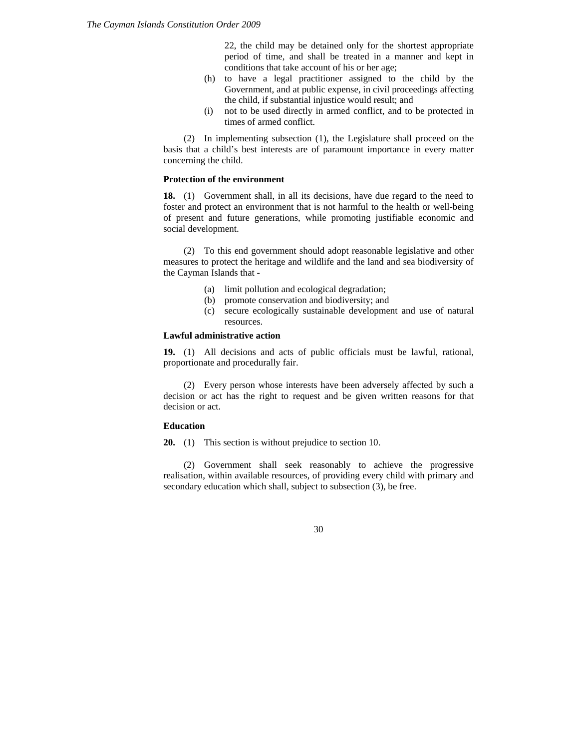22, the child may be detained only for the shortest appropriate period of time, and shall be treated in a manner and kept in conditions that take account of his or her age;

(h) to have a legal practitioner assigned to the child by the Government, and at public expense, in civil proceedings affecting the child, if substantial injustice would result; and

(i) not to be used directly in armed conflict, and to be protected in times of armed conflict.

(2) In implementing subsection (1), the Legislature shall proceed on the basis that a child's best interests are of paramount importance in every matter concerning the child.

**Protection of the environment**

**18.** (1) Government shall, in all its decisions, have due regard to the need to foster and protect an environment that is not harmful to the health or well-being of present and future generations, while promoting justifiable economic and social development.

(2) To this end government should adopt reasonable legislative and other measures to protect the heritage and wildlife and the land and sea biodiversity of the Cayman Islands that -

(a) limit pollution and ecological degradation;

(b) promote conservation and biodiversity; and

(c) secure ecologically sustainable development and use of natural resources.

**Lawful administrative action**

**19.** (1) All decisions and acts of public officials must be lawful, rational, proportionate and procedurally fair.

(2) Every person whose interests have been adversely affected by such a decision or act has the right to request and be given written reasons for that decision or act.

**Education**

**20.** (1) This section is without prejudice to section 10.

(2) Government shall seek reasonably to achieve the progressive realisation, within available resources, of providing every child with primary and secondary education which shall, subject to subsection (3), be free.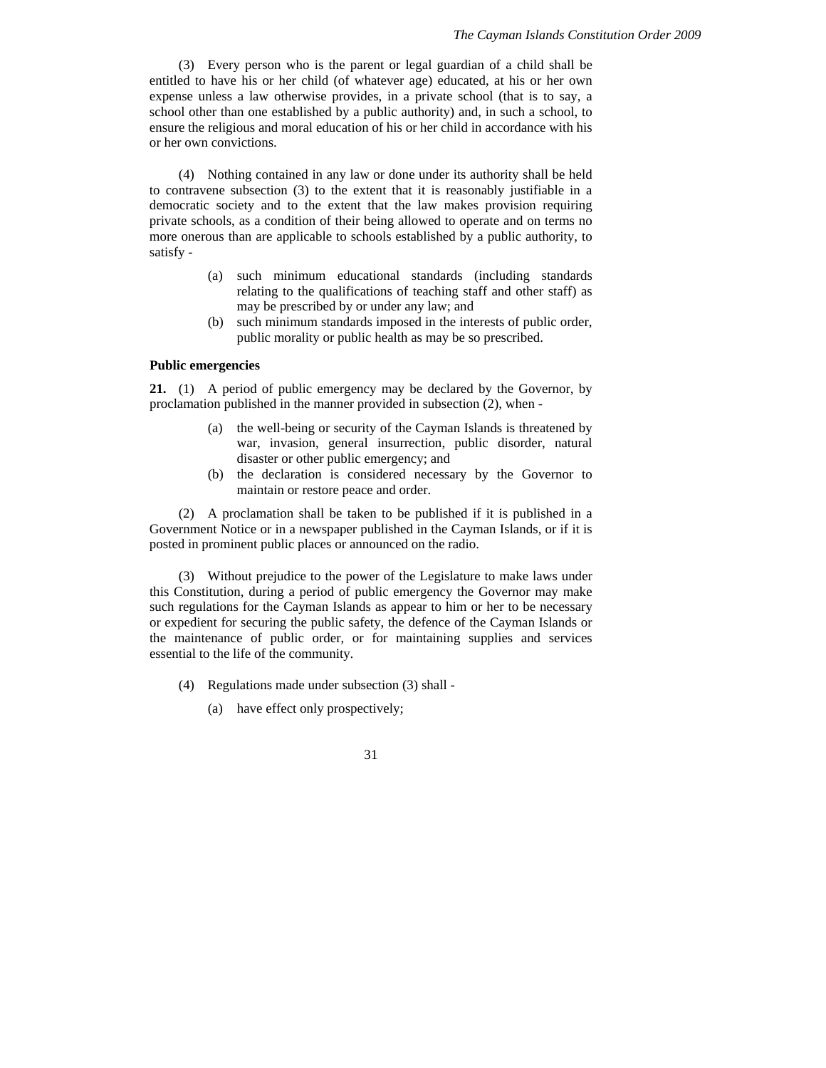(3) Every person who is the parent or legal guardian of a child shall be entitled to have his or her child (of whatever age) educated, at his or her own expense unless a law otherwise provides, in a private school (that is to say, a school other than one established by a public authority) and, in such a school, to ensure the religious and moral education of his or her child in accordance with his or her own convictions.

(4) Nothing contained in any law or done under its authority shall be held to contravene subsection (3) to the extent that it is reasonably justifiable in a democratic society and to the extent that the law makes provision requiring private schools, as a condition of their being allowed to operate and on terms no more onerous than are applicable to schools established by a public authority, to satisfy -

(a) such minimum educational standards (including standards relating to the qualifications of teaching staff and other staff) as may be prescribed by or under any law; and
(b) such minimum standards imposed in the interests of public order, public morality or public health as may be so prescribed.

**Public emergencies**

**21.** (1) A period of public emergency may be declared by the Governor, by proclamation published in the manner provided in subsection (2), when -

(a) the well-being or security of the Cayman Islands is threatened by war, invasion, general insurrection, public disorder, natural disaster or other public emergency; and
(b) the declaration is considered necessary by the Governor to maintain or restore peace and order.

(2) A proclamation shall be taken to be published if it is published in a Government Notice or in a newspaper published in the Cayman Islands, or if it is posted in prominent public places or announced on the radio.

(3) Without prejudice to the power of the Legislature to make laws under this Constitution, during a period of public emergency the Governor may make such regulations for the Cayman Islands as appear to him or her to be necessary or expedient for securing the public safety, the defence of the Cayman Islands or the maintenance of public order, or for maintaining supplies and services essential to the life of the community.

(4) Regulations made under subsection (3) shall -

(a) have effect only prospectively;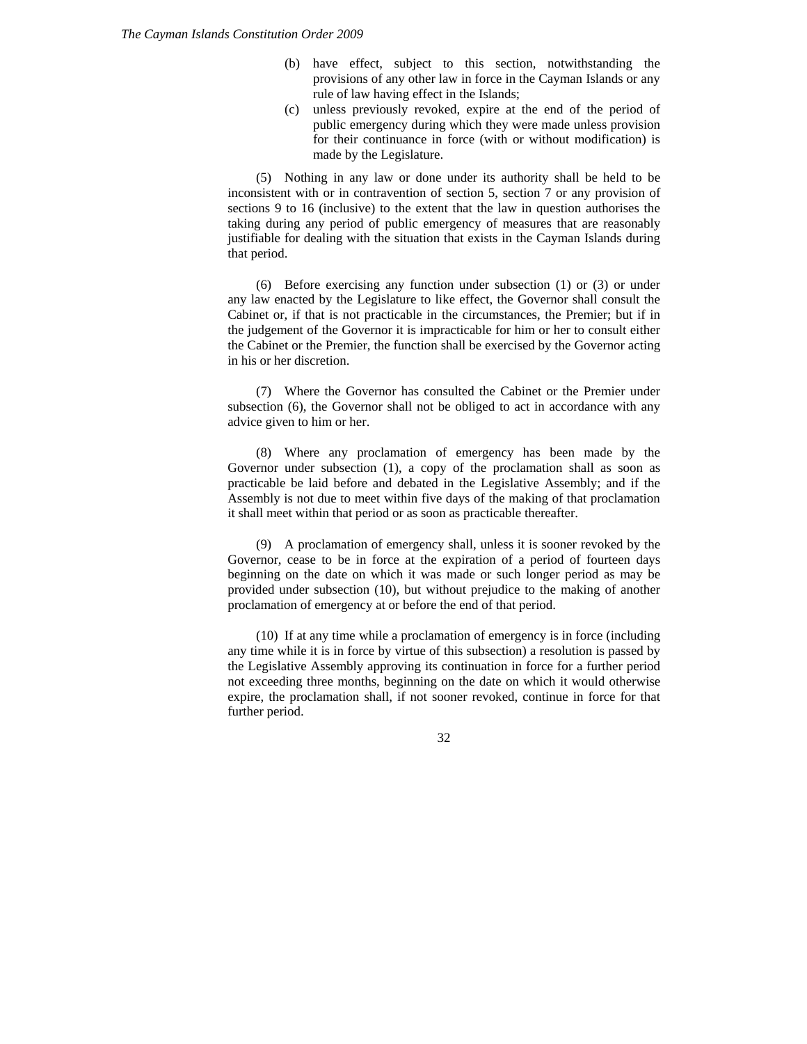(b) have effect, subject to this section, notwithstanding the provisions of any other law in force in the Cayman Islands or any rule of law having effect in the Islands;

(c) unless previously revoked, expire at the end of the period of public emergency during which they were made unless provision for their continuance in force (with or without modification) is made by the Legislature.

(5) Nothing in any law or done under its authority shall be held to be inconsistent with or in contravention of section 5, section 7 or any provision of sections 9 to 16 (inclusive) to the extent that the law in question authorises the taking during any period of public emergency of measures that are reasonably justifiable for dealing with the situation that exists in the Cayman Islands during that period.

(6) Before exercising any function under subsection (1) or (3) or under any law enacted by the Legislature to like effect, the Governor shall consult the Cabinet or, if that is not practicable in the circumstances, the Premier; but if in the judgement of the Governor it is impracticable for him or her to consult either the Cabinet or the Premier, the function shall be exercised by the Governor acting in his or her discretion.

(7) Where the Governor has consulted the Cabinet or the Premier under subsection (6), the Governor shall not be obliged to act in accordance with any advice given to him or her.

(8) Where any proclamation of emergency has been made by the Governor under subsection (1), a copy of the proclamation shall as soon as practicable be laid before and debated in the Legislative Assembly; and if the Assembly is not due to meet within five days of the making of that proclamation it shall meet within that period or as soon as practicable thereafter.

(9) A proclamation of emergency shall, unless it is sooner revoked by the Governor, cease to be in force at the expiration of a period of fourteen days beginning on the date on which it was made or such longer period as may be provided under subsection (10), but without prejudice to the making of another proclamation of emergency at or before the end of that period.

(10) If at any time while a proclamation of emergency is in force (including any time while it is in force by virtue of this subsection) a resolution is passed by the Legislative Assembly approving its continuation in force for a further period not exceeding three months, beginning on the date on which it would otherwise expire, the proclamation shall, if not sooner revoked, continue in force for that further period.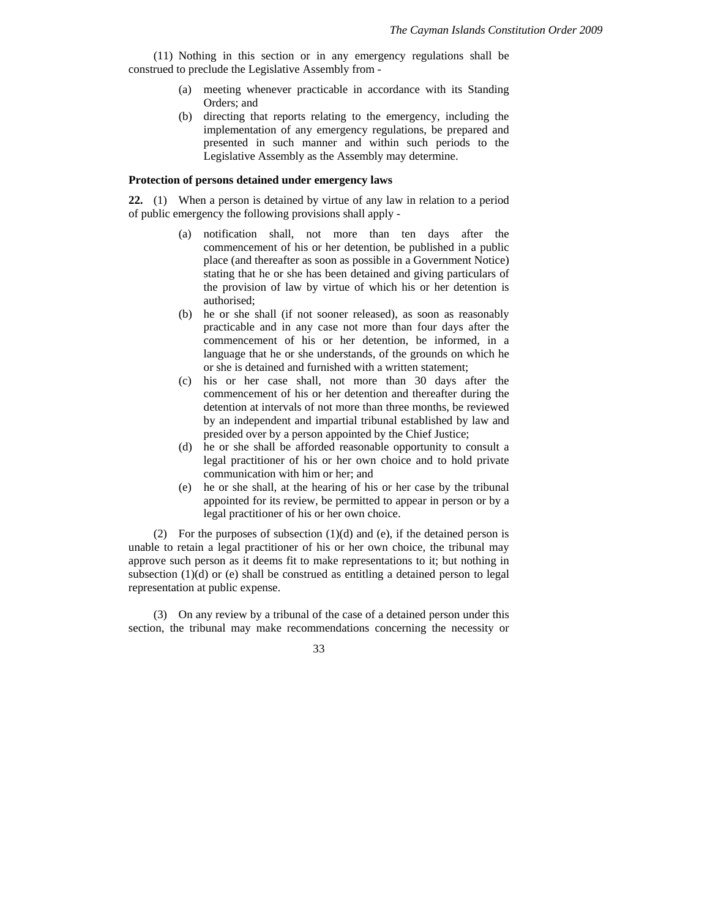(11) Nothing in this section or in any emergency regulations shall be construed to preclude the Legislative Assembly from -

(a) meeting whenever practicable in accordance with its Standing Orders; and

(b) directing that reports relating to the emergency, including the implementation of any emergency regulations, be prepared and presented in such manner and within such periods to the Legislative Assembly as the Assembly may determine.

**Protection of persons detained under emergency laws**

**22.** (1) When a person is detained by virtue of any law in relation to a period of public emergency the following provisions shall apply -

(a) notification shall, not more than ten days after the commencement of his or her detention, be published in a public place (and thereafter as soon as possible in a Government Notice) stating that he or she has been detained and giving particulars of the provision of law by virtue of which his or her detention is authorised;

(b) he or she shall (if not sooner released), as soon as reasonably practicable and in any case not more than four days after the commencement of his or her detention, be informed, in a language that he or she understands, of the grounds on which he or she is detained and furnished with a written statement;

(c) his or her case shall, not more than 30 days after the commencement of his or her detention and thereafter during the detention at intervals of not more than three months, be reviewed by an independent and impartial tribunal established by law and presided over by a person appointed by the Chief Justice;

(d) he or she shall be afforded reasonable opportunity to consult a legal practitioner of his or her own choice and to hold private communication with him or her; and

(e) he or she shall, at the hearing of his or her case by the tribunal appointed for its review, be permitted to appear in person or by a legal practitioner of his or her own choice.

(2) For the purposes of subsection (1)(d) and (e), if the detained person is unable to retain a legal practitioner of his or her own choice, the tribunal may approve such person as it deems fit to make representations to it; but nothing in subsection (1)(d) or (e) shall be construed as entitling a detained person to legal representation at public expense.

(3) On any review by a tribunal of the case of a detained person under this section, the tribunal may make recommendations concerning the necessity or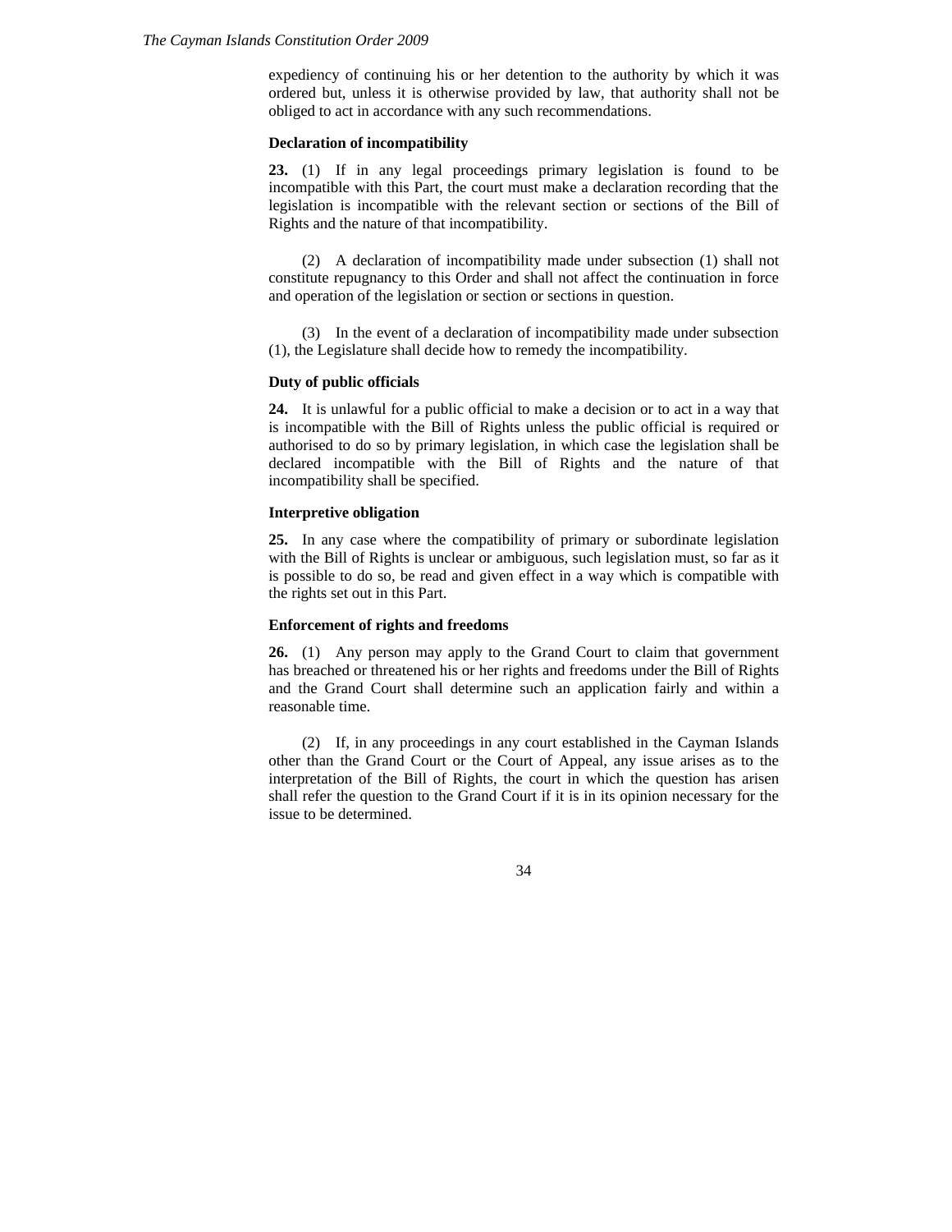expediency of continuing his or her detention to the authority by which it was ordered but, unless it is otherwise provided by law, that authority shall not be obliged to act in accordance with any such recommendations.

**Declaration of incompatibility**

**23.** (1) If in any legal proceedings primary legislation is found to be incompatible with this Part, the court must make a declaration recording that the legislation is incompatible with the relevant section or sections of the Bill of Rights and the nature of that incompatibility.

(2) A declaration of incompatibility made under subsection (1) shall not constitute repugnancy to this Order and shall not affect the continuation in force and operation of the legislation or section or sections in question.

(3) In the event of a declaration of incompatibility made under subsection (1), the Legislature shall decide how to remedy the incompatibility.

**Duty of public officials**

**24.** It is unlawful for a public official to make a decision or to act in a way that is incompatible with the Bill of Rights unless the public official is required or authorised to do so by primary legislation, in which case the legislation shall be declared incompatible with the Bill of Rights and the nature of that incompatibility shall be specified.

**Interpretive obligation**

**25.** In any case where the compatibility of primary or subordinate legislation with the Bill of Rights is unclear or ambiguous, such legislation must, so far as it is possible to do so, be read and given effect in a way which is compatible with the rights set out in this Part.

**Enforcement of rights and freedoms**

**26.** (1) Any person may apply to the Grand Court to claim that government has breached or threatened his or her rights and freedoms under the Bill of Rights and the Grand Court shall determine such an application fairly and within a reasonable time.

(2) If, in any proceedings in any court established in the Cayman Islands other than the Grand Court or the Court of Appeal, any issue arises as to the interpretation of the Bill of Rights, the court in which the question has arisen shall refer the question to the Grand Court if it is in its opinion necessary for the issue to be determined.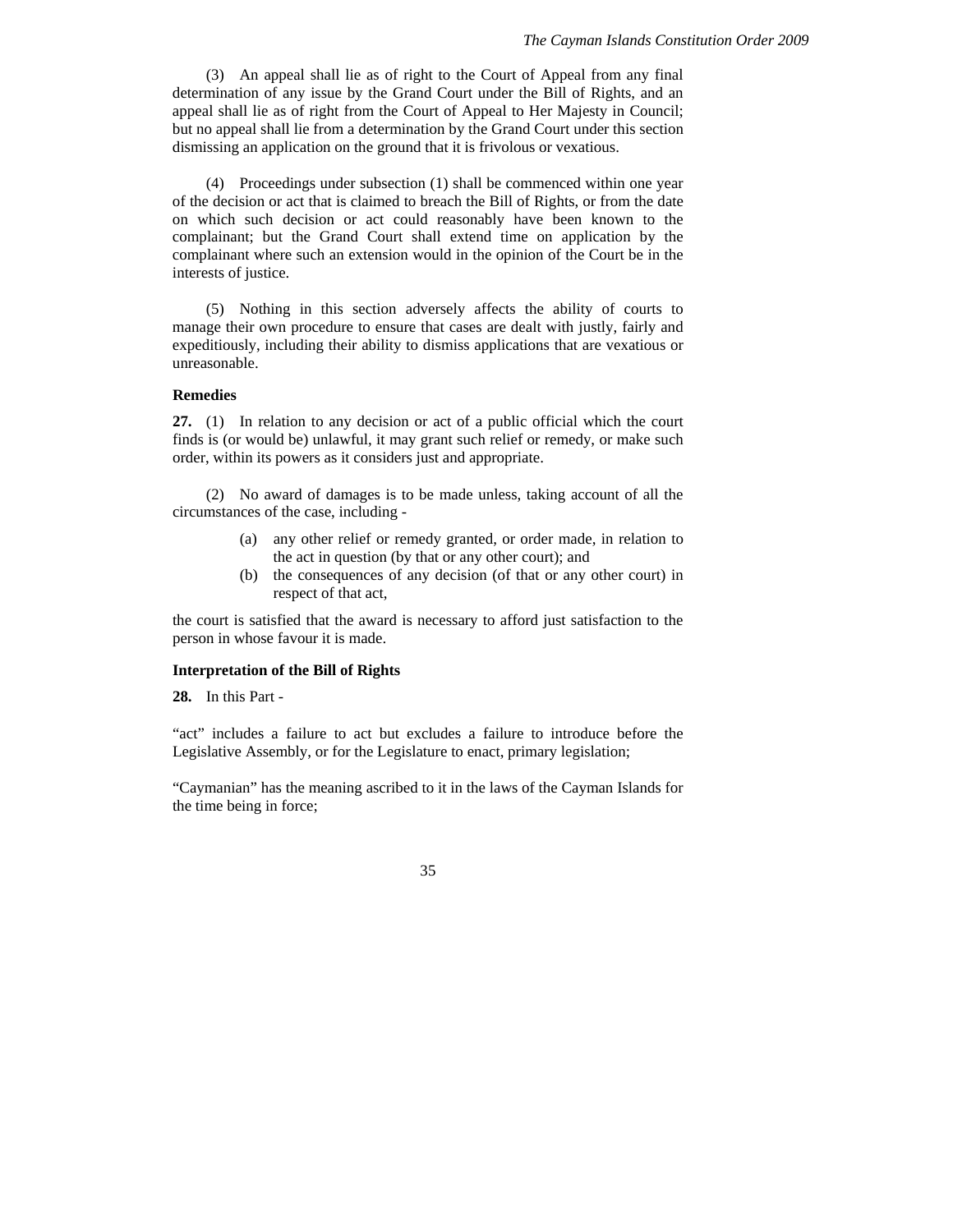(3) An appeal shall lie as of right to the Court of Appeal from any final determination of any issue by the Grand Court under the Bill of Rights, and an appeal shall lie as of right from the Court of Appeal to Her Majesty in Council; but no appeal shall lie from a determination by the Grand Court under this section dismissing an application on the ground that it is frivolous or vexatious.

(4) Proceedings under subsection (1) shall be commenced within one year of the decision or act that is claimed to breach the Bill of Rights, or from the date on which such decision or act could reasonably have been known to the complainant; but the Grand Court shall extend time on application by the complainant where such an extension would in the opinion of the Court be in the interests of justice.

(5) Nothing in this section adversely affects the ability of courts to manage their own procedure to ensure that cases are dealt with justly, fairly and expeditiously, including their ability to dismiss applications that are vexatious or unreasonable.

**Remedies**

**27.** (1) In relation to any decision or act of a public official which the court finds is (or would be) unlawful, it may grant such relief or remedy, or make such order, within its powers as it considers just and appropriate.

(2) No award of damages is to be made unless, taking account of all the circumstances of the case, including -

(a) any other relief or remedy granted, or order made, in relation to the act in question (by that or any other court); and
(b) the consequences of any decision (of that or any other court) in respect of that act,

the court is satisfied that the award is necessary to afford just satisfaction to the person in whose favour it is made.

**Interpretation of the Bill of Rights**

**28.** In this Part -

"act" includes a failure to act but excludes a failure to introduce before the Legislative Assembly, or for the Legislature to enact, primary legislation;

"Caymanian" has the meaning ascribed to it in the laws of the Cayman Islands for the time being in force;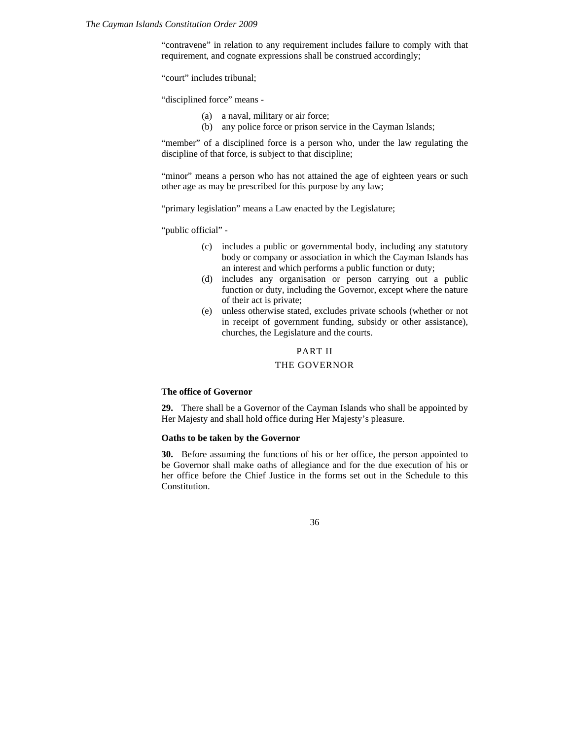"contravene" in relation to any requirement includes failure to comply with that requirement, and cognate expressions shall be construed accordingly;

"court" includes tribunal;

"disciplined force" means -

(a) a naval, military or air force;
(b) any police force or prison service in the Cayman Islands;

"member" of a disciplined force is a person who, under the law regulating the discipline of that force, is subject to that discipline;

"minor" means a person who has not attained the age of eighteen years or such other age as may be prescribed for this purpose by any law;

"primary legislation" means a Law enacted by the Legislature;

"public official" -

(c) includes a public or governmental body, including any statutory body or company or association in which the Cayman Islands has an interest and which performs a public function or duty;
(d) includes any organisation or person carrying out a public function or duty, including the Governor, except where the nature of their act is private;
(e) unless otherwise stated, excludes private schools (whether or not in receipt of government funding, subsidy or other assistance), churches, the Legislature and the courts.

## PART II
## THE GOVERNOR

**The office of Governor**

**29.** There shall be a Governor of the Cayman Islands who shall be appointed by Her Majesty and shall hold office during Her Majesty's pleasure.

**Oaths to be taken by the Governor**

**30.** Before assuming the functions of his or her office, the person appointed to be Governor shall make oaths of allegiance and for the due execution of his or her office before the Chief Justice in the forms set out in the Schedule to this Constitution.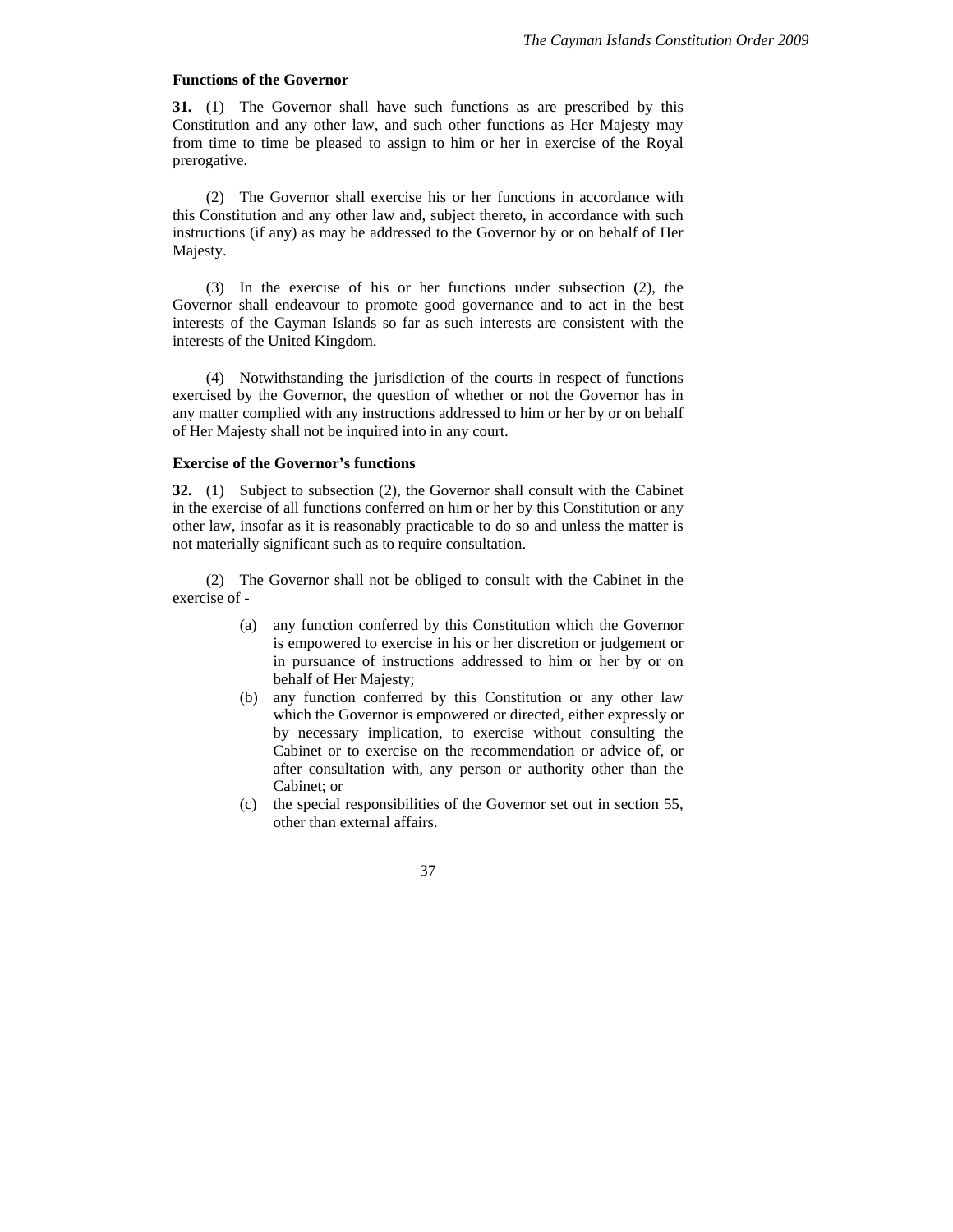**Functions of the Governor**

**31.** (1) The Governor shall have such functions as are prescribed by this Constitution and any other law, and such other functions as Her Majesty may from time to time be pleased to assign to him or her in exercise of the Royal prerogative.

(2) The Governor shall exercise his or her functions in accordance with this Constitution and any other law and, subject thereto, in accordance with such instructions (if any) as may be addressed to the Governor by or on behalf of Her Majesty.

(3) In the exercise of his or her functions under subsection (2), the Governor shall endeavour to promote good governance and to act in the best interests of the Cayman Islands so far as such interests are consistent with the interests of the United Kingdom.

(4) Notwithstanding the jurisdiction of the courts in respect of functions exercised by the Governor, the question of whether or not the Governor has in any matter complied with any instructions addressed to him or her by or on behalf of Her Majesty shall not be inquired into in any court.

**Exercise of the Governor's functions**

**32.** (1) Subject to subsection (2), the Governor shall consult with the Cabinet in the exercise of all functions conferred on him or her by this Constitution or any other law, insofar as it is reasonably practicable to do so and unless the matter is not materially significant such as to require consultation.

(2) The Governor shall not be obliged to consult with the Cabinet in the exercise of -

- (a) any function conferred by this Constitution which the Governor is empowered to exercise in his or her discretion or judgement or in pursuance of instructions addressed to him or her by or on behalf of Her Majesty;
- (b) any function conferred by this Constitution or any other law which the Governor is empowered or directed, either expressly or by necessary implication, to exercise without consulting the Cabinet or to exercise on the recommendation or advice of, or after consultation with, any person or authority other than the Cabinet; or
- (c) the special responsibilities of the Governor set out in section 55, other than external affairs.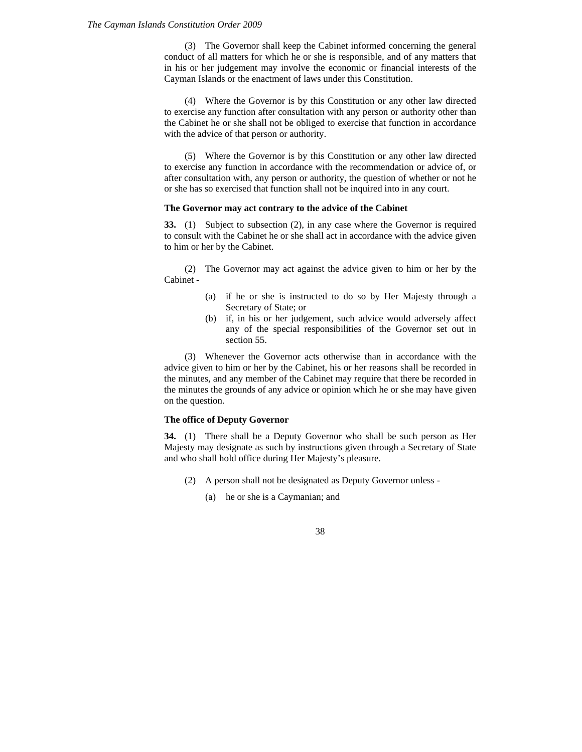(3) The Governor shall keep the Cabinet informed concerning the general conduct of all matters for which he or she is responsible, and of any matters that in his or her judgement may involve the economic or financial interests of the Cayman Islands or the enactment of laws under this Constitution.

(4) Where the Governor is by this Constitution or any other law directed to exercise any function after consultation with any person or authority other than the Cabinet he or she shall not be obliged to exercise that function in accordance with the advice of that person or authority.

(5) Where the Governor is by this Constitution or any other law directed to exercise any function in accordance with the recommendation or advice of, or after consultation with, any person or authority, the question of whether or not he or she has so exercised that function shall not be inquired into in any court.

**The Governor may act contrary to the advice of the Cabinet**

**33.** (1) Subject to subsection (2), in any case where the Governor is required to consult with the Cabinet he or she shall act in accordance with the advice given to him or her by the Cabinet.

(2) The Governor may act against the advice given to him or her by the Cabinet -

(a) if he or she is instructed to do so by Her Majesty through a Secretary of State; or
(b) if, in his or her judgement, such advice would adversely affect any of the special responsibilities of the Governor set out in section 55.

(3) Whenever the Governor acts otherwise than in accordance with the advice given to him or her by the Cabinet, his or her reasons shall be recorded in the minutes, and any member of the Cabinet may require that there be recorded in the minutes the grounds of any advice or opinion which he or she may have given on the question.

**The office of Deputy Governor**

**34.** (1) There shall be a Deputy Governor who shall be such person as Her Majesty may designate as such by instructions given through a Secretary of State and who shall hold office during Her Majesty's pleasure.

(2) A person shall not be designated as Deputy Governor unless -

(a) he or she is a Caymanian; and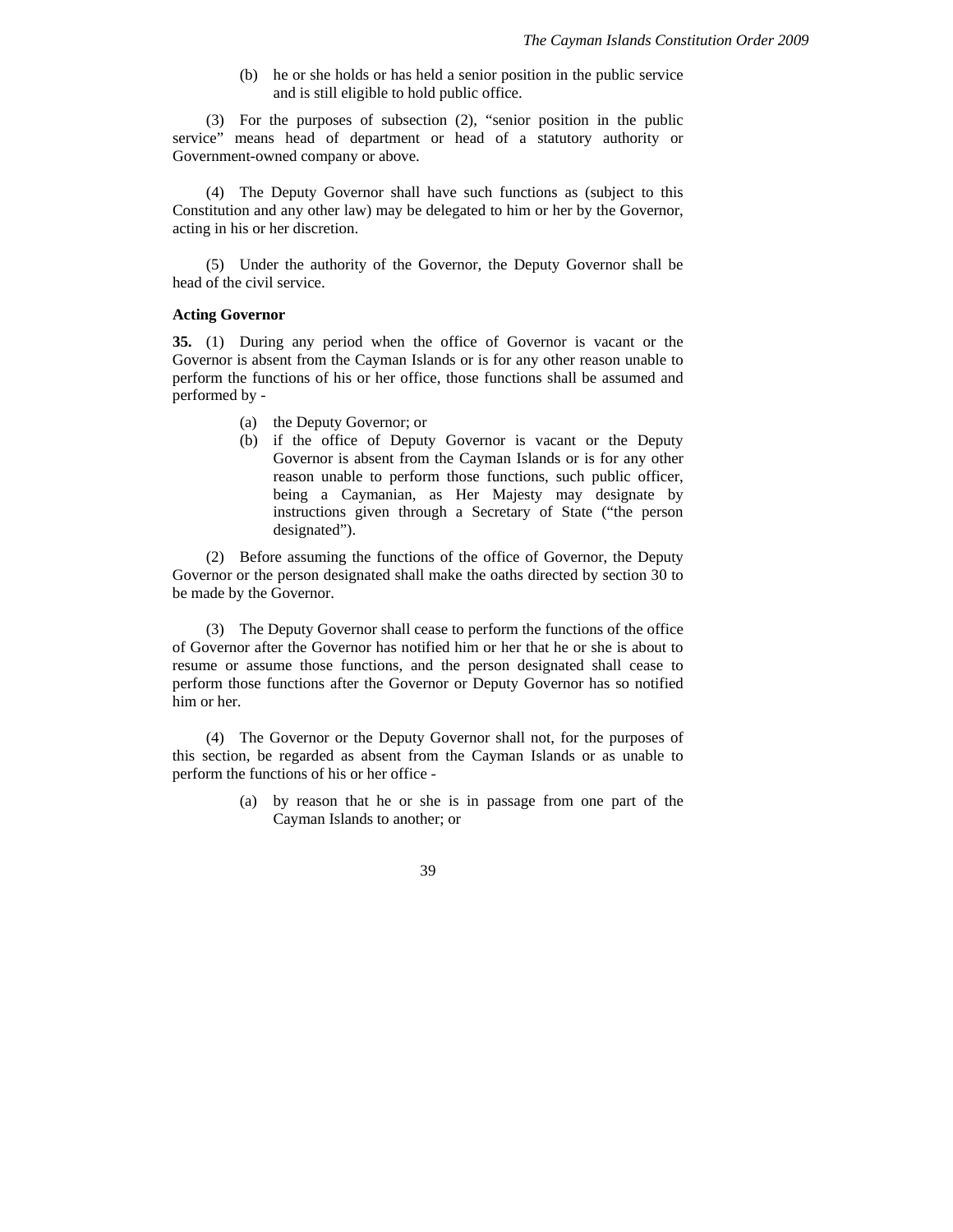(b) he or she holds or has held a senior position in the public service and is still eligible to hold public office.

(3) For the purposes of subsection (2), "senior position in the public service" means head of department or head of a statutory authority or Government-owned company or above.

(4) The Deputy Governor shall have such functions as (subject to this Constitution and any other law) may be delegated to him or her by the Governor, acting in his or her discretion.

(5) Under the authority of the Governor, the Deputy Governor shall be head of the civil service.

**Acting Governor**

**35.** (1) During any period when the office of Governor is vacant or the Governor is absent from the Cayman Islands or is for any other reason unable to perform the functions of his or her office, those functions shall be assumed and performed by -

(a) the Deputy Governor; or

(b) if the office of Deputy Governor is vacant or the Deputy Governor is absent from the Cayman Islands or is for any other reason unable to perform those functions, such public officer, being a Caymanian, as Her Majesty may designate by instructions given through a Secretary of State ("the person designated").

(2) Before assuming the functions of the office of Governor, the Deputy Governor or the person designated shall make the oaths directed by section 30 to be made by the Governor.

(3) The Deputy Governor shall cease to perform the functions of the office of Governor after the Governor has notified him or her that he or she is about to resume or assume those functions, and the person designated shall cease to perform those functions after the Governor or Deputy Governor has so notified him or her.

(4) The Governor or the Deputy Governor shall not, for the purposes of this section, be regarded as absent from the Cayman Islands or as unable to perform the functions of his or her office -

(a) by reason that he or she is in passage from one part of the Cayman Islands to another; or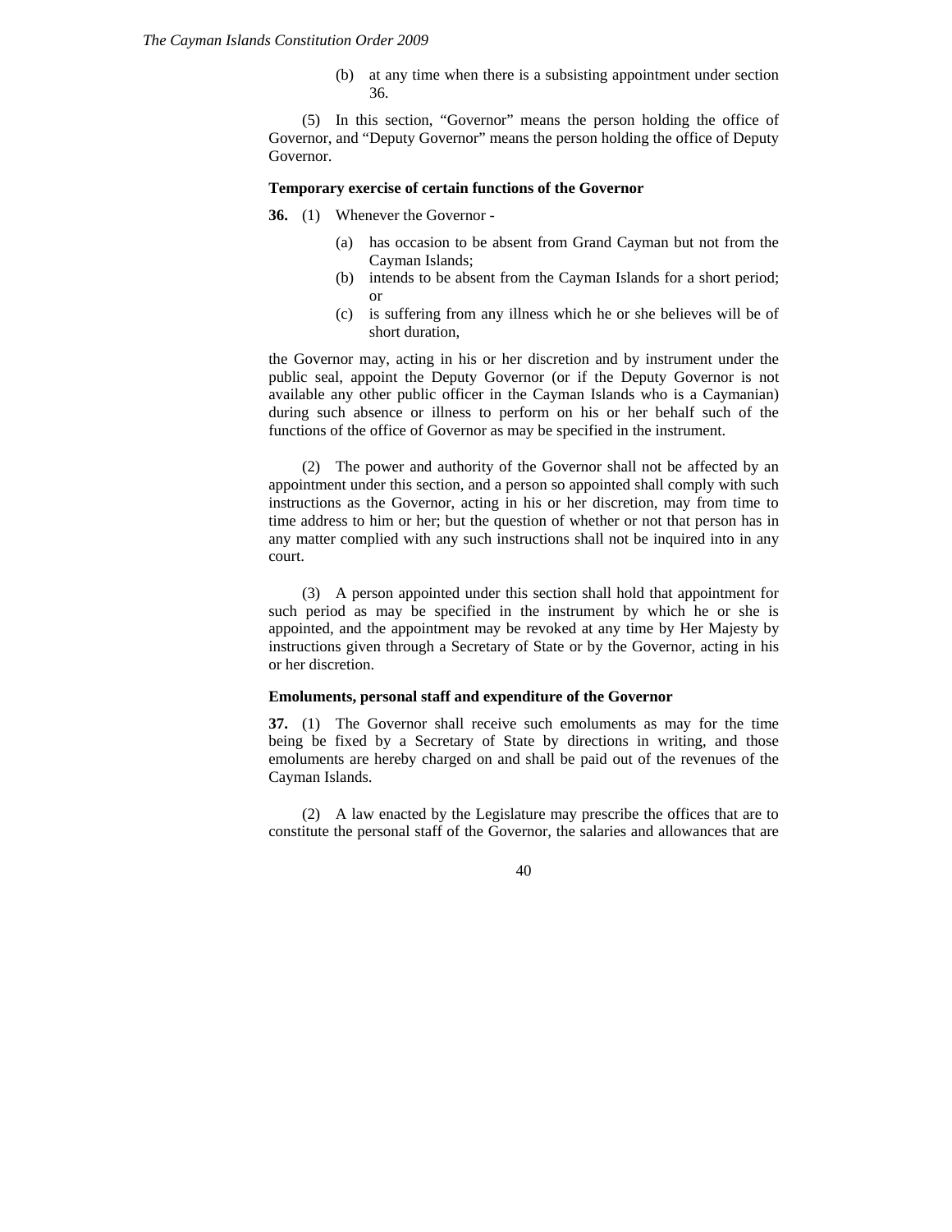(b) at any time when there is a subsisting appointment under section 36.

(5) In this section, "Governor" means the person holding the office of Governor, and "Deputy Governor" means the person holding the office of Deputy Governor.

**Temporary exercise of certain functions of the Governor**

**36.** (1) Whenever the Governor -

(a) has occasion to be absent from Grand Cayman but not from the Cayman Islands;
(b) intends to be absent from the Cayman Islands for a short period; or
(c) is suffering from any illness which he or she believes will be of short duration,

the Governor may, acting in his or her discretion and by instrument under the public seal, appoint the Deputy Governor (or if the Deputy Governor is not available any other public officer in the Cayman Islands who is a Caymanian) during such absence or illness to perform on his or her behalf such of the functions of the office of Governor as may be specified in the instrument.

(2) The power and authority of the Governor shall not be affected by an appointment under this section, and a person so appointed shall comply with such instructions as the Governor, acting in his or her discretion, may from time to time address to him or her; but the question of whether or not that person has in any matter complied with any such instructions shall not be inquired into in any court.

(3) A person appointed under this section shall hold that appointment for such period as may be specified in the instrument by which he or she is appointed, and the appointment may be revoked at any time by Her Majesty by instructions given through a Secretary of State or by the Governor, acting in his or her discretion.

**Emoluments, personal staff and expenditure of the Governor**

**37.** (1) The Governor shall receive such emoluments as may for the time being be fixed by a Secretary of State by directions in writing, and those emoluments are hereby charged on and shall be paid out of the revenues of the Cayman Islands.

(2) A law enacted by the Legislature may prescribe the offices that are to constitute the personal staff of the Governor, the salaries and allowances that are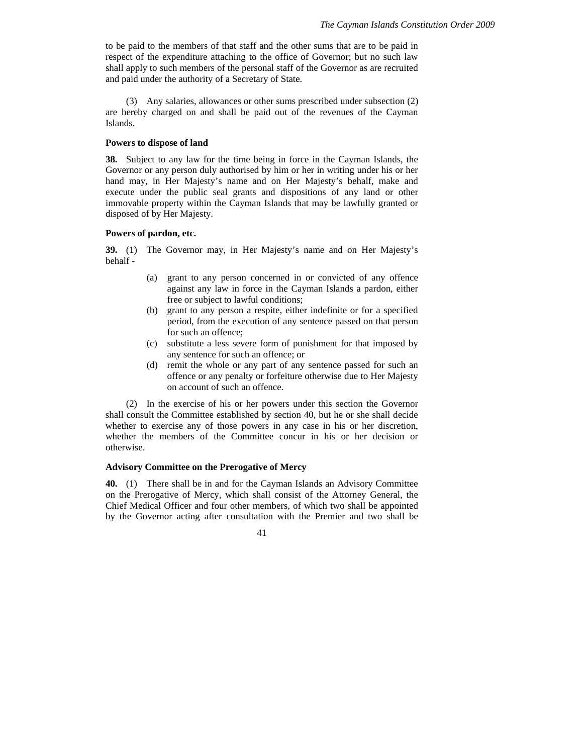to be paid to the members of that staff and the other sums that are to be paid in respect of the expenditure attaching to the office of Governor; but no such law shall apply to such members of the personal staff of the Governor as are recruited and paid under the authority of a Secretary of State.

(3) Any salaries, allowances or other sums prescribed under subsection (2) are hereby charged on and shall be paid out of the revenues of the Cayman Islands.

**Powers to dispose of land**

**38.** Subject to any law for the time being in force in the Cayman Islands, the Governor or any person duly authorised by him or her in writing under his or her hand may, in Her Majesty's name and on Her Majesty's behalf, make and execute under the public seal grants and dispositions of any land or other immovable property within the Cayman Islands that may be lawfully granted or disposed of by Her Majesty.

**Powers of pardon, etc.**

**39.** (1) The Governor may, in Her Majesty's name and on Her Majesty's behalf -

(a) grant to any person concerned in or convicted of any offence against any law in force in the Cayman Islands a pardon, either free or subject to lawful conditions;

(b) grant to any person a respite, either indefinite or for a specified period, from the execution of any sentence passed on that person for such an offence;

(c) substitute a less severe form of punishment for that imposed by any sentence for such an offence; or

(d) remit the whole or any part of any sentence passed for such an offence or any penalty or forfeiture otherwise due to Her Majesty on account of such an offence.

(2) In the exercise of his or her powers under this section the Governor shall consult the Committee established by section 40, but he or she shall decide whether to exercise any of those powers in any case in his or her discretion, whether the members of the Committee concur in his or her decision or otherwise.

**Advisory Committee on the Prerogative of Mercy**

**40.** (1) There shall be in and for the Cayman Islands an Advisory Committee on the Prerogative of Mercy, which shall consist of the Attorney General, the Chief Medical Officer and four other members, of which two shall be appointed by the Governor acting after consultation with the Premier and two shall be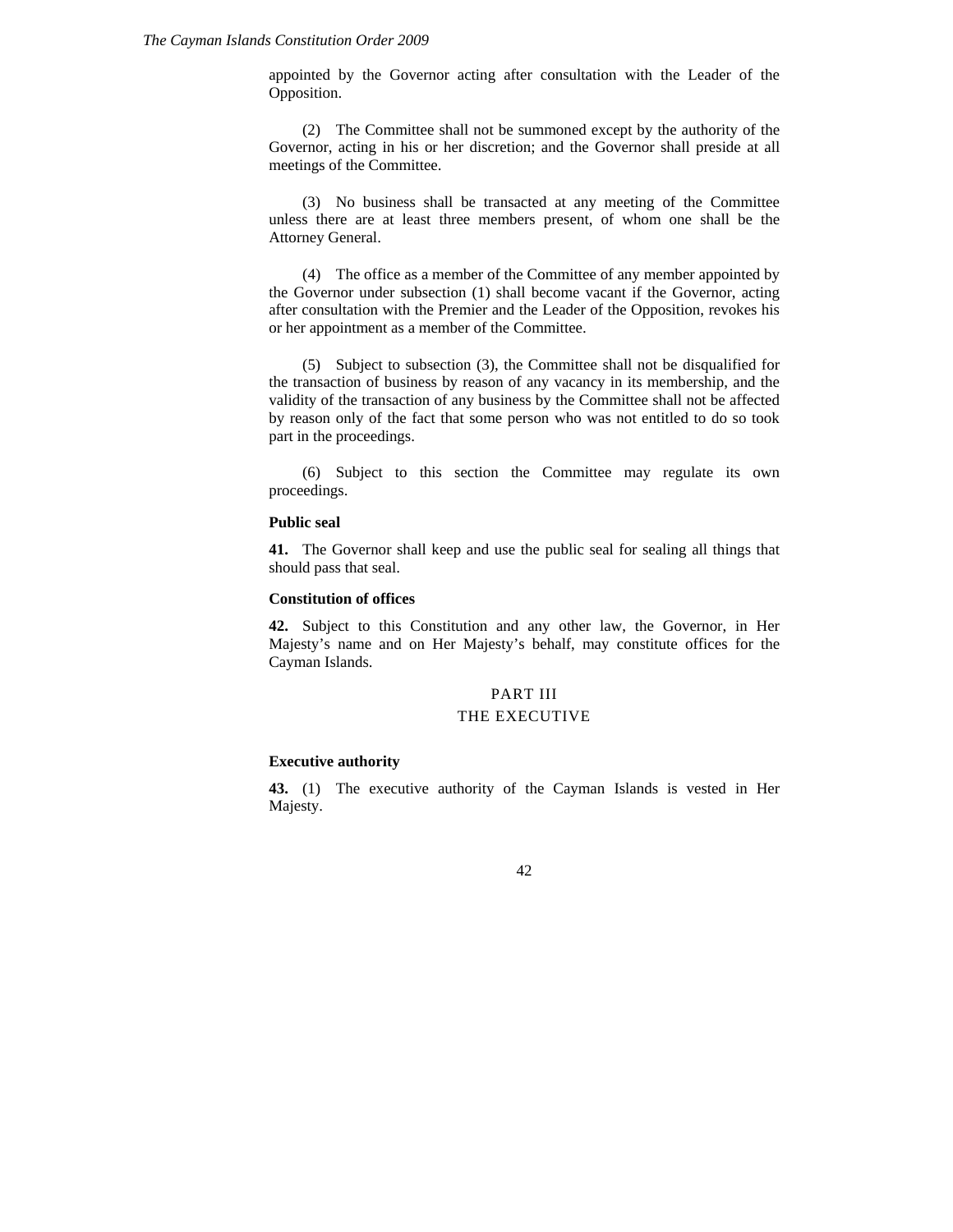appointed by the Governor acting after consultation with the Leader of the Opposition.

(2) The Committee shall not be summoned except by the authority of the Governor, acting in his or her discretion; and the Governor shall preside at all meetings of the Committee.

(3) No business shall be transacted at any meeting of the Committee unless there are at least three members present, of whom one shall be the Attorney General.

(4) The office as a member of the Committee of any member appointed by the Governor under subsection (1) shall become vacant if the Governor, acting after consultation with the Premier and the Leader of the Opposition, revokes his or her appointment as a member of the Committee.

(5) Subject to subsection (3), the Committee shall not be disqualified for the transaction of business by reason of any vacancy in its membership, and the validity of the transaction of any business by the Committee shall not be affected by reason only of the fact that some person who was not entitled to do so took part in the proceedings.

(6) Subject to this section the Committee may regulate its own proceedings.

**Public seal**

**41.** The Governor shall keep and use the public seal for sealing all things that should pass that seal.

**Constitution of offices**

**42.** Subject to this Constitution and any other law, the Governor, in Her Majesty's name and on Her Majesty's behalf, may constitute offices for the Cayman Islands.

## PART III
## THE EXECUTIVE

**Executive authority**

**43.** (1) The executive authority of the Cayman Islands is vested in Her Majesty.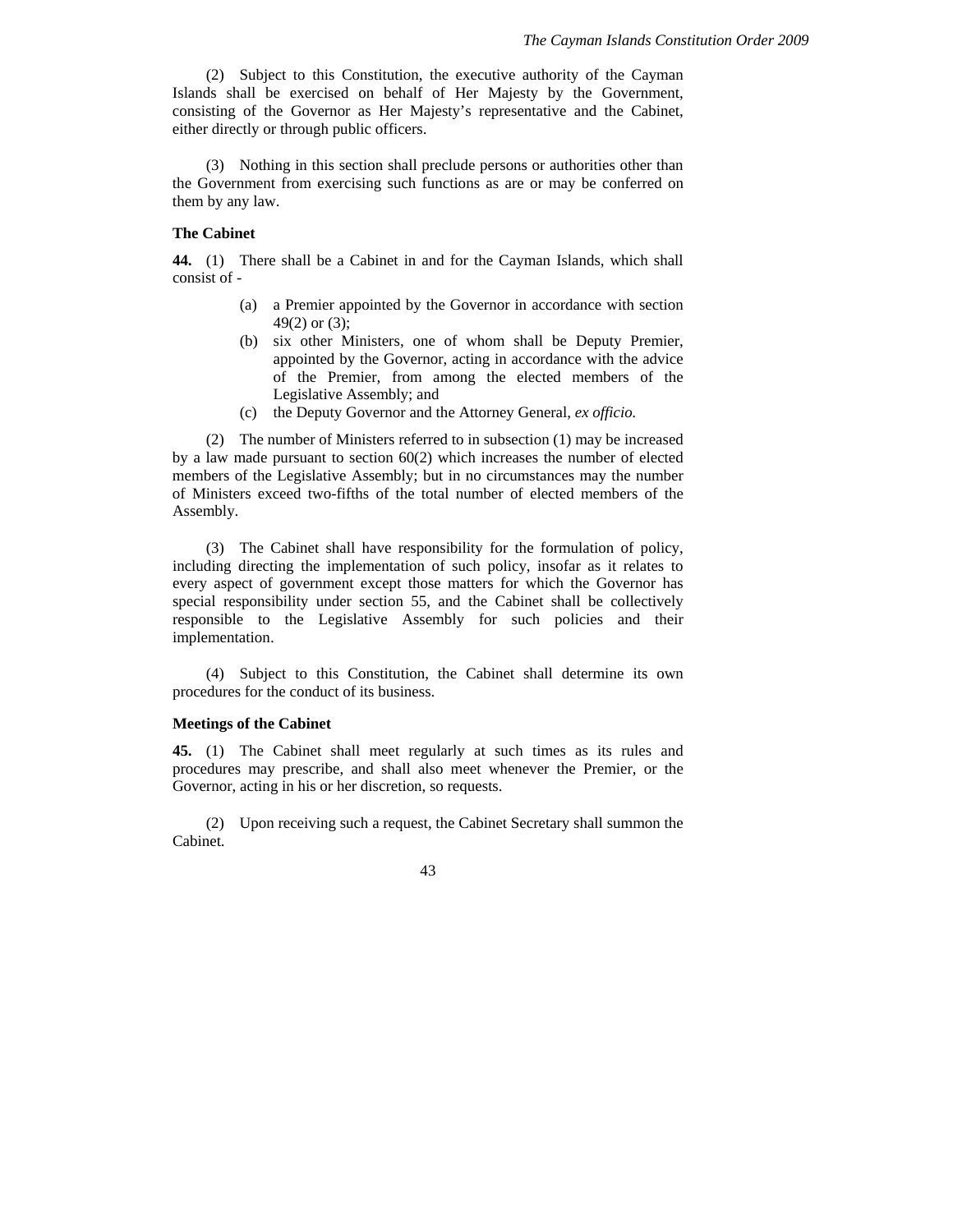(2) Subject to this Constitution, the executive authority of the Cayman Islands shall be exercised on behalf of Her Majesty by the Government, consisting of the Governor as Her Majesty's representative and the Cabinet, either directly or through public officers.

(3) Nothing in this section shall preclude persons or authorities other than the Government from exercising such functions as are or may be conferred on them by any law.

**The Cabinet**

**44.** (1) There shall be a Cabinet in and for the Cayman Islands, which shall consist of -

- (a) a Premier appointed by the Governor in accordance with section 49(2) or (3);
- (b) six other Ministers, one of whom shall be Deputy Premier, appointed by the Governor, acting in accordance with the advice of the Premier, from among the elected members of the Legislative Assembly; and
- (c) the Deputy Governor and the Attorney General, *ex officio.*

(2) The number of Ministers referred to in subsection (1) may be increased by a law made pursuant to section 60(2) which increases the number of elected members of the Legislative Assembly; but in no circumstances may the number of Ministers exceed two-fifths of the total number of elected members of the Assembly.

(3) The Cabinet shall have responsibility for the formulation of policy, including directing the implementation of such policy, insofar as it relates to every aspect of government except those matters for which the Governor has special responsibility under section 55, and the Cabinet shall be collectively responsible to the Legislative Assembly for such policies and their implementation.

(4) Subject to this Constitution, the Cabinet shall determine its own procedures for the conduct of its business.

**Meetings of the Cabinet**

**45.** (1) The Cabinet shall meet regularly at such times as its rules and procedures may prescribe, and shall also meet whenever the Premier, or the Governor, acting in his or her discretion, so requests.

(2) Upon receiving such a request, the Cabinet Secretary shall summon the Cabinet.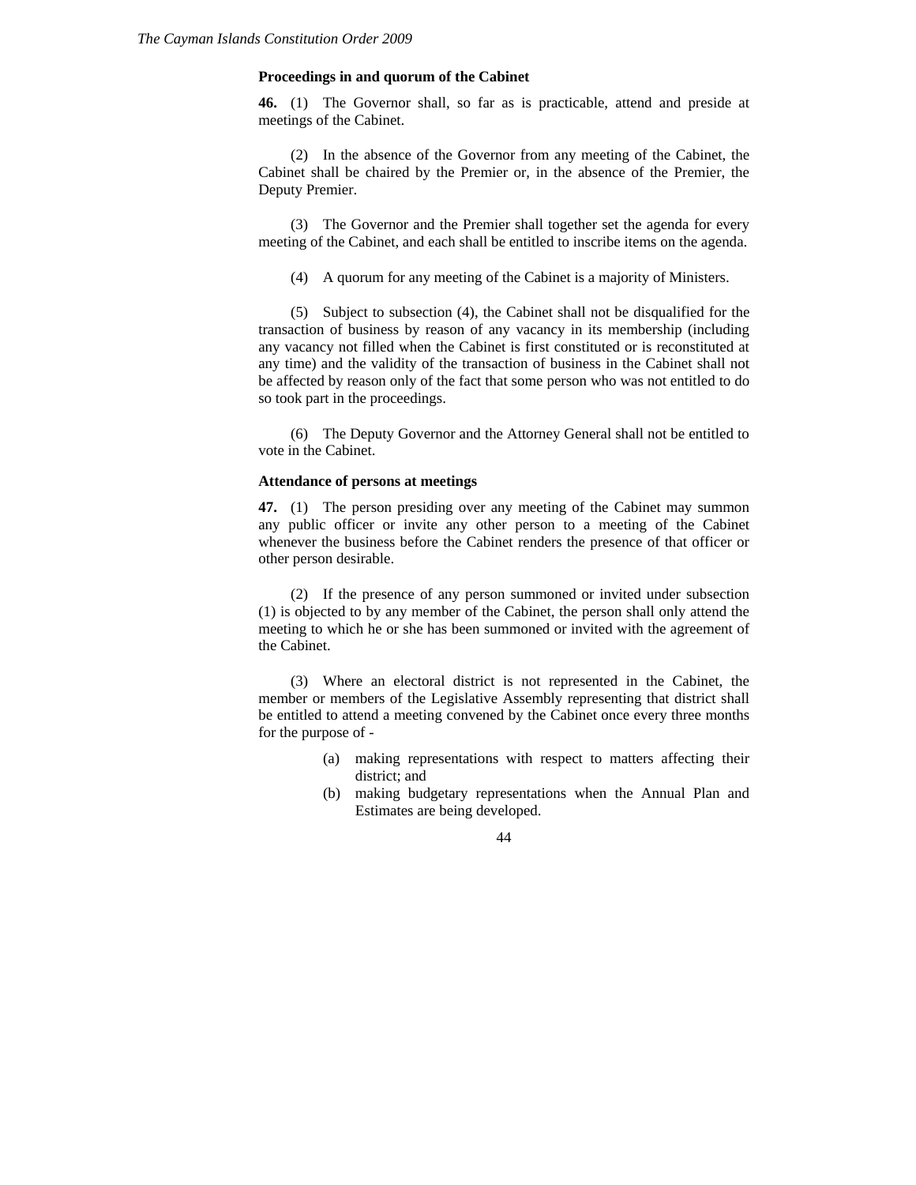**Proceedings in and quorum of the Cabinet**

**46.** (1) The Governor shall, so far as is practicable, attend and preside at meetings of the Cabinet.

(2) In the absence of the Governor from any meeting of the Cabinet, the Cabinet shall be chaired by the Premier or, in the absence of the Premier, the Deputy Premier.

(3) The Governor and the Premier shall together set the agenda for every meeting of the Cabinet, and each shall be entitled to inscribe items on the agenda.

(4) A quorum for any meeting of the Cabinet is a majority of Ministers.

(5) Subject to subsection (4), the Cabinet shall not be disqualified for the transaction of business by reason of any vacancy in its membership (including any vacancy not filled when the Cabinet is first constituted or is reconstituted at any time) and the validity of the transaction of business in the Cabinet shall not be affected by reason only of the fact that some person who was not entitled to do so took part in the proceedings.

(6) The Deputy Governor and the Attorney General shall not be entitled to vote in the Cabinet.

**Attendance of persons at meetings**

**47.** (1) The person presiding over any meeting of the Cabinet may summon any public officer or invite any other person to a meeting of the Cabinet whenever the business before the Cabinet renders the presence of that officer or other person desirable.

(2) If the presence of any person summoned or invited under subsection (1) is objected to by any member of the Cabinet, the person shall only attend the meeting to which he or she has been summoned or invited with the agreement of the Cabinet.

(3) Where an electoral district is not represented in the Cabinet, the member or members of the Legislative Assembly representing that district shall be entitled to attend a meeting convened by the Cabinet once every three months for the purpose of -

(a) making representations with respect to matters affecting their district; and
(b) making budgetary representations when the Annual Plan and Estimates are being developed.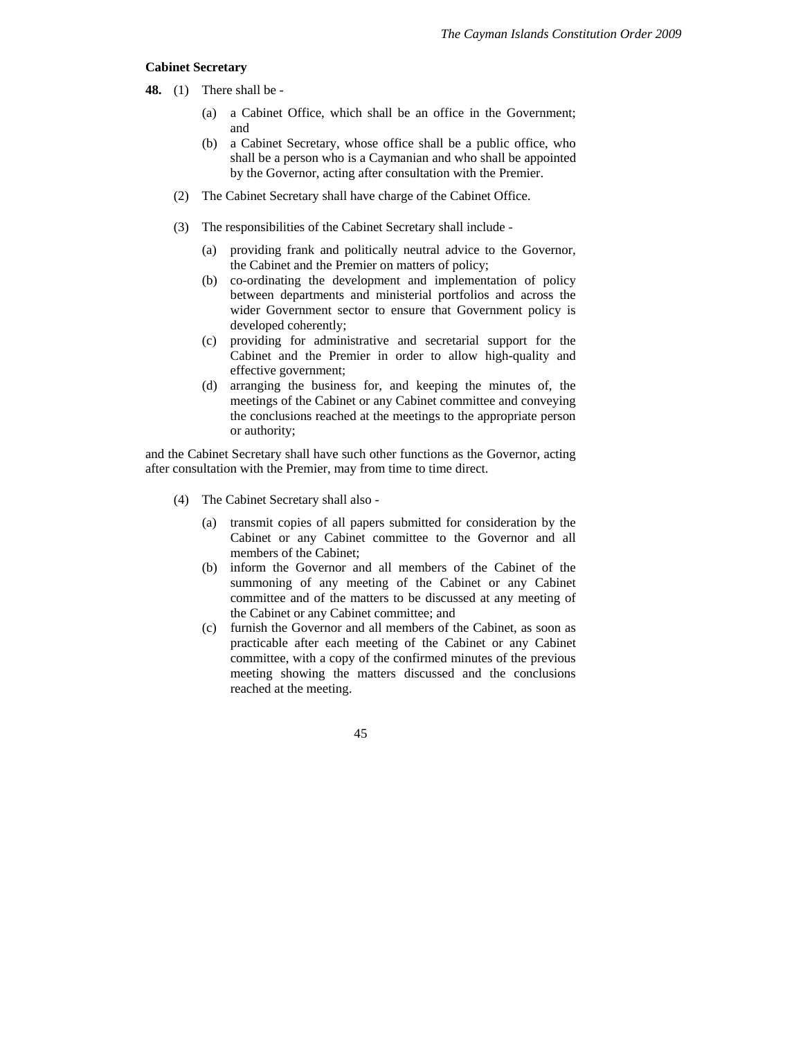**Cabinet Secretary**

**48.** (1) There shall be -

(a) a Cabinet Office, which shall be an office in the Government; and

(b) a Cabinet Secretary, whose office shall be a public office, who shall be a person who is a Caymanian and who shall be appointed by the Governor, acting after consultation with the Premier.

(2) The Cabinet Secretary shall have charge of the Cabinet Office.

(3) The responsibilities of the Cabinet Secretary shall include -

(a) providing frank and politically neutral advice to the Governor, the Cabinet and the Premier on matters of policy;

(b) co-ordinating the development and implementation of policy between departments and ministerial portfolios and across the wider Government sector to ensure that Government policy is developed coherently;

(c) providing for administrative and secretarial support for the Cabinet and the Premier in order to allow high-quality and effective government;

(d) arranging the business for, and keeping the minutes of, the meetings of the Cabinet or any Cabinet committee and conveying the conclusions reached at the meetings to the appropriate person or authority;

and the Cabinet Secretary shall have such other functions as the Governor, acting after consultation with the Premier, may from time to time direct.

(4) The Cabinet Secretary shall also -

(a) transmit copies of all papers submitted for consideration by the Cabinet or any Cabinet committee to the Governor and all members of the Cabinet;

(b) inform the Governor and all members of the Cabinet of the summoning of any meeting of the Cabinet or any Cabinet committee and of the matters to be discussed at any meeting of the Cabinet or any Cabinet committee; and

(c) furnish the Governor and all members of the Cabinet, as soon as practicable after each meeting of the Cabinet or any Cabinet committee, with a copy of the confirmed minutes of the previous meeting showing the matters discussed and the conclusions reached at the meeting.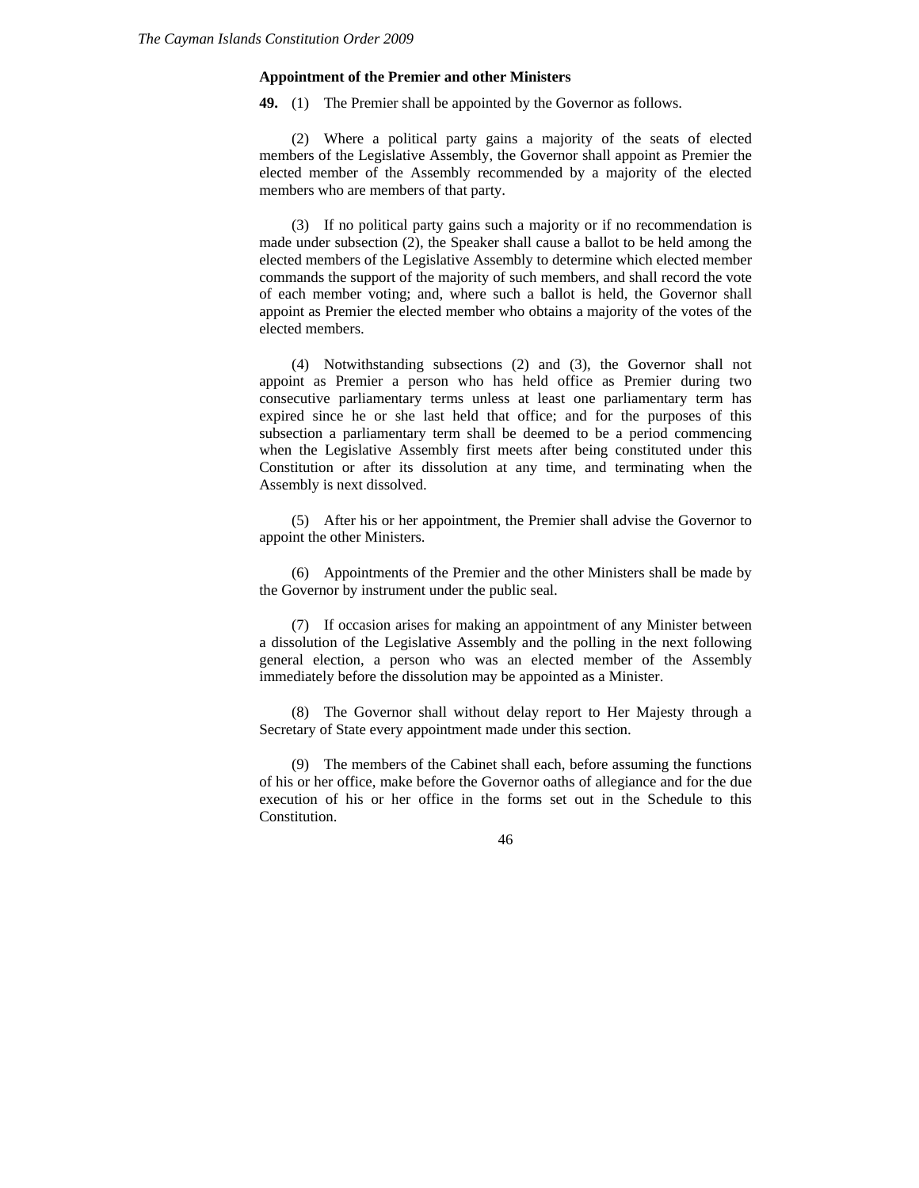**Appointment of the Premier and other Ministers**

**49.** (1) The Premier shall be appointed by the Governor as follows.

(2) Where a political party gains a majority of the seats of elected members of the Legislative Assembly, the Governor shall appoint as Premier the elected member of the Assembly recommended by a majority of the elected members who are members of that party.

(3) If no political party gains such a majority or if no recommendation is made under subsection (2), the Speaker shall cause a ballot to be held among the elected members of the Legislative Assembly to determine which elected member commands the support of the majority of such members, and shall record the vote of each member voting; and, where such a ballot is held, the Governor shall appoint as Premier the elected member who obtains a majority of the votes of the elected members.

(4) Notwithstanding subsections (2) and (3), the Governor shall not appoint as Premier a person who has held office as Premier during two consecutive parliamentary terms unless at least one parliamentary term has expired since he or she last held that office; and for the purposes of this subsection a parliamentary term shall be deemed to be a period commencing when the Legislative Assembly first meets after being constituted under this Constitution or after its dissolution at any time, and terminating when the Assembly is next dissolved.

(5) After his or her appointment, the Premier shall advise the Governor to appoint the other Ministers.

(6) Appointments of the Premier and the other Ministers shall be made by the Governor by instrument under the public seal.

(7) If occasion arises for making an appointment of any Minister between a dissolution of the Legislative Assembly and the polling in the next following general election, a person who was an elected member of the Assembly immediately before the dissolution may be appointed as a Minister.

(8) The Governor shall without delay report to Her Majesty through a Secretary of State every appointment made under this section.

(9) The members of the Cabinet shall each, before assuming the functions of his or her office, make before the Governor oaths of allegiance and for the due execution of his or her office in the forms set out in the Schedule to this Constitution.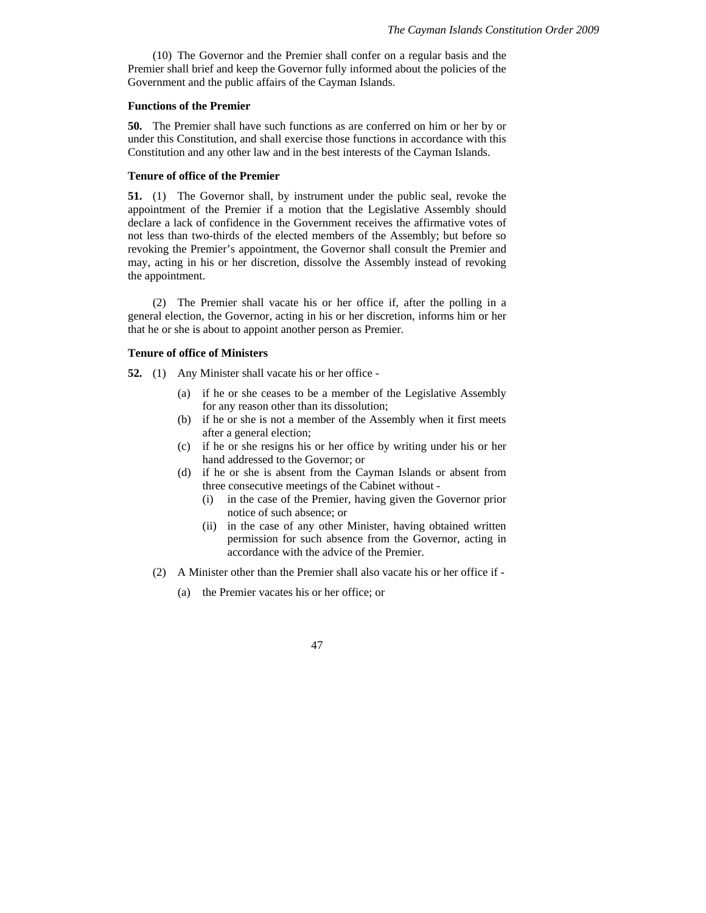(10) The Governor and the Premier shall confer on a regular basis and the Premier shall brief and keep the Governor fully informed about the policies of the Government and the public affairs of the Cayman Islands.

**Functions of the Premier**

**50.** The Premier shall have such functions as are conferred on him or her by or under this Constitution, and shall exercise those functions in accordance with this Constitution and any other law and in the best interests of the Cayman Islands.

**Tenure of office of the Premier**

**51.** (1) The Governor shall, by instrument under the public seal, revoke the appointment of the Premier if a motion that the Legislative Assembly should declare a lack of confidence in the Government receives the affirmative votes of not less than two-thirds of the elected members of the Assembly; but before so revoking the Premier's appointment, the Governor shall consult the Premier and may, acting in his or her discretion, dissolve the Assembly instead of revoking the appointment.

(2) The Premier shall vacate his or her office if, after the polling in a general election, the Governor, acting in his or her discretion, informs him or her that he or she is about to appoint another person as Premier.

**Tenure of office of Ministers**

**52.** (1) Any Minister shall vacate his or her office -

- (a) if he or she ceases to be a member of the Legislative Assembly for any reason other than its dissolution;
- (b) if he or she is not a member of the Assembly when it first meets after a general election;
- (c) if he or she resigns his or her office by writing under his or her hand addressed to the Governor; or
- (d) if he or she is absent from the Cayman Islands or absent from three consecutive meetings of the Cabinet without -
  - (i) in the case of the Premier, having given the Governor prior notice of such absence; or
  - (ii) in the case of any other Minister, having obtained written permission for such absence from the Governor, acting in accordance with the advice of the Premier.

(2) A Minister other than the Premier shall also vacate his or her office if -

- (a) the Premier vacates his or her office; or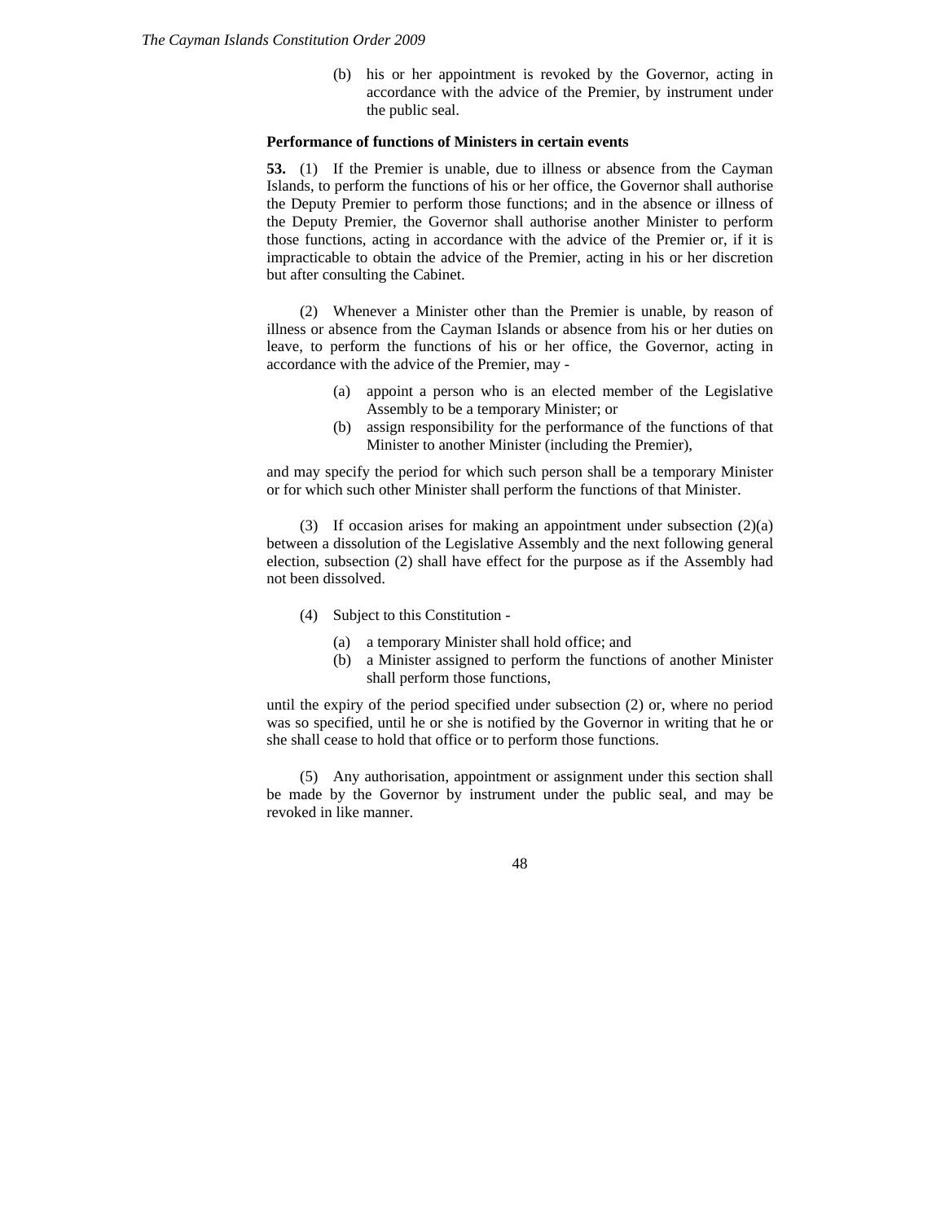(b) his or her appointment is revoked by the Governor, acting in accordance with the advice of the Premier, by instrument under the public seal.

**Performance of functions of Ministers in certain events**

**53.** (1) If the Premier is unable, due to illness or absence from the Cayman Islands, to perform the functions of his or her office, the Governor shall authorise the Deputy Premier to perform those functions; and in the absence or illness of the Deputy Premier, the Governor shall authorise another Minister to perform those functions, acting in accordance with the advice of the Premier or, if it is impracticable to obtain the advice of the Premier, acting in his or her discretion but after consulting the Cabinet.

(2) Whenever a Minister other than the Premier is unable, by reason of illness or absence from the Cayman Islands or absence from his or her duties on leave, to perform the functions of his or her office, the Governor, acting in accordance with the advice of the Premier, may -

(a) appoint a person who is an elected member of the Legislative Assembly to be a temporary Minister; or

(b) assign responsibility for the performance of the functions of that Minister to another Minister (including the Premier),

and may specify the period for which such person shall be a temporary Minister or for which such other Minister shall perform the functions of that Minister.

(3) If occasion arises for making an appointment under subsection (2)(a) between a dissolution of the Legislative Assembly and the next following general election, subsection (2) shall have effect for the purpose as if the Assembly had not been dissolved.

(4) Subject to this Constitution -

(a) a temporary Minister shall hold office; and

(b) a Minister assigned to perform the functions of another Minister shall perform those functions,

until the expiry of the period specified under subsection (2) or, where no period was so specified, until he or she is notified by the Governor in writing that he or she shall cease to hold that office or to perform those functions.

(5) Any authorisation, appointment or assignment under this section shall be made by the Governor by instrument under the public seal, and may be revoked in like manner.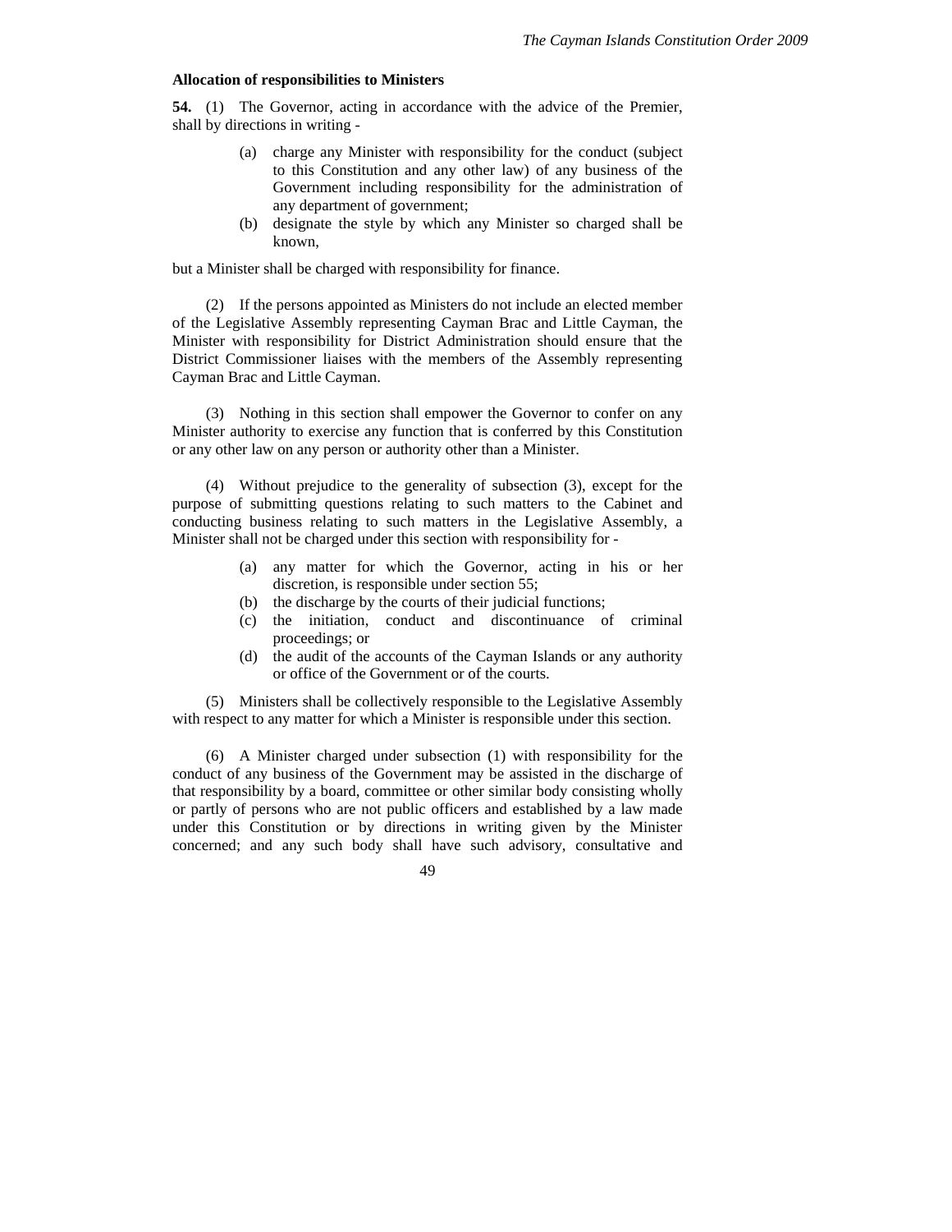**Allocation of responsibilities to Ministers**

**54.** (1) The Governor, acting in accordance with the advice of the Premier, shall by directions in writing -

- (a) charge any Minister with responsibility for the conduct (subject to this Constitution and any other law) of any business of the Government including responsibility for the administration of any department of government;
- (b) designate the style by which any Minister so charged shall be known,

but a Minister shall be charged with responsibility for finance.

(2) If the persons appointed as Ministers do not include an elected member of the Legislative Assembly representing Cayman Brac and Little Cayman, the Minister with responsibility for District Administration should ensure that the District Commissioner liaises with the members of the Assembly representing Cayman Brac and Little Cayman.

(3) Nothing in this section shall empower the Governor to confer on any Minister authority to exercise any function that is conferred by this Constitution or any other law on any person or authority other than a Minister.

(4) Without prejudice to the generality of subsection (3), except for the purpose of submitting questions relating to such matters to the Cabinet and conducting business relating to such matters in the Legislative Assembly, a Minister shall not be charged under this section with responsibility for -

- (a) any matter for which the Governor, acting in his or her discretion, is responsible under section 55;
- (b) the discharge by the courts of their judicial functions;
- (c) the initiation, conduct and discontinuance of criminal proceedings; or
- (d) the audit of the accounts of the Cayman Islands or any authority or office of the Government or of the courts.

(5) Ministers shall be collectively responsible to the Legislative Assembly with respect to any matter for which a Minister is responsible under this section.

(6) A Minister charged under subsection (1) with responsibility for the conduct of any business of the Government may be assisted in the discharge of that responsibility by a board, committee or other similar body consisting wholly or partly of persons who are not public officers and established by a law made under this Constitution or by directions in writing given by the Minister concerned; and any such body shall have such advisory, consultative and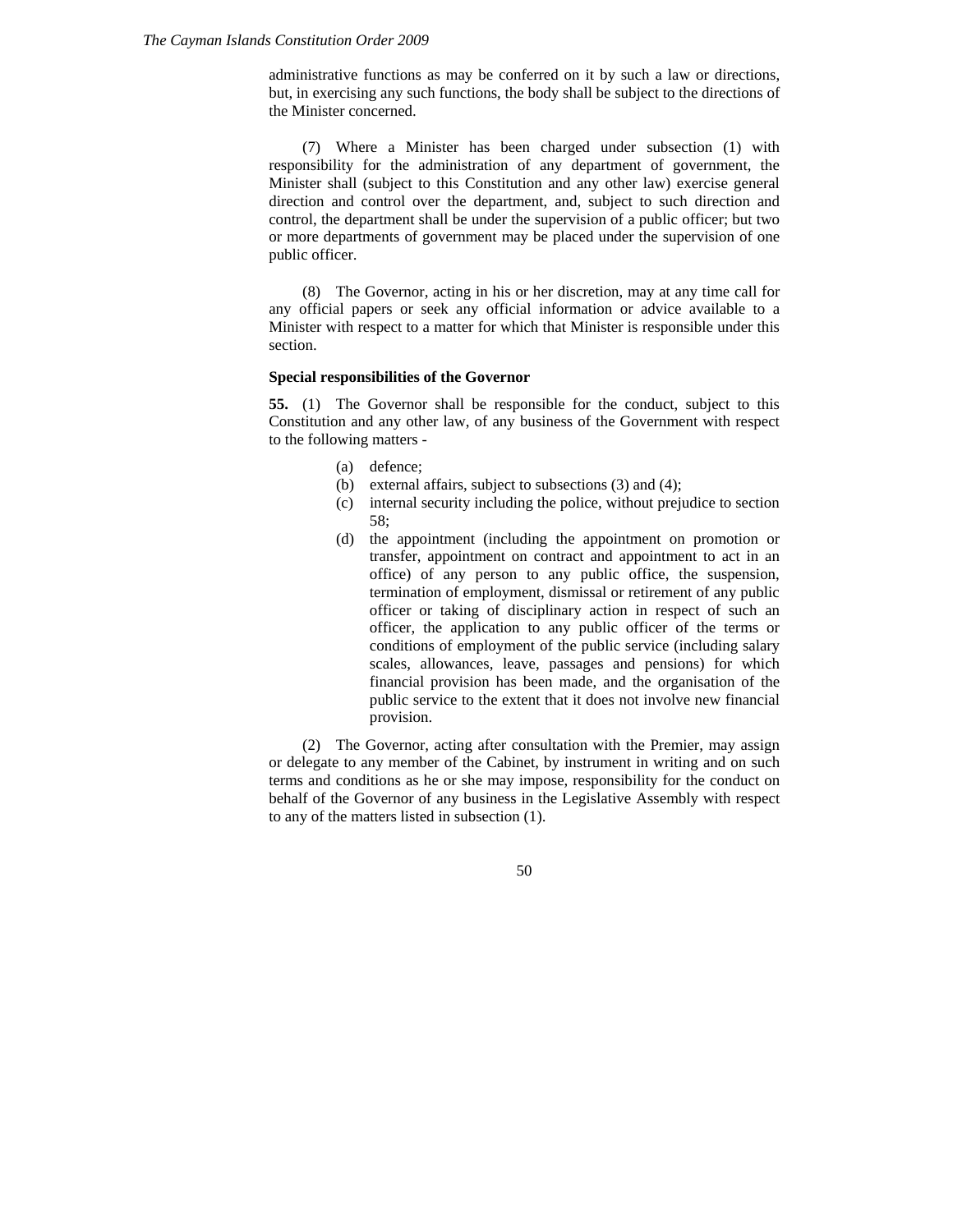administrative functions as may be conferred on it by such a law or directions, but, in exercising any such functions, the body shall be subject to the directions of the Minister concerned.

(7) Where a Minister has been charged under subsection (1) with responsibility for the administration of any department of government, the Minister shall (subject to this Constitution and any other law) exercise general direction and control over the department, and, subject to such direction and control, the department shall be under the supervision of a public officer; but two or more departments of government may be placed under the supervision of one public officer.

(8) The Governor, acting in his or her discretion, may at any time call for any official papers or seek any official information or advice available to a Minister with respect to a matter for which that Minister is responsible under this section.

**Special responsibilities of the Governor**

**55.** (1) The Governor shall be responsible for the conduct, subject to this Constitution and any other law, of any business of the Government with respect to the following matters -

- (a) defence;
- (b) external affairs, subject to subsections (3) and (4);
- (c) internal security including the police, without prejudice to section 58;
- (d) the appointment (including the appointment on promotion or transfer, appointment on contract and appointment to act in an office) of any person to any public office, the suspension, termination of employment, dismissal or retirement of any public officer or taking of disciplinary action in respect of such an officer, the application to any public officer of the terms or conditions of employment of the public service (including salary scales, allowances, leave, passages and pensions) for which financial provision has been made, and the organisation of the public service to the extent that it does not involve new financial provision.

(2) The Governor, acting after consultation with the Premier, may assign or delegate to any member of the Cabinet, by instrument in writing and on such terms and conditions as he or she may impose, responsibility for the conduct on behalf of the Governor of any business in the Legislative Assembly with respect to any of the matters listed in subsection (1).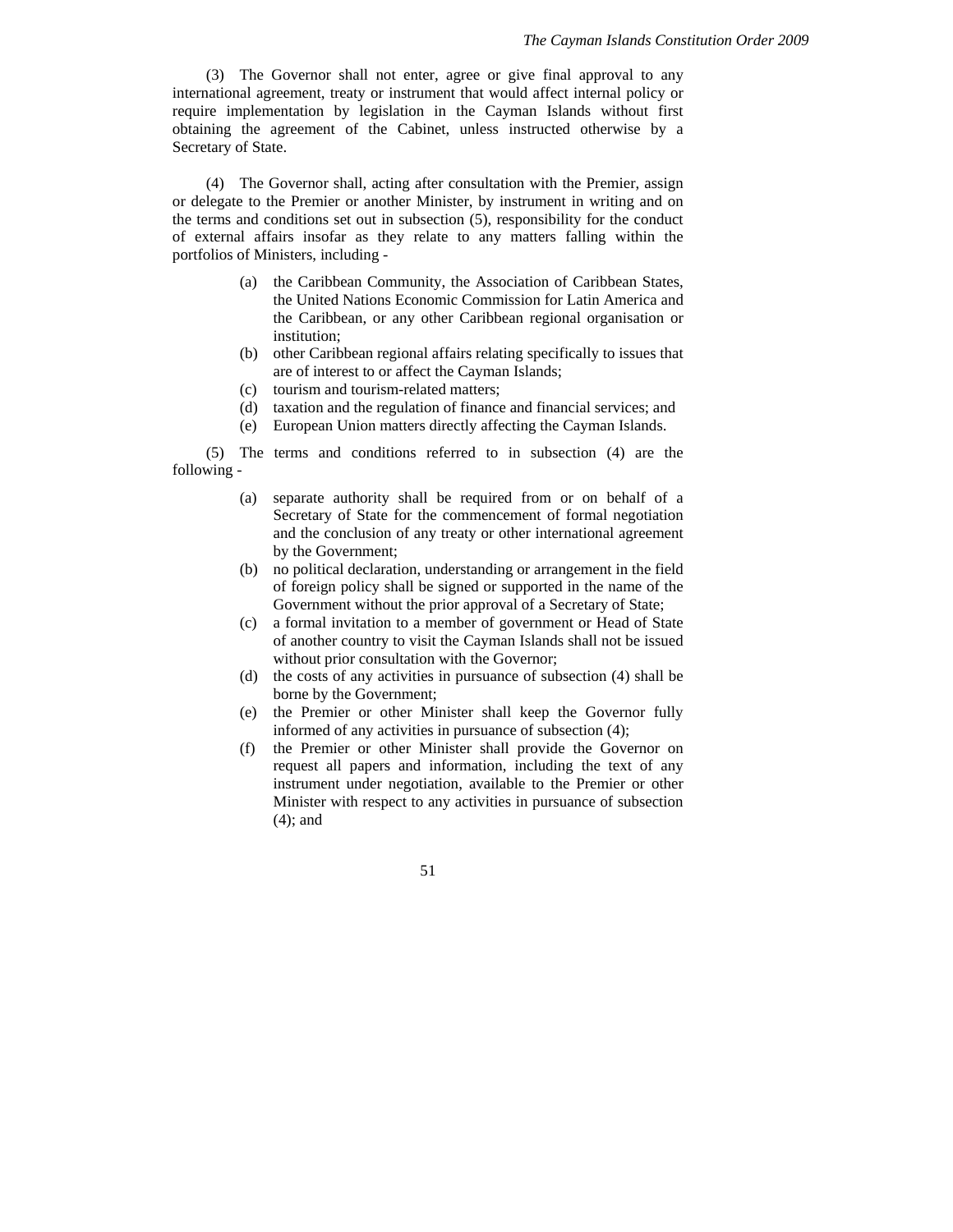(3) The Governor shall not enter, agree or give final approval to any international agreement, treaty or instrument that would affect internal policy or require implementation by legislation in the Cayman Islands without first obtaining the agreement of the Cabinet, unless instructed otherwise by a Secretary of State.

(4) The Governor shall, acting after consultation with the Premier, assign or delegate to the Premier or another Minister, by instrument in writing and on the terms and conditions set out in subsection (5), responsibility for the conduct of external affairs insofar as they relate to any matters falling within the portfolios of Ministers, including -

- (a) the Caribbean Community, the Association of Caribbean States, the United Nations Economic Commission for Latin America and the Caribbean, or any other Caribbean regional organisation or institution;
- (b) other Caribbean regional affairs relating specifically to issues that are of interest to or affect the Cayman Islands;
- (c) tourism and tourism-related matters;
- (d) taxation and the regulation of finance and financial services; and
- (e) European Union matters directly affecting the Cayman Islands.

(5) The terms and conditions referred to in subsection (4) are the following -

- (a) separate authority shall be required from or on behalf of a Secretary of State for the commencement of formal negotiation and the conclusion of any treaty or other international agreement by the Government;
- (b) no political declaration, understanding or arrangement in the field of foreign policy shall be signed or supported in the name of the Government without the prior approval of a Secretary of State;
- (c) a formal invitation to a member of government or Head of State of another country to visit the Cayman Islands shall not be issued without prior consultation with the Governor;
- (d) the costs of any activities in pursuance of subsection (4) shall be borne by the Government;
- (e) the Premier or other Minister shall keep the Governor fully informed of any activities in pursuance of subsection (4);
- (f) the Premier or other Minister shall provide the Governor on request all papers and information, including the text of any instrument under negotiation, available to the Premier or other Minister with respect to any activities in pursuance of subsection (4); and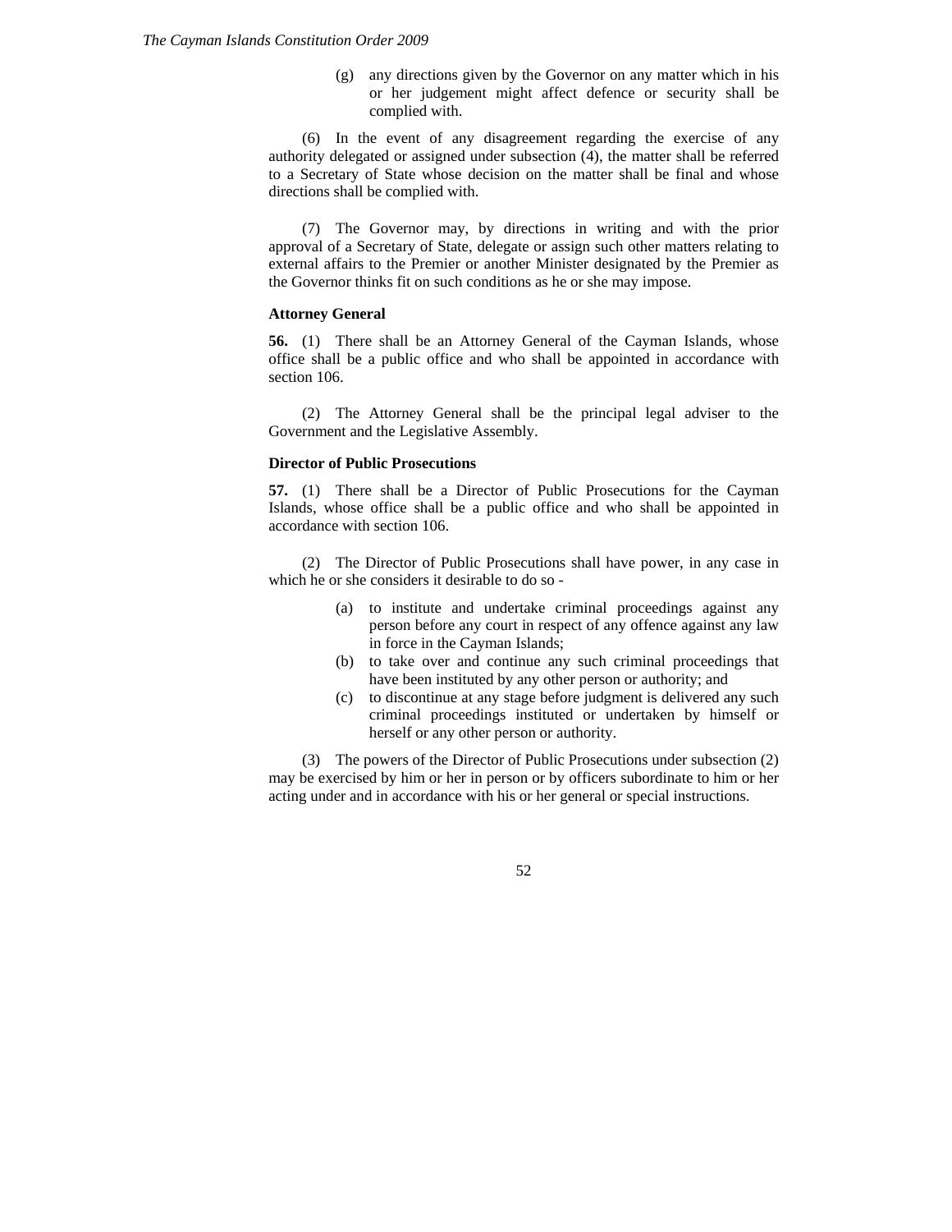(g) any directions given by the Governor on any matter which in his or her judgement might affect defence or security shall be complied with.

(6) In the event of any disagreement regarding the exercise of any authority delegated or assigned under subsection (4), the matter shall be referred to a Secretary of State whose decision on the matter shall be final and whose directions shall be complied with.

(7) The Governor may, by directions in writing and with the prior approval of a Secretary of State, delegate or assign such other matters relating to external affairs to the Premier or another Minister designated by the Premier as the Governor thinks fit on such conditions as he or she may impose.

**Attorney General**

**56.** (1) There shall be an Attorney General of the Cayman Islands, whose office shall be a public office and who shall be appointed in accordance with section 106.

(2) The Attorney General shall be the principal legal adviser to the Government and the Legislative Assembly.

**Director of Public Prosecutions**

**57.** (1) There shall be a Director of Public Prosecutions for the Cayman Islands, whose office shall be a public office and who shall be appointed in accordance with section 106.

(2) The Director of Public Prosecutions shall have power, in any case in which he or she considers it desirable to do so -

(a) to institute and undertake criminal proceedings against any person before any court in respect of any offence against any law in force in the Cayman Islands;

(b) to take over and continue any such criminal proceedings that have been instituted by any other person or authority; and

(c) to discontinue at any stage before judgment is delivered any such criminal proceedings instituted or undertaken by himself or herself or any other person or authority.

(3) The powers of the Director of Public Prosecutions under subsection (2) may be exercised by him or her in person or by officers subordinate to him or her acting under and in accordance with his or her general or special instructions.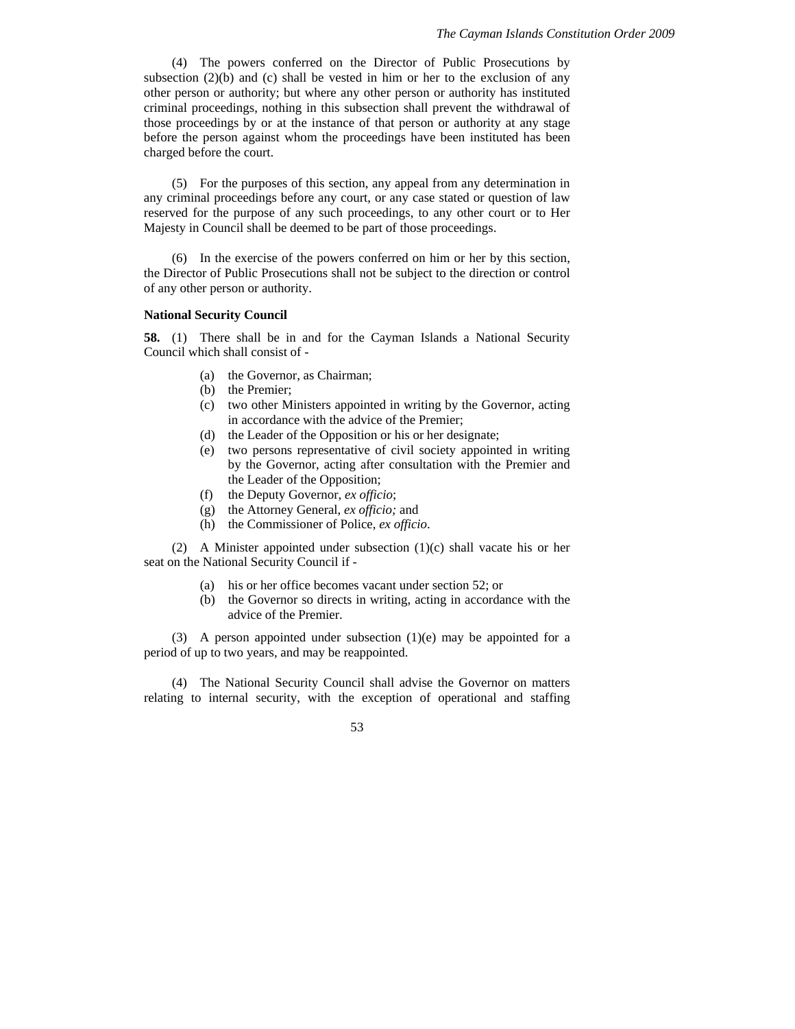(4) The powers conferred on the Director of Public Prosecutions by subsection (2)(b) and (c) shall be vested in him or her to the exclusion of any other person or authority; but where any other person or authority has instituted criminal proceedings, nothing in this subsection shall prevent the withdrawal of those proceedings by or at the instance of that person or authority at any stage before the person against whom the proceedings have been instituted has been charged before the court.

(5) For the purposes of this section, any appeal from any determination in any criminal proceedings before any court, or any case stated or question of law reserved for the purpose of any such proceedings, to any other court or to Her Majesty in Council shall be deemed to be part of those proceedings.

(6) In the exercise of the powers conferred on him or her by this section, the Director of Public Prosecutions shall not be subject to the direction or control of any other person or authority.

**National Security Council**

**58.** (1) There shall be in and for the Cayman Islands a National Security Council which shall consist of -

- (a) the Governor, as Chairman;
- (b) the Premier;
- (c) two other Ministers appointed in writing by the Governor, acting in accordance with the advice of the Premier;
- (d) the Leader of the Opposition or his or her designate;
- (e) two persons representative of civil society appointed in writing by the Governor, acting after consultation with the Premier and the Leader of the Opposition;
- (f) the Deputy Governor, *ex officio*;
- (g) the Attorney General, *ex officio;* and
- (h) the Commissioner of Police, *ex officio*.

(2) A Minister appointed under subsection (1)(c) shall vacate his or her seat on the National Security Council if -

- (a) his or her office becomes vacant under section 52; or
- (b) the Governor so directs in writing, acting in accordance with the advice of the Premier.

(3) A person appointed under subsection (1)(e) may be appointed for a period of up to two years, and may be reappointed.

(4) The National Security Council shall advise the Governor on matters relating to internal security, with the exception of operational and staffing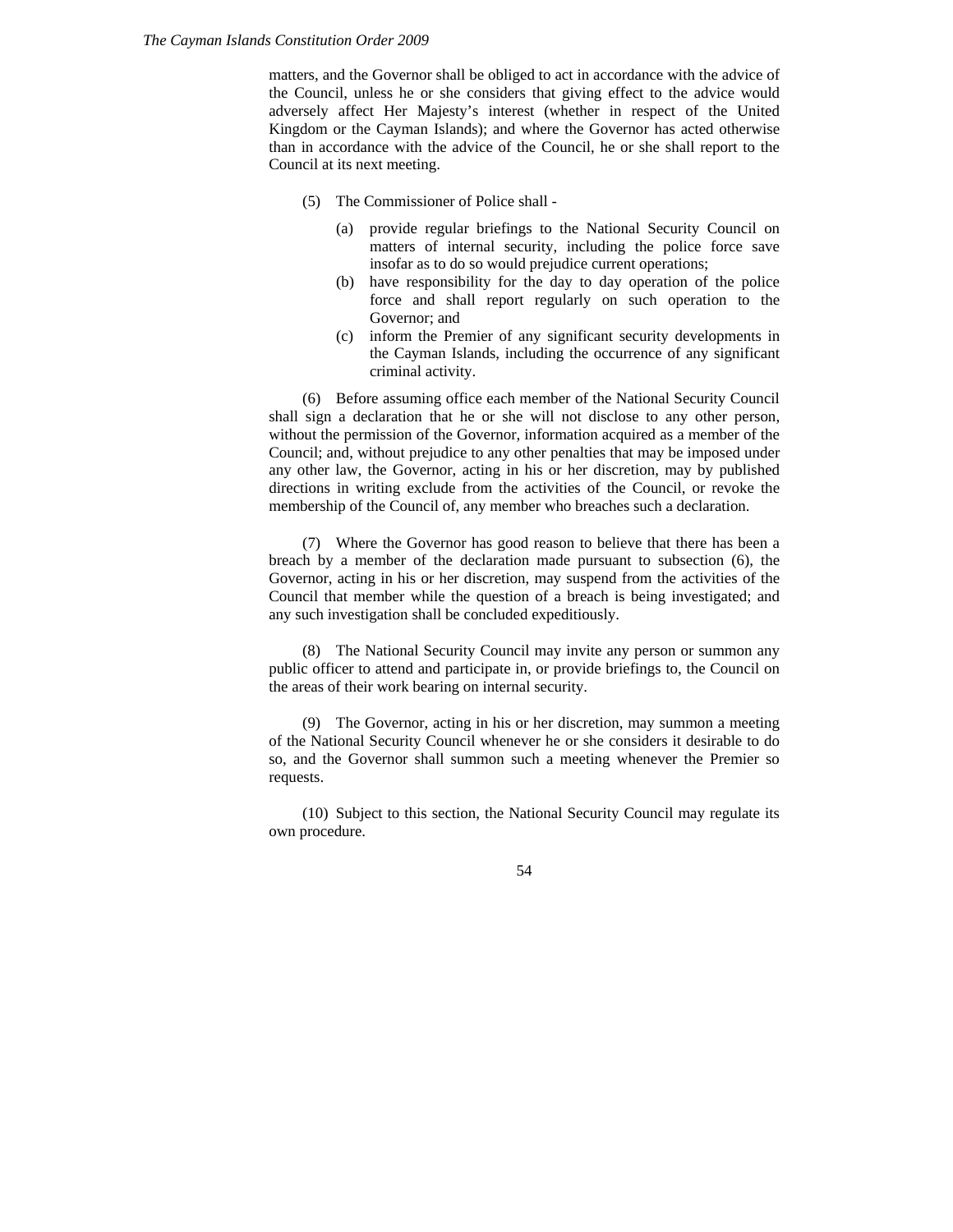matters, and the Governor shall be obliged to act in accordance with the advice of the Council, unless he or she considers that giving effect to the advice would adversely affect Her Majesty's interest (whether in respect of the United Kingdom or the Cayman Islands); and where the Governor has acted otherwise than in accordance with the advice of the Council, he or she shall report to the Council at its next meeting.

(5) The Commissioner of Police shall -

- (a) provide regular briefings to the National Security Council on matters of internal security, including the police force save insofar as to do so would prejudice current operations;
- (b) have responsibility for the day to day operation of the police force and shall report regularly on such operation to the Governor; and
- (c) inform the Premier of any significant security developments in the Cayman Islands, including the occurrence of any significant criminal activity.

(6) Before assuming office each member of the National Security Council shall sign a declaration that he or she will not disclose to any other person, without the permission of the Governor, information acquired as a member of the Council; and, without prejudice to any other penalties that may be imposed under any other law, the Governor, acting in his or her discretion, may by published directions in writing exclude from the activities of the Council, or revoke the membership of the Council of, any member who breaches such a declaration.

(7) Where the Governor has good reason to believe that there has been a breach by a member of the declaration made pursuant to subsection (6), the Governor, acting in his or her discretion, may suspend from the activities of the Council that member while the question of a breach is being investigated; and any such investigation shall be concluded expeditiously.

(8) The National Security Council may invite any person or summon any public officer to attend and participate in, or provide briefings to, the Council on the areas of their work bearing on internal security.

(9) The Governor, acting in his or her discretion, may summon a meeting of the National Security Council whenever he or she considers it desirable to do so, and the Governor shall summon such a meeting whenever the Premier so requests.

(10) Subject to this section, the National Security Council may regulate its own procedure.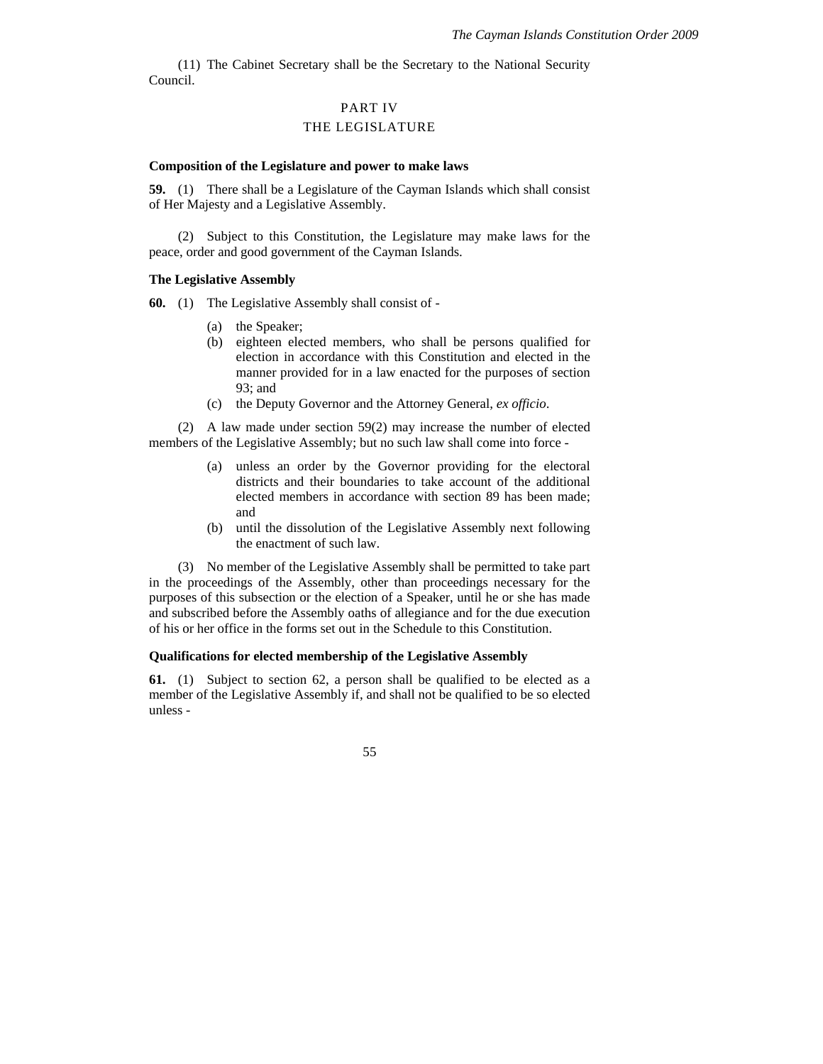(11) The Cabinet Secretary shall be the Secretary to the National Security Council.

## PART IV

## THE LEGISLATURE

### Composition of the Legislature and power to make laws

**59.** (1) There shall be a Legislature of the Cayman Islands which shall consist of Her Majesty and a Legislative Assembly.

(2) Subject to this Constitution, the Legislature may make laws for the peace, order and good government of the Cayman Islands.

### The Legislative Assembly

**60.** (1) The Legislative Assembly shall consist of -

- (a) the Speaker;
- (b) eighteen elected members, who shall be persons qualified for election in accordance with this Constitution and elected in the manner provided for in a law enacted for the purposes of section 93; and
- (c) the Deputy Governor and the Attorney General, *ex officio*.

(2) A law made under section 59(2) may increase the number of elected members of the Legislative Assembly; but no such law shall come into force -

- (a) unless an order by the Governor providing for the electoral districts and their boundaries to take account of the additional elected members in accordance with section 89 has been made; and
- (b) until the dissolution of the Legislative Assembly next following the enactment of such law.

(3) No member of the Legislative Assembly shall be permitted to take part in the proceedings of the Assembly, other than proceedings necessary for the purposes of this subsection or the election of a Speaker, until he or she has made and subscribed before the Assembly oaths of allegiance and for the due execution of his or her office in the forms set out in the Schedule to this Constitution.

### Qualifications for elected membership of the Legislative Assembly

**61.** (1) Subject to section 62, a person shall be qualified to be elected as a member of the Legislative Assembly if, and shall not be qualified to be so elected unless -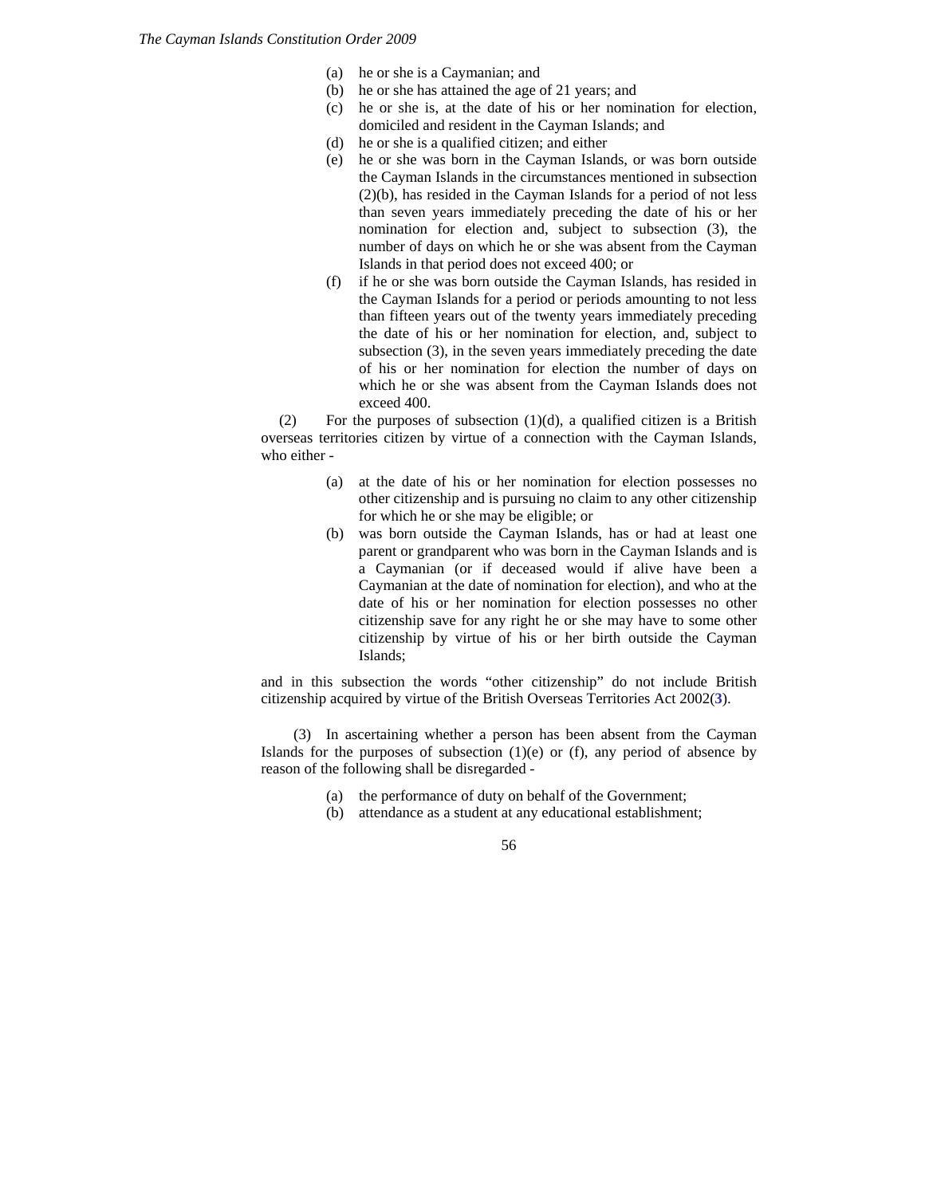(a) he or she is a Caymanian; and

(b) he or she has attained the age of 21 years; and

(c) he or she is, at the date of his or her nomination for election, domiciled and resident in the Cayman Islands; and

(d) he or she is a qualified citizen; and either

(e) he or she was born in the Cayman Islands, or was born outside the Cayman Islands in the circumstances mentioned in subsection (2)(b), has resided in the Cayman Islands for a period of not less than seven years immediately preceding the date of his or her nomination for election and, subject to subsection (3), the number of days on which he or she was absent from the Cayman Islands in that period does not exceed 400; or

(f) if he or she was born outside the Cayman Islands, has resided in the Cayman Islands for a period or periods amounting to not less than fifteen years out of the twenty years immediately preceding the date of his or her nomination for election, and, subject to subsection (3), in the seven years immediately preceding the date of his or her nomination for election the number of days on which he or she was absent from the Cayman Islands does not exceed 400.

(2) For the purposes of subsection (1)(d), a qualified citizen is a British overseas territories citizen by virtue of a connection with the Cayman Islands, who either -

(a) at the date of his or her nomination for election possesses no other citizenship and is pursuing no claim to any other citizenship for which he or she may be eligible; or

(b) was born outside the Cayman Islands, has or had at least one parent or grandparent who was born in the Cayman Islands and is a Caymanian (or if deceased would if alive have been a Caymanian at the date of nomination for election), and who at the date of his or her nomination for election possesses no other citizenship save for any right he or she may have to some other citizenship by virtue of his or her birth outside the Cayman Islands;

and in this subsection the words "other citizenship" do not include British citizenship acquired by virtue of the British Overseas Territories Act 2002(3).

(3) In ascertaining whether a person has been absent from the Cayman Islands for the purposes of subsection (1)(e) or (f), any period of absence by reason of the following shall be disregarded -

(a) the performance of duty on behalf of the Government;

(b) attendance as a student at any educational establishment;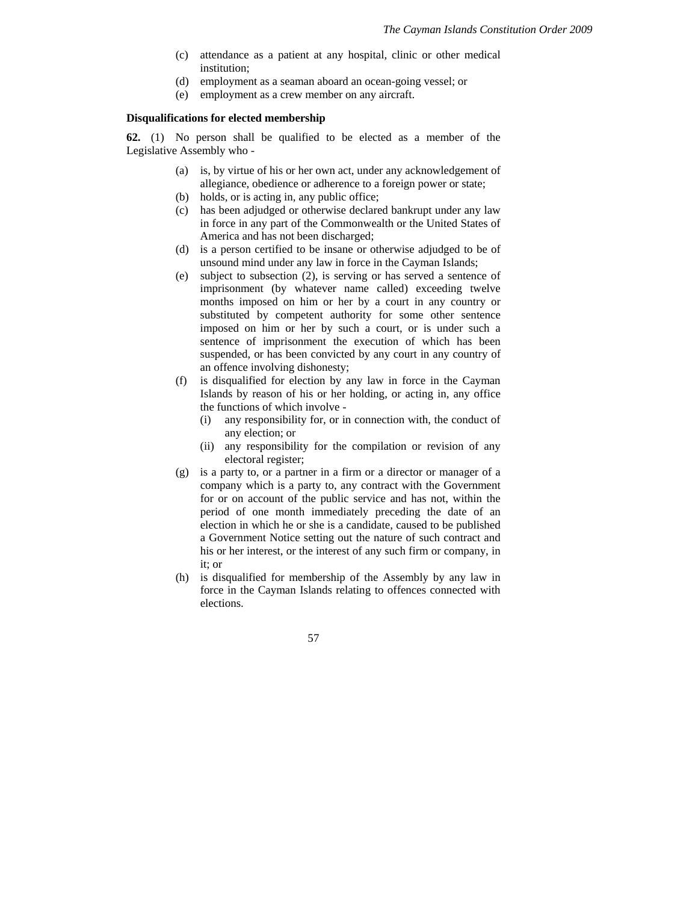(c) attendance as a patient at any hospital, clinic or other medical institution;

(d) employment as a seaman aboard an ocean-going vessel; or

(e) employment as a crew member on any aircraft.

**Disqualifications for elected membership**

**62.** (1) No person shall be qualified to be elected as a member of the Legislative Assembly who -

(a) is, by virtue of his or her own act, under any acknowledgement of allegiance, obedience or adherence to a foreign power or state;

(b) holds, or is acting in, any public office;

(c) has been adjudged or otherwise declared bankrupt under any law in force in any part of the Commonwealth or the United States of America and has not been discharged;

(d) is a person certified to be insane or otherwise adjudged to be of unsound mind under any law in force in the Cayman Islands;

(e) subject to subsection (2), is serving or has served a sentence of imprisonment (by whatever name called) exceeding twelve months imposed on him or her by a court in any country or substituted by competent authority for some other sentence imposed on him or her by such a court, or is under such a sentence of imprisonment the execution of which has been suspended, or has been convicted by any court in any country of an offence involving dishonesty;

(f) is disqualified for election by any law in force in the Cayman Islands by reason of his or her holding, or acting in, any office the functions of which involve -

  (i) any responsibility for, or in connection with, the conduct of any election; or

  (ii) any responsibility for the compilation or revision of any electoral register;

(g) is a party to, or a partner in a firm or a director or manager of a company which is a party to, any contract with the Government for or on account of the public service and has not, within the period of one month immediately preceding the date of an election in which he or she is a candidate, caused to be published a Government Notice setting out the nature of such contract and his or her interest, or the interest of any such firm or company, in it; or

(h) is disqualified for membership of the Assembly by any law in force in the Cayman Islands relating to offences connected with elections.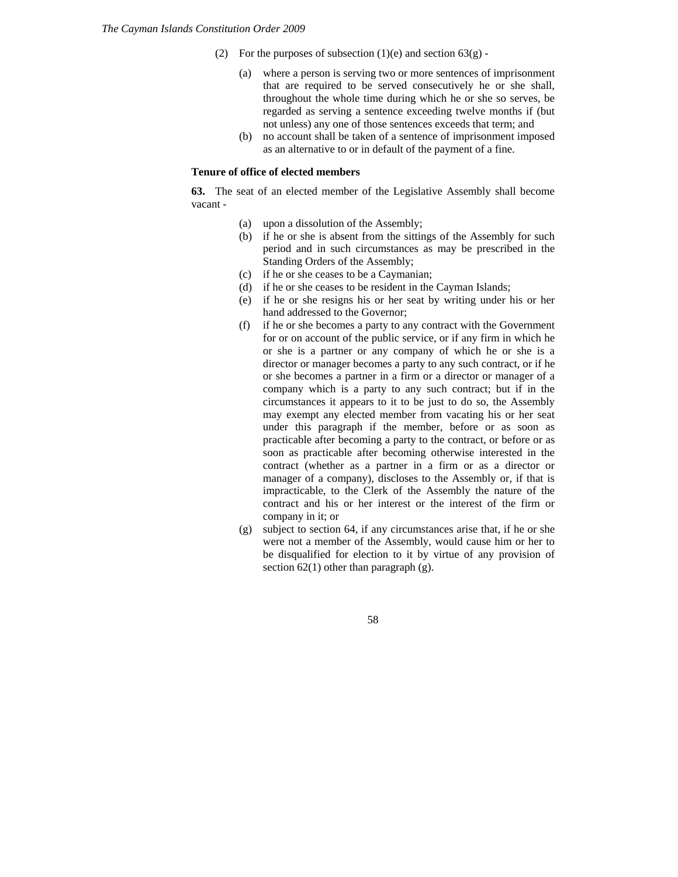(2) For the purposes of subsection (1)(e) and section 63(g) -

(a) where a person is serving two or more sentences of imprisonment that are required to be served consecutively he or she shall, throughout the whole time during which he or she so serves, be regarded as serving a sentence exceeding twelve months if (but not unless) any one of those sentences exceeds that term; and

(b) no account shall be taken of a sentence of imprisonment imposed as an alternative to or in default of the payment of a fine.

**Tenure of office of elected members**

**63.** The seat of an elected member of the Legislative Assembly shall become vacant -

(a) upon a dissolution of the Assembly;

(b) if he or she is absent from the sittings of the Assembly for such period and in such circumstances as may be prescribed in the Standing Orders of the Assembly;

(c) if he or she ceases to be a Caymanian;

(d) if he or she ceases to be resident in the Cayman Islands;

(e) if he or she resigns his or her seat by writing under his or her hand addressed to the Governor;

(f) if he or she becomes a party to any contract with the Government for or on account of the public service, or if any firm in which he or she is a partner or any company of which he or she is a director or manager becomes a party to any such contract, or if he or she becomes a partner in a firm or a director or manager of a company which is a party to any such contract; but if in the circumstances it appears to it to be just to do so, the Assembly may exempt any elected member from vacating his or her seat under this paragraph if the member, before or as soon as practicable after becoming a party to the contract, or before or as soon as practicable after becoming otherwise interested in the contract (whether as a partner in a firm or as a director or manager of a company), discloses to the Assembly or, if that is impracticable, to the Clerk of the Assembly the nature of the contract and his or her interest or the interest of the firm or company in it; or

(g) subject to section 64, if any circumstances arise that, if he or she were not a member of the Assembly, would cause him or her to be disqualified for election to it by virtue of any provision of section 62(1) other than paragraph (g).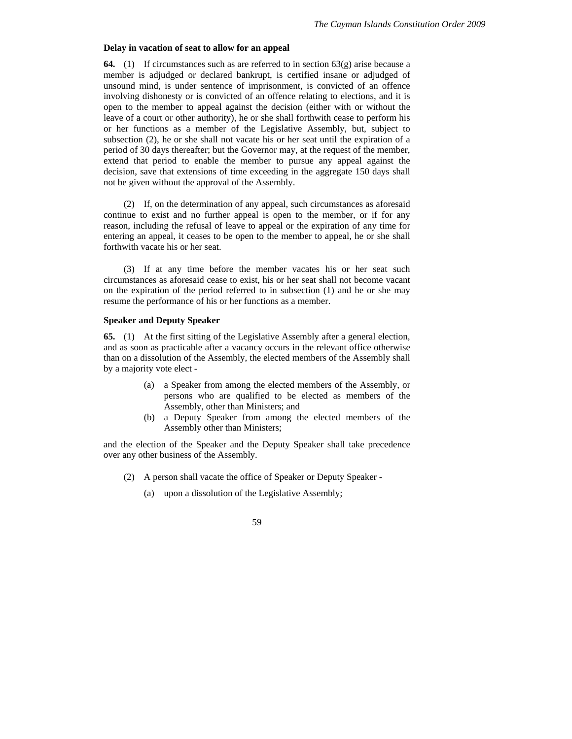**Delay in vacation of seat to allow for an appeal**

**64.** (1) If circumstances such as are referred to in section 63(g) arise because a member is adjudged or declared bankrupt, is certified insane or adjudged of unsound mind, is under sentence of imprisonment, is convicted of an offence involving dishonesty or is convicted of an offence relating to elections, and it is open to the member to appeal against the decision (either with or without the leave of a court or other authority), he or she shall forthwith cease to perform his or her functions as a member of the Legislative Assembly, but, subject to subsection (2), he or she shall not vacate his or her seat until the expiration of a period of 30 days thereafter; but the Governor may, at the request of the member, extend that period to enable the member to pursue any appeal against the decision, save that extensions of time exceeding in the aggregate 150 days shall not be given without the approval of the Assembly.

(2) If, on the determination of any appeal, such circumstances as aforesaid continue to exist and no further appeal is open to the member, or if for any reason, including the refusal of leave to appeal or the expiration of any time for entering an appeal, it ceases to be open to the member to appeal, he or she shall forthwith vacate his or her seat.

(3) If at any time before the member vacates his or her seat such circumstances as aforesaid cease to exist, his or her seat shall not become vacant on the expiration of the period referred to in subsection (1) and he or she may resume the performance of his or her functions as a member.

**Speaker and Deputy Speaker**

**65.** (1) At the first sitting of the Legislative Assembly after a general election, and as soon as practicable after a vacancy occurs in the relevant office otherwise than on a dissolution of the Assembly, the elected members of the Assembly shall by a majority vote elect -

(a) a Speaker from among the elected members of the Assembly, or persons who are qualified to be elected as members of the Assembly, other than Ministers; and

(b) a Deputy Speaker from among the elected members of the Assembly other than Ministers;

and the election of the Speaker and the Deputy Speaker shall take precedence over any other business of the Assembly.

(2) A person shall vacate the office of Speaker or Deputy Speaker -

(a) upon a dissolution of the Legislative Assembly;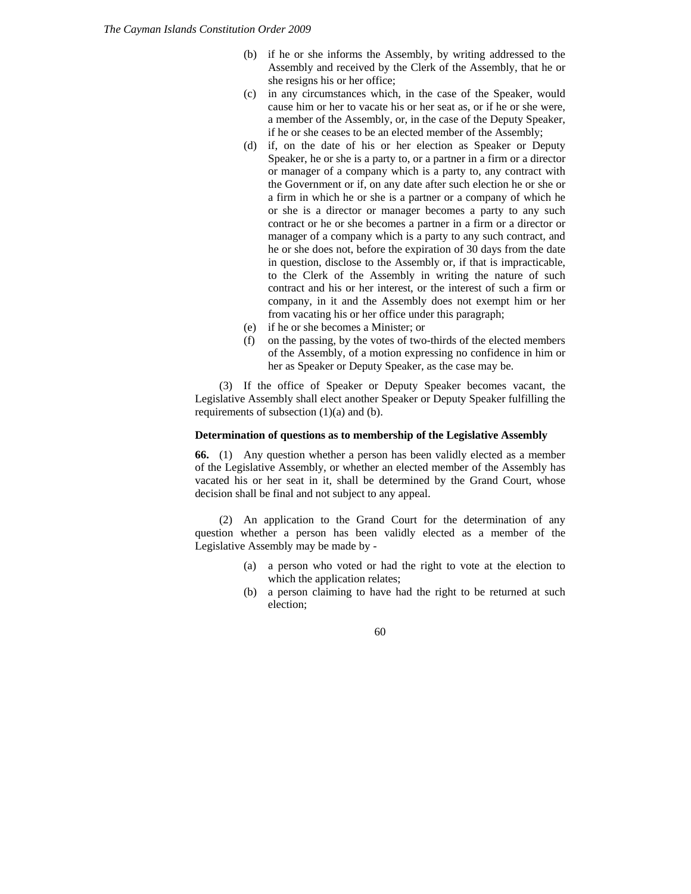(b) if he or she informs the Assembly, by writing addressed to the Assembly and received by the Clerk of the Assembly, that he or she resigns his or her office;

(c) in any circumstances which, in the case of the Speaker, would cause him or her to vacate his or her seat as, or if he or she were, a member of the Assembly, or, in the case of the Deputy Speaker, if he or she ceases to be an elected member of the Assembly;

(d) if, on the date of his or her election as Speaker or Deputy Speaker, he or she is a party to, or a partner in a firm or a director or manager of a company which is a party to, any contract with the Government or if, on any date after such election he or she or a firm in which he or she is a partner or a company of which he or she is a director or manager becomes a party to any such contract or he or she becomes a partner in a firm or a director or manager of a company which is a party to any such contract, and he or she does not, before the expiration of 30 days from the date in question, disclose to the Assembly or, if that is impracticable, to the Clerk of the Assembly in writing the nature of such contract and his or her interest, or the interest of such a firm or company, in it and the Assembly does not exempt him or her from vacating his or her office under this paragraph;

(e) if he or she becomes a Minister; or

(f) on the passing, by the votes of two-thirds of the elected members of the Assembly, of a motion expressing no confidence in him or her as Speaker or Deputy Speaker, as the case may be.

(3) If the office of Speaker or Deputy Speaker becomes vacant, the Legislative Assembly shall elect another Speaker or Deputy Speaker fulfilling the requirements of subsection (1)(a) and (b).

**Determination of questions as to membership of the Legislative Assembly**

**66.** (1) Any question whether a person has been validly elected as a member of the Legislative Assembly, or whether an elected member of the Assembly has vacated his or her seat in it, shall be determined by the Grand Court, whose decision shall be final and not subject to any appeal.

(2) An application to the Grand Court for the determination of any question whether a person has been validly elected as a member of the Legislative Assembly may be made by -

(a) a person who voted or had the right to vote at the election to which the application relates;

(b) a person claiming to have had the right to be returned at such election;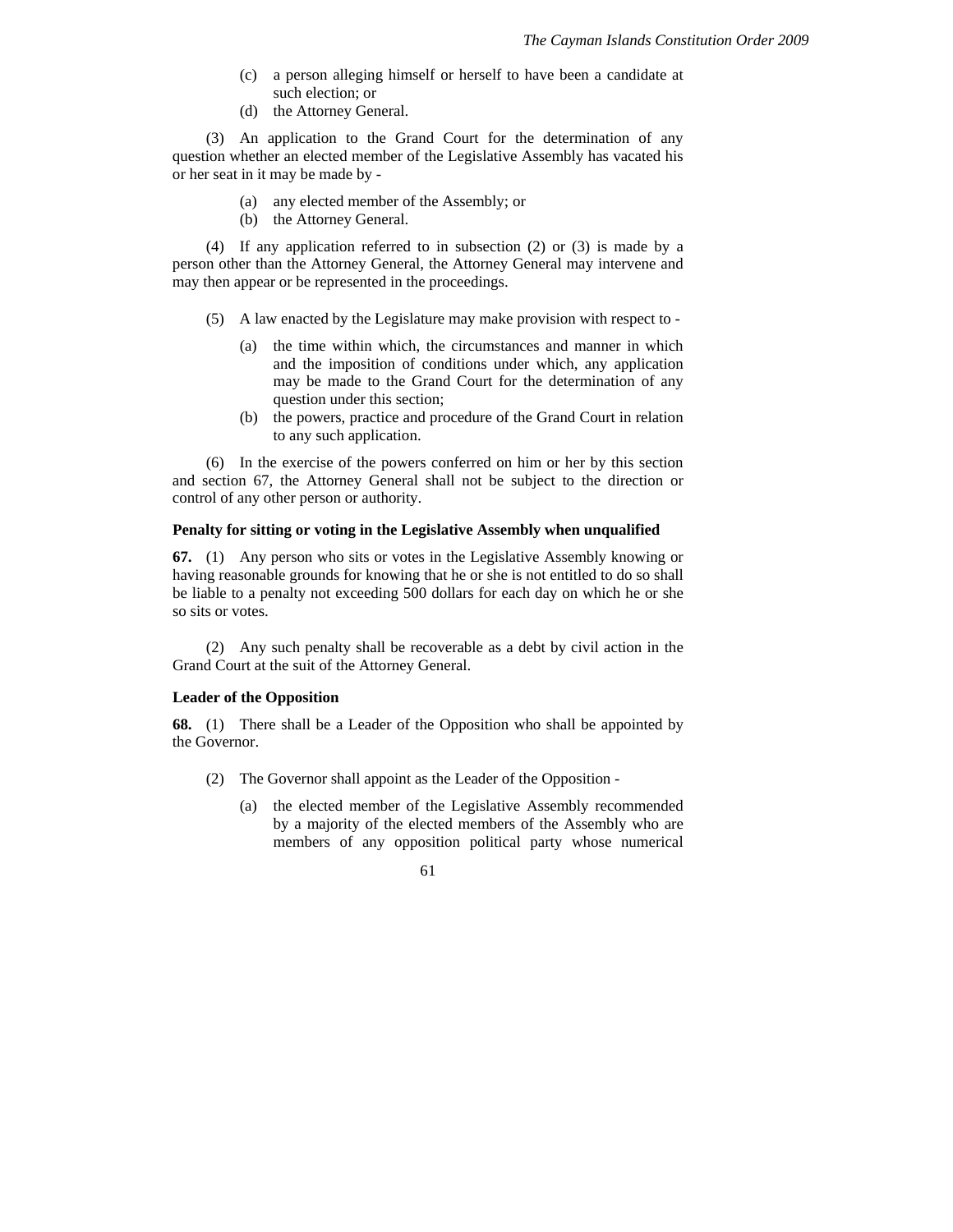(c) a person alleging himself or herself to have been a candidate at such election; or
(d) the Attorney General.

(3) An application to the Grand Court for the determination of any question whether an elected member of the Legislative Assembly has vacated his or her seat in it may be made by -

(a) any elected member of the Assembly; or
(b) the Attorney General.

(4) If any application referred to in subsection (2) or (3) is made by a person other than the Attorney General, the Attorney General may intervene and may then appear or be represented in the proceedings.

(5) A law enacted by the Legislature may make provision with respect to -

(a) the time within which, the circumstances and manner in which and the imposition of conditions under which, any application may be made to the Grand Court for the determination of any question under this section;
(b) the powers, practice and procedure of the Grand Court in relation to any such application.

(6) In the exercise of the powers conferred on him or her by this section and section 67, the Attorney General shall not be subject to the direction or control of any other person or authority.

**Penalty for sitting or voting in the Legislative Assembly when unqualified**

**67.** (1) Any person who sits or votes in the Legislative Assembly knowing or having reasonable grounds for knowing that he or she is not entitled to do so shall be liable to a penalty not exceeding 500 dollars for each day on which he or she so sits or votes.

(2) Any such penalty shall be recoverable as a debt by civil action in the Grand Court at the suit of the Attorney General.

**Leader of the Opposition**

**68.** (1) There shall be a Leader of the Opposition who shall be appointed by the Governor.

(2) The Governor shall appoint as the Leader of the Opposition -

(a) the elected member of the Legislative Assembly recommended by a majority of the elected members of the Assembly who are members of any opposition political party whose numerical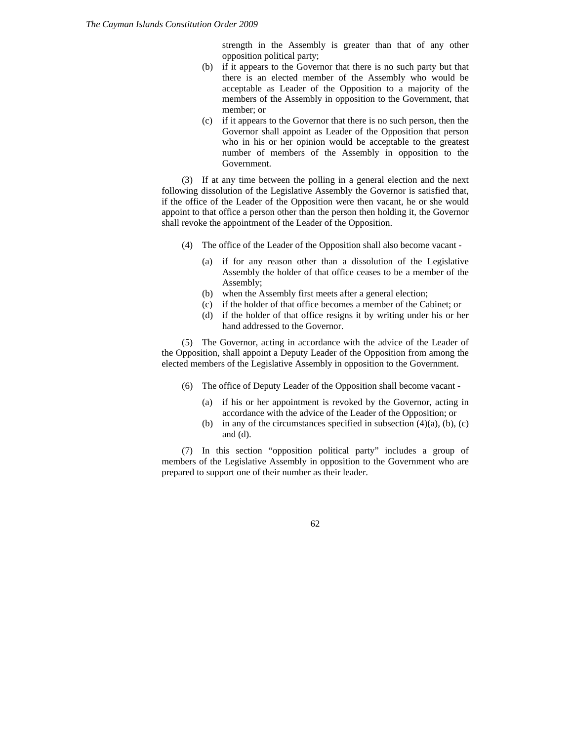strength in the Assembly is greater than that of any other opposition political party;

(b) if it appears to the Governor that there is no such party but that there is an elected member of the Assembly who would be acceptable as Leader of the Opposition to a majority of the members of the Assembly in opposition to the Government, that member; or

(c) if it appears to the Governor that there is no such person, then the Governor shall appoint as Leader of the Opposition that person who in his or her opinion would be acceptable to the greatest number of members of the Assembly in opposition to the Government.

(3) If at any time between the polling in a general election and the next following dissolution of the Legislative Assembly the Governor is satisfied that, if the office of the Leader of the Opposition were then vacant, he or she would appoint to that office a person other than the person then holding it, the Governor shall revoke the appointment of the Leader of the Opposition.

(4) The office of the Leader of the Opposition shall also become vacant -

(a) if for any reason other than a dissolution of the Legislative Assembly the holder of that office ceases to be a member of the Assembly;
(b) when the Assembly first meets after a general election;
(c) if the holder of that office becomes a member of the Cabinet; or
(d) if the holder of that office resigns it by writing under his or her hand addressed to the Governor.

(5) The Governor, acting in accordance with the advice of the Leader of the Opposition, shall appoint a Deputy Leader of the Opposition from among the elected members of the Legislative Assembly in opposition to the Government.

(6) The office of Deputy Leader of the Opposition shall become vacant -

(a) if his or her appointment is revoked by the Governor, acting in accordance with the advice of the Leader of the Opposition; or
(b) in any of the circumstances specified in subsection (4)(a), (b), (c) and (d).

(7) In this section "opposition political party" includes a group of members of the Legislative Assembly in opposition to the Government who are prepared to support one of their number as their leader.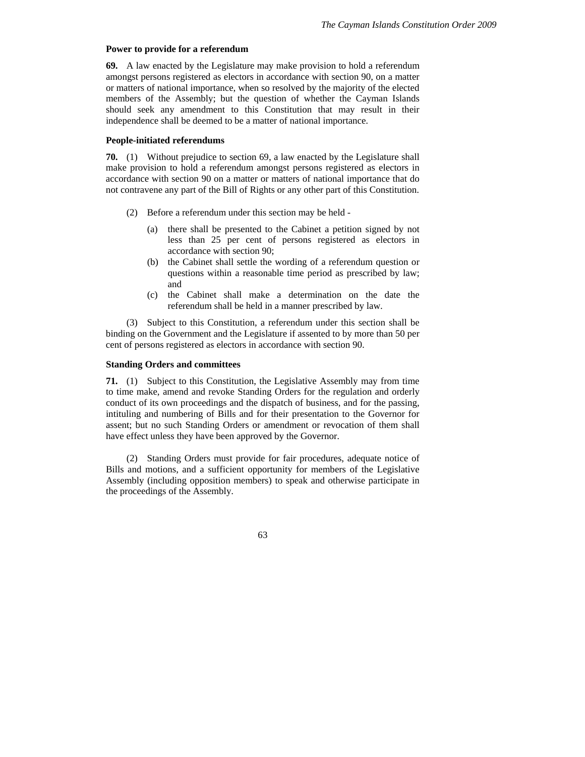**Power to provide for a referendum**

**69.** A law enacted by the Legislature may make provision to hold a referendum amongst persons registered as electors in accordance with section 90, on a matter or matters of national importance, when so resolved by the majority of the elected members of the Assembly; but the question of whether the Cayman Islands should seek any amendment to this Constitution that may result in their independence shall be deemed to be a matter of national importance.

**People-initiated referendums**

**70.** (1) Without prejudice to section 69, a law enacted by the Legislature shall make provision to hold a referendum amongst persons registered as electors in accordance with section 90 on a matter or matters of national importance that do not contravene any part of the Bill of Rights or any other part of this Constitution.

(2) Before a referendum under this section may be held -

- (a) there shall be presented to the Cabinet a petition signed by not less than 25 per cent of persons registered as electors in accordance with section 90;
- (b) the Cabinet shall settle the wording of a referendum question or questions within a reasonable time period as prescribed by law; and
- (c) the Cabinet shall make a determination on the date the referendum shall be held in a manner prescribed by law.

(3) Subject to this Constitution, a referendum under this section shall be binding on the Government and the Legislature if assented to by more than 50 per cent of persons registered as electors in accordance with section 90.

**Standing Orders and committees**

**71.** (1) Subject to this Constitution, the Legislative Assembly may from time to time make, amend and revoke Standing Orders for the regulation and orderly conduct of its own proceedings and the dispatch of business, and for the passing, intituling and numbering of Bills and for their presentation to the Governor for assent; but no such Standing Orders or amendment or revocation of them shall have effect unless they have been approved by the Governor.

(2) Standing Orders must provide for fair procedures, adequate notice of Bills and motions, and a sufficient opportunity for members of the Legislative Assembly (including opposition members) to speak and otherwise participate in the proceedings of the Assembly.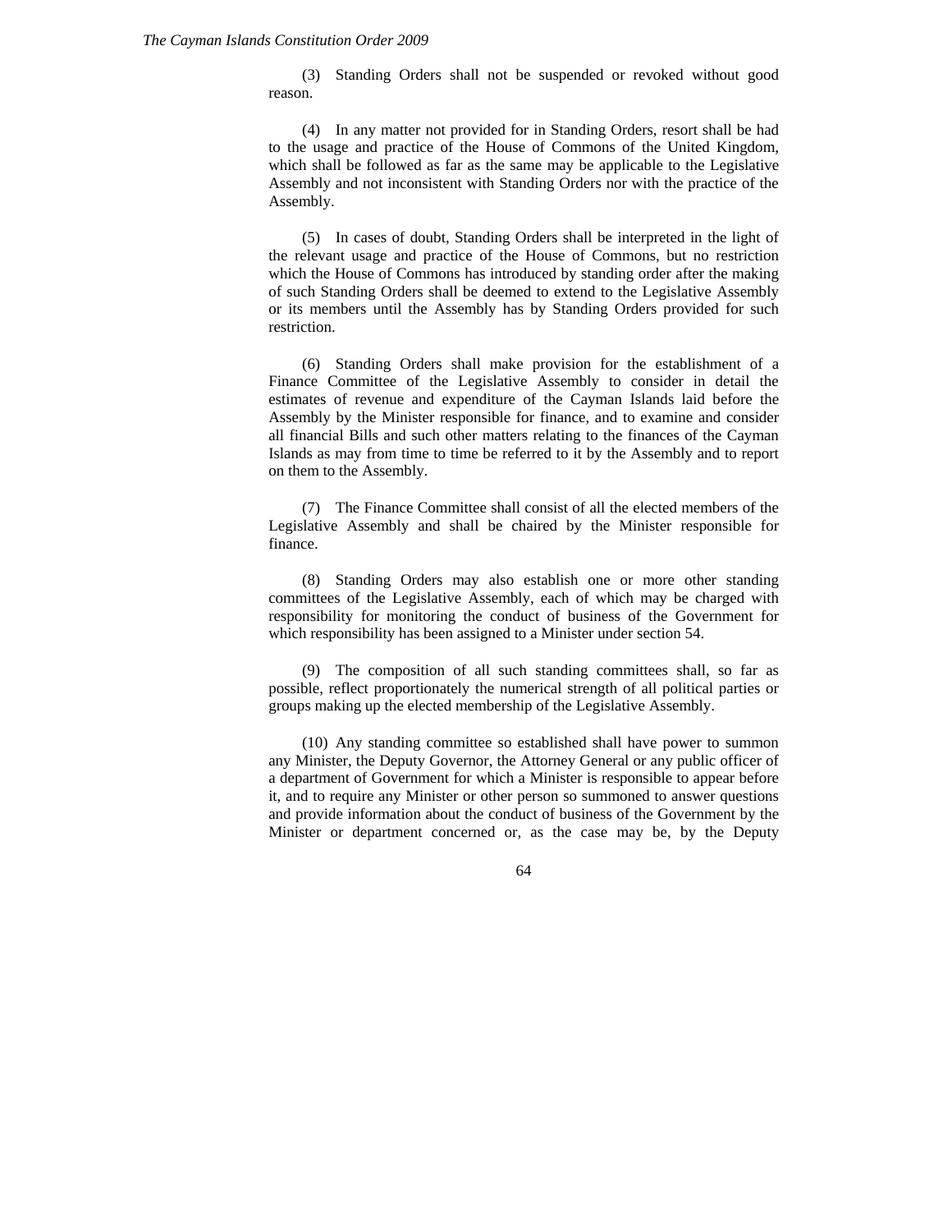(3) Standing Orders shall not be suspended or revoked without good reason.

(4) In any matter not provided for in Standing Orders, resort shall be had to the usage and practice of the House of Commons of the United Kingdom, which shall be followed as far as the same may be applicable to the Legislative Assembly and not inconsistent with Standing Orders nor with the practice of the Assembly.

(5) In cases of doubt, Standing Orders shall be interpreted in the light of the relevant usage and practice of the House of Commons, but no restriction which the House of Commons has introduced by standing order after the making of such Standing Orders shall be deemed to extend to the Legislative Assembly or its members until the Assembly has by Standing Orders provided for such restriction.

(6) Standing Orders shall make provision for the establishment of a Finance Committee of the Legislative Assembly to consider in detail the estimates of revenue and expenditure of the Cayman Islands laid before the Assembly by the Minister responsible for finance, and to examine and consider all financial Bills and such other matters relating to the finances of the Cayman Islands as may from time to time be referred to it by the Assembly and to report on them to the Assembly.

(7) The Finance Committee shall consist of all the elected members of the Legislative Assembly and shall be chaired by the Minister responsible for finance.

(8) Standing Orders may also establish one or more other standing committees of the Legislative Assembly, each of which may be charged with responsibility for monitoring the conduct of business of the Government for which responsibility has been assigned to a Minister under section 54.

(9) The composition of all such standing committees shall, so far as possible, reflect proportionately the numerical strength of all political parties or groups making up the elected membership of the Legislative Assembly.

(10) Any standing committee so established shall have power to summon any Minister, the Deputy Governor, the Attorney General or any public officer of a department of Government for which a Minister is responsible to appear before it, and to require any Minister or other person so summoned to answer questions and provide information about the conduct of business of the Government by the Minister or department concerned or, as the case may be, by the Deputy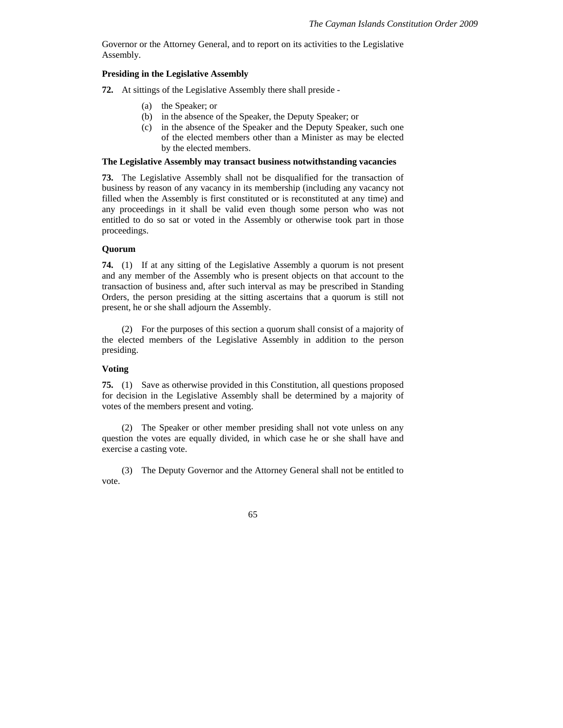Governor or the Attorney General, and to report on its activities to the Legislative Assembly.

**Presiding in the Legislative Assembly**

**72.** At sittings of the Legislative Assembly there shall preside -

(a) the Speaker; or

(b) in the absence of the Speaker, the Deputy Speaker; or

(c) in the absence of the Speaker and the Deputy Speaker, such one of the elected members other than a Minister as may be elected by the elected members.

**The Legislative Assembly may transact business notwithstanding vacancies**

**73.** The Legislative Assembly shall not be disqualified for the transaction of business by reason of any vacancy in its membership (including any vacancy not filled when the Assembly is first constituted or is reconstituted at any time) and any proceedings in it shall be valid even though some person who was not entitled to do so sat or voted in the Assembly or otherwise took part in those proceedings.

**Quorum**

**74.** (1) If at any sitting of the Legislative Assembly a quorum is not present and any member of the Assembly who is present objects on that account to the transaction of business and, after such interval as may be prescribed in Standing Orders, the person presiding at the sitting ascertains that a quorum is still not present, he or she shall adjourn the Assembly.

(2) For the purposes of this section a quorum shall consist of a majority of the elected members of the Legislative Assembly in addition to the person presiding.

**Voting**

**75.** (1) Save as otherwise provided in this Constitution, all questions proposed for decision in the Legislative Assembly shall be determined by a majority of votes of the members present and voting.

(2) The Speaker or other member presiding shall not vote unless on any question the votes are equally divided, in which case he or she shall have and exercise a casting vote.

(3) The Deputy Governor and the Attorney General shall not be entitled to vote.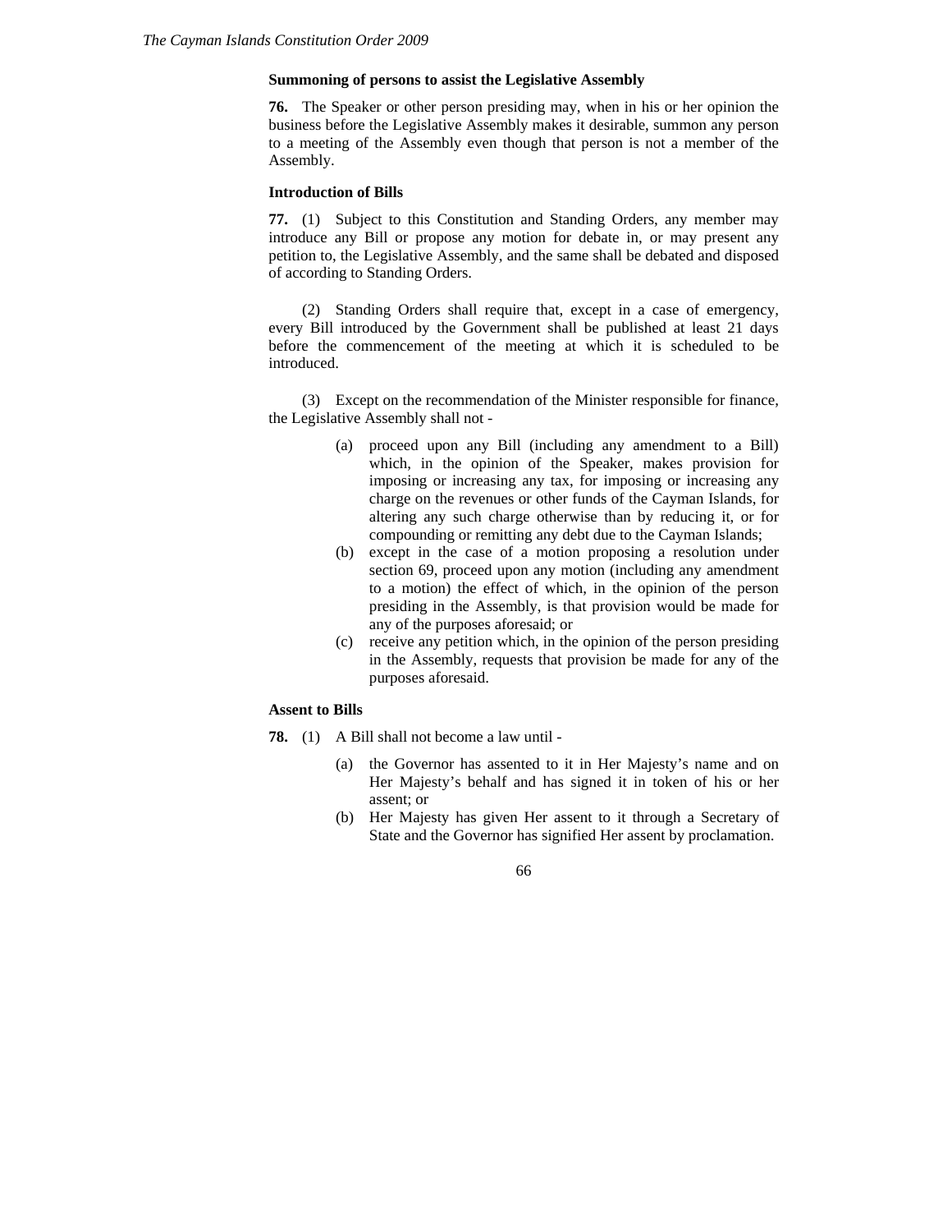**Summoning of persons to assist the Legislative Assembly**

**76.** The Speaker or other person presiding may, when in his or her opinion the business before the Legislative Assembly makes it desirable, summon any person to a meeting of the Assembly even though that person is not a member of the Assembly.

**Introduction of Bills**

**77.** (1) Subject to this Constitution and Standing Orders, any member may introduce any Bill or propose any motion for debate in, or may present any petition to, the Legislative Assembly, and the same shall be debated and disposed of according to Standing Orders.

(2) Standing Orders shall require that, except in a case of emergency, every Bill introduced by the Government shall be published at least 21 days before the commencement of the meeting at which it is scheduled to be introduced.

(3) Except on the recommendation of the Minister responsible for finance, the Legislative Assembly shall not -

(a) proceed upon any Bill (including any amendment to a Bill) which, in the opinion of the Speaker, makes provision for imposing or increasing any tax, for imposing or increasing any charge on the revenues or other funds of the Cayman Islands, for altering any such charge otherwise than by reducing it, or for compounding or remitting any debt due to the Cayman Islands;

(b) except in the case of a motion proposing a resolution under section 69, proceed upon any motion (including any amendment to a motion) the effect of which, in the opinion of the person presiding in the Assembly, is that provision would be made for any of the purposes aforesaid; or

(c) receive any petition which, in the opinion of the person presiding in the Assembly, requests that provision be made for any of the purposes aforesaid.

**Assent to Bills**

**78.** (1) A Bill shall not become a law until -

(a) the Governor has assented to it in Her Majesty's name and on Her Majesty's behalf and has signed it in token of his or her assent; or

(b) Her Majesty has given Her assent to it through a Secretary of State and the Governor has signified Her assent by proclamation.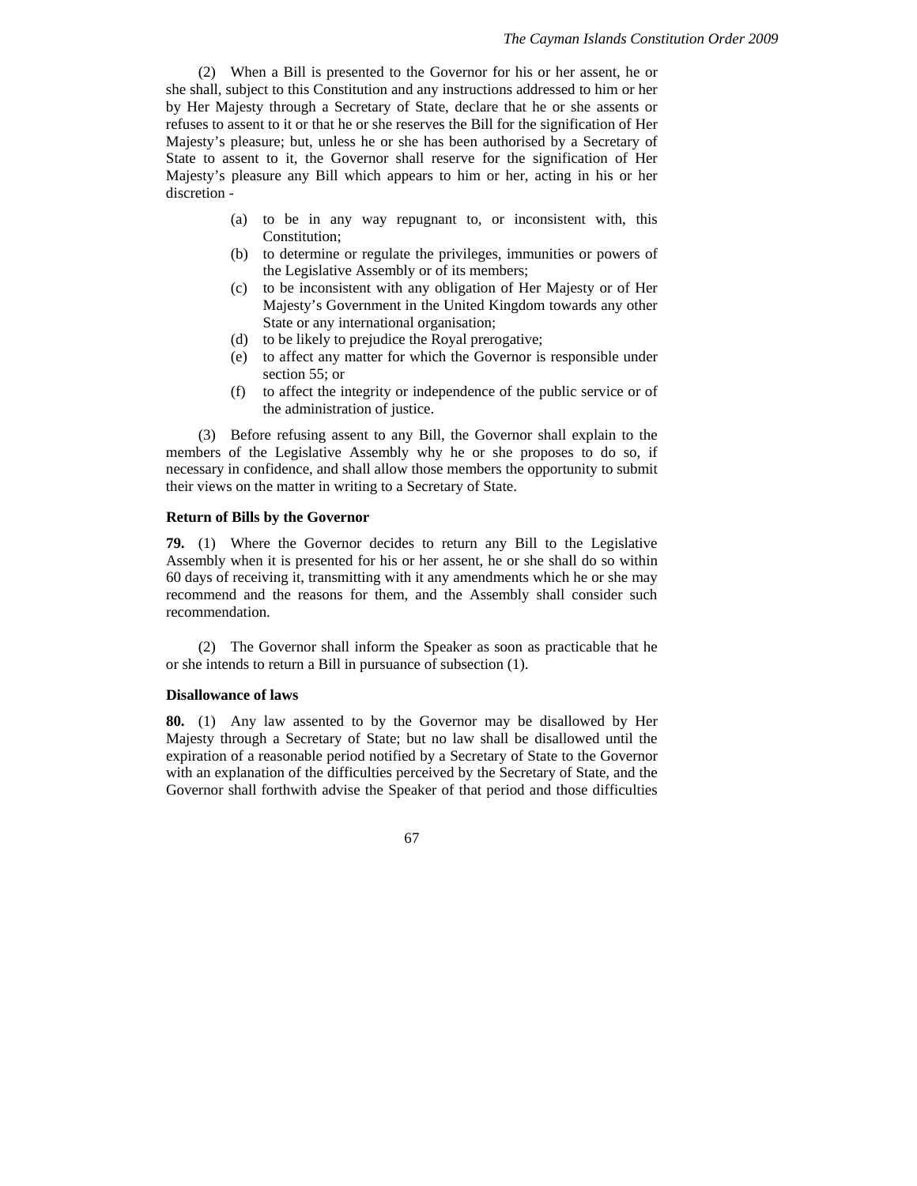(2) When a Bill is presented to the Governor for his or her assent, he or she shall, subject to this Constitution and any instructions addressed to him or her by Her Majesty through a Secretary of State, declare that he or she assents or refuses to assent to it or that he or she reserves the Bill for the signification of Her Majesty's pleasure; but, unless he or she has been authorised by a Secretary of State to assent to it, the Governor shall reserve for the signification of Her Majesty's pleasure any Bill which appears to him or her, acting in his or her discretion -

(a) to be in any way repugnant to, or inconsistent with, this Constitution;

(b) to determine or regulate the privileges, immunities or powers of the Legislative Assembly or of its members;

(c) to be inconsistent with any obligation of Her Majesty or of Her Majesty's Government in the United Kingdom towards any other State or any international organisation;

(d) to be likely to prejudice the Royal prerogative;

(e) to affect any matter for which the Governor is responsible under section 55; or

(f) to affect the integrity or independence of the public service or of the administration of justice.

(3) Before refusing assent to any Bill, the Governor shall explain to the members of the Legislative Assembly why he or she proposes to do so, if necessary in confidence, and shall allow those members the opportunity to submit their views on the matter in writing to a Secretary of State.

**Return of Bills by the Governor**

**79.** (1) Where the Governor decides to return any Bill to the Legislative Assembly when it is presented for his or her assent, he or she shall do so within 60 days of receiving it, transmitting with it any amendments which he or she may recommend and the reasons for them, and the Assembly shall consider such recommendation.

(2) The Governor shall inform the Speaker as soon as practicable that he or she intends to return a Bill in pursuance of subsection (1).

**Disallowance of laws**

**80.** (1) Any law assented to by the Governor may be disallowed by Her Majesty through a Secretary of State; but no law shall be disallowed until the expiration of a reasonable period notified by a Secretary of State to the Governor with an explanation of the difficulties perceived by the Secretary of State, and the Governor shall forthwith advise the Speaker of that period and those difficulties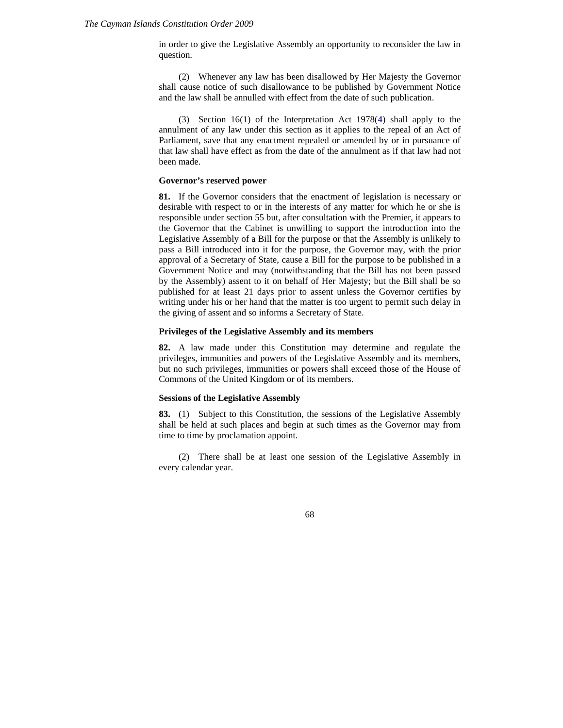in order to give the Legislative Assembly an opportunity to reconsider the law in question.

(2) Whenever any law has been disallowed by Her Majesty the Governor shall cause notice of such disallowance to be published by Government Notice and the law shall be annulled with effect from the date of such publication.

(3) Section 16(1) of the Interpretation Act 1978(4) shall apply to the annulment of any law under this section as it applies to the repeal of an Act of Parliament, save that any enactment repealed or amended by or in pursuance of that law shall have effect as from the date of the annulment as if that law had not been made.

**Governor's reserved power**

**81.** If the Governor considers that the enactment of legislation is necessary or desirable with respect to or in the interests of any matter for which he or she is responsible under section 55 but, after consultation with the Premier, it appears to the Governor that the Cabinet is unwilling to support the introduction into the Legislative Assembly of a Bill for the purpose or that the Assembly is unlikely to pass a Bill introduced into it for the purpose, the Governor may, with the prior approval of a Secretary of State, cause a Bill for the purpose to be published in a Government Notice and may (notwithstanding that the Bill has not been passed by the Assembly) assent to it on behalf of Her Majesty; but the Bill shall be so published for at least 21 days prior to assent unless the Governor certifies by writing under his or her hand that the matter is too urgent to permit such delay in the giving of assent and so informs a Secretary of State.

**Privileges of the Legislative Assembly and its members**

**82.** A law made under this Constitution may determine and regulate the privileges, immunities and powers of the Legislative Assembly and its members, but no such privileges, immunities or powers shall exceed those of the House of Commons of the United Kingdom or of its members.

**Sessions of the Legislative Assembly**

**83.** (1) Subject to this Constitution, the sessions of the Legislative Assembly shall be held at such places and begin at such times as the Governor may from time to time by proclamation appoint.

(2) There shall be at least one session of the Legislative Assembly in every calendar year.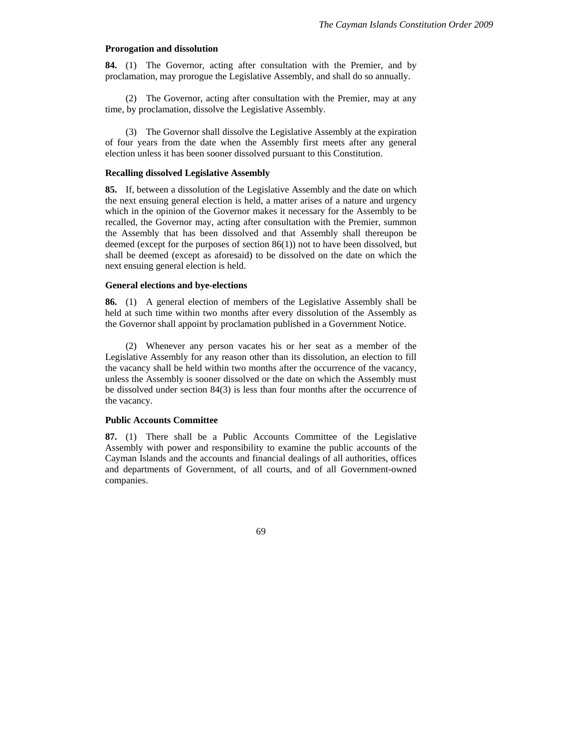### Prorogation and dissolution

**84.** (1) The Governor, acting after consultation with the Premier, and by proclamation, may prorogue the Legislative Assembly, and shall do so annually.

(2) The Governor, acting after consultation with the Premier, may at any time, by proclamation, dissolve the Legislative Assembly.

(3) The Governor shall dissolve the Legislative Assembly at the expiration of four years from the date when the Assembly first meets after any general election unless it has been sooner dissolved pursuant to this Constitution.

### Recalling dissolved Legislative Assembly

**85.** If, between a dissolution of the Legislative Assembly and the date on which the next ensuing general election is held, a matter arises of a nature and urgency which in the opinion of the Governor makes it necessary for the Assembly to be recalled, the Governor may, acting after consultation with the Premier, summon the Assembly that has been dissolved and that Assembly shall thereupon be deemed (except for the purposes of section 86(1)) not to have been dissolved, but shall be deemed (except as aforesaid) to be dissolved on the date on which the next ensuing general election is held.

### General elections and bye-elections

**86.** (1) A general election of members of the Legislative Assembly shall be held at such time within two months after every dissolution of the Assembly as the Governor shall appoint by proclamation published in a Government Notice.

(2) Whenever any person vacates his or her seat as a member of the Legislative Assembly for any reason other than its dissolution, an election to fill the vacancy shall be held within two months after the occurrence of the vacancy, unless the Assembly is sooner dissolved or the date on which the Assembly must be dissolved under section 84(3) is less than four months after the occurrence of the vacancy.

### Public Accounts Committee

**87.** (1) There shall be a Public Accounts Committee of the Legislative Assembly with power and responsibility to examine the public accounts of the Cayman Islands and the accounts and financial dealings of all authorities, offices and departments of Government, of all courts, and of all Government-owned companies.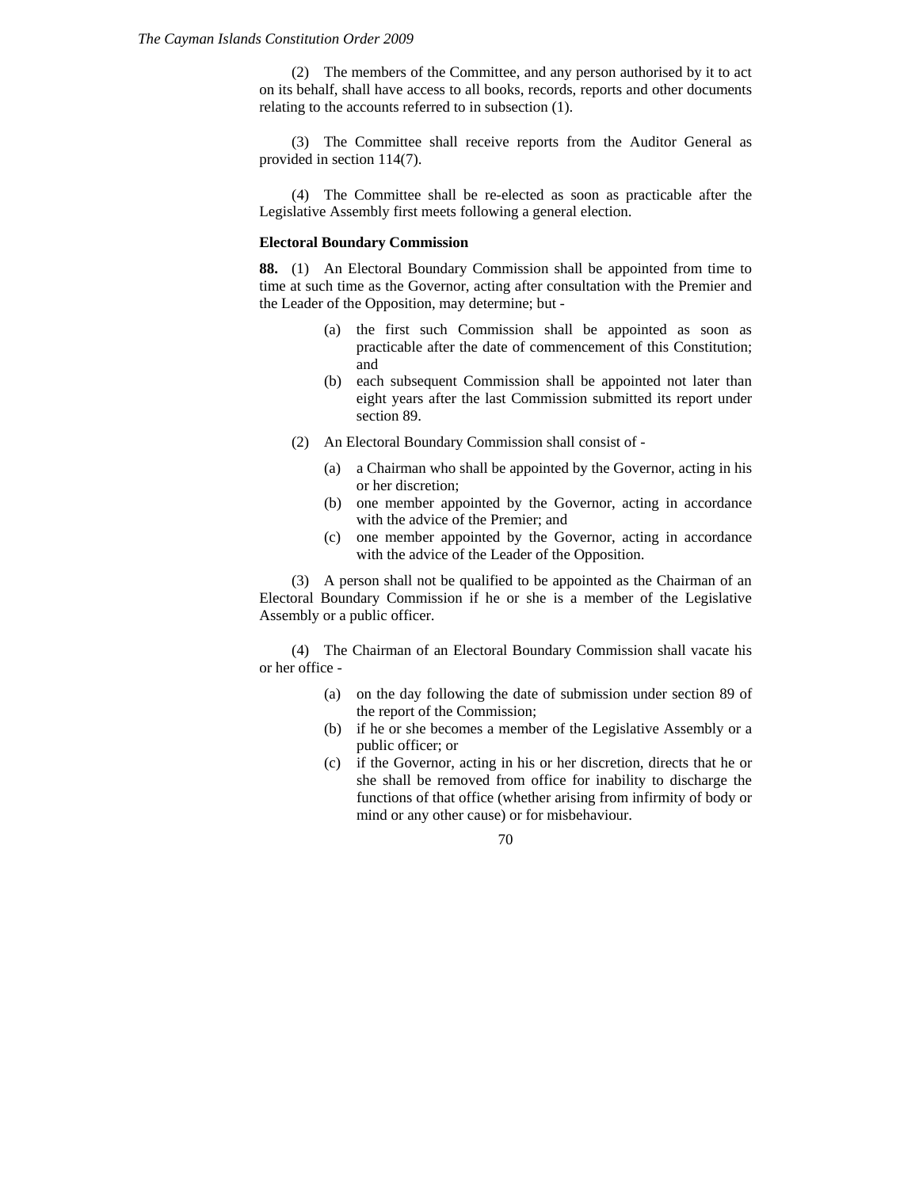(2) The members of the Committee, and any person authorised by it to act on its behalf, shall have access to all books, records, reports and other documents relating to the accounts referred to in subsection (1).

(3) The Committee shall receive reports from the Auditor General as provided in section 114(7).

(4) The Committee shall be re-elected as soon as practicable after the Legislative Assembly first meets following a general election.

**Electoral Boundary Commission**

**88.** (1) An Electoral Boundary Commission shall be appointed from time to time at such time as the Governor, acting after consultation with the Premier and the Leader of the Opposition, may determine; but -

(a) the first such Commission shall be appointed as soon as practicable after the date of commencement of this Constitution; and

(b) each subsequent Commission shall be appointed not later than eight years after the last Commission submitted its report under section 89.

(2) An Electoral Boundary Commission shall consist of -

(a) a Chairman who shall be appointed by the Governor, acting in his or her discretion;

(b) one member appointed by the Governor, acting in accordance with the advice of the Premier; and

(c) one member appointed by the Governor, acting in accordance with the advice of the Leader of the Opposition.

(3) A person shall not be qualified to be appointed as the Chairman of an Electoral Boundary Commission if he or she is a member of the Legislative Assembly or a public officer.

(4) The Chairman of an Electoral Boundary Commission shall vacate his or her office -

(a) on the day following the date of submission under section 89 of the report of the Commission;

(b) if he or she becomes a member of the Legislative Assembly or a public officer; or

(c) if the Governor, acting in his or her discretion, directs that he or she shall be removed from office for inability to discharge the functions of that office (whether arising from infirmity of body or mind or any other cause) or for misbehaviour.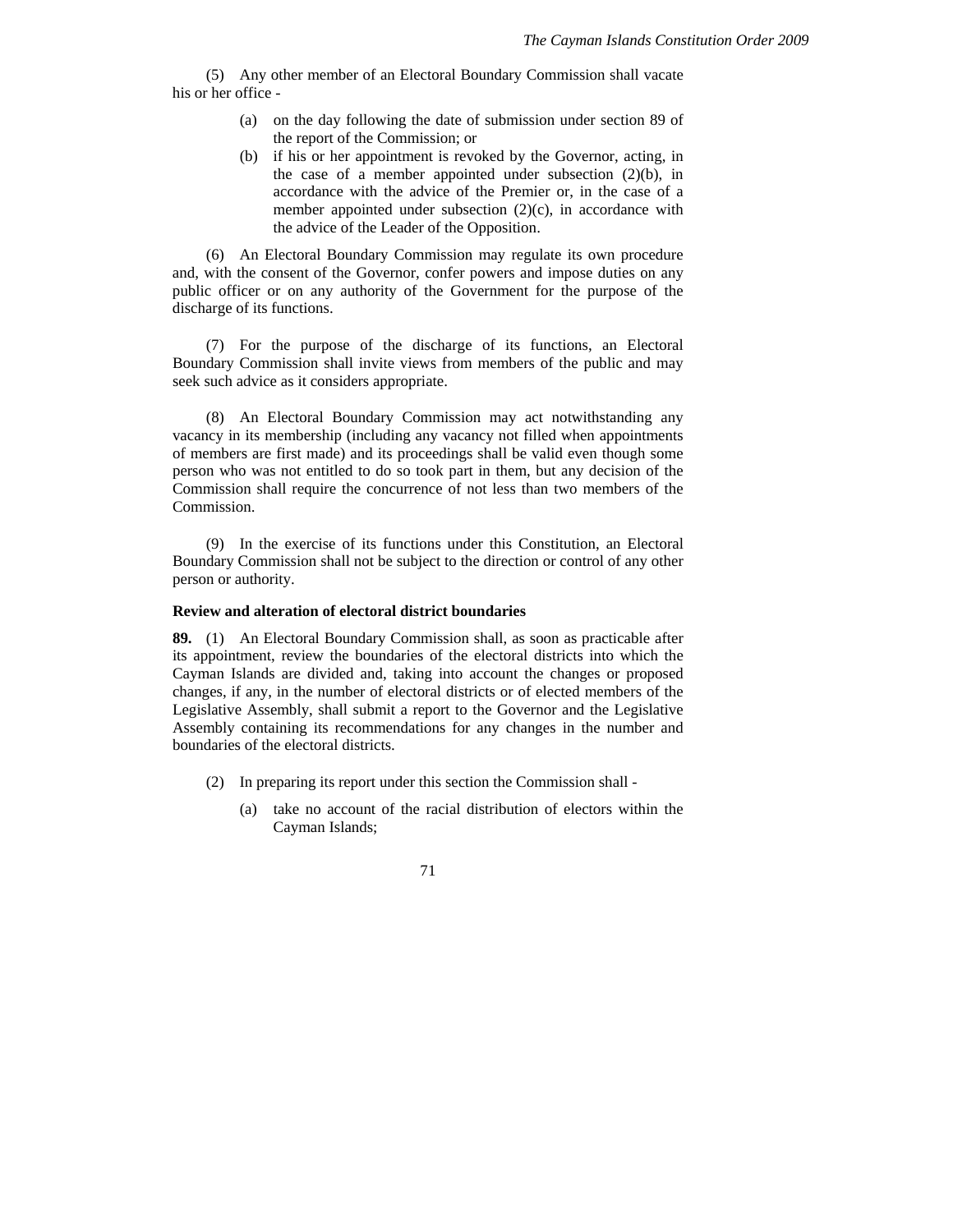(5) Any other member of an Electoral Boundary Commission shall vacate his or her office -

- (a) on the day following the date of submission under section 89 of the report of the Commission; or
- (b) if his or her appointment is revoked by the Governor, acting, in the case of a member appointed under subsection (2)(b), in accordance with the advice of the Premier or, in the case of a member appointed under subsection (2)(c), in accordance with the advice of the Leader of the Opposition.

(6) An Electoral Boundary Commission may regulate its own procedure and, with the consent of the Governor, confer powers and impose duties on any public officer or on any authority of the Government for the purpose of the discharge of its functions.

(7) For the purpose of the discharge of its functions, an Electoral Boundary Commission shall invite views from members of the public and may seek such advice as it considers appropriate.

(8) An Electoral Boundary Commission may act notwithstanding any vacancy in its membership (including any vacancy not filled when appointments of members are first made) and its proceedings shall be valid even though some person who was not entitled to do so took part in them, but any decision of the Commission shall require the concurrence of not less than two members of the Commission.

(9) In the exercise of its functions under this Constitution, an Electoral Boundary Commission shall not be subject to the direction or control of any other person or authority.

**Review and alteration of electoral district boundaries**

**89.** (1) An Electoral Boundary Commission shall, as soon as practicable after its appointment, review the boundaries of the electoral districts into which the Cayman Islands are divided and, taking into account the changes or proposed changes, if any, in the number of electoral districts or of elected members of the Legislative Assembly, shall submit a report to the Governor and the Legislative Assembly containing its recommendations for any changes in the number and boundaries of the electoral districts.

(2) In preparing its report under this section the Commission shall -

- (a) take no account of the racial distribution of electors within the Cayman Islands;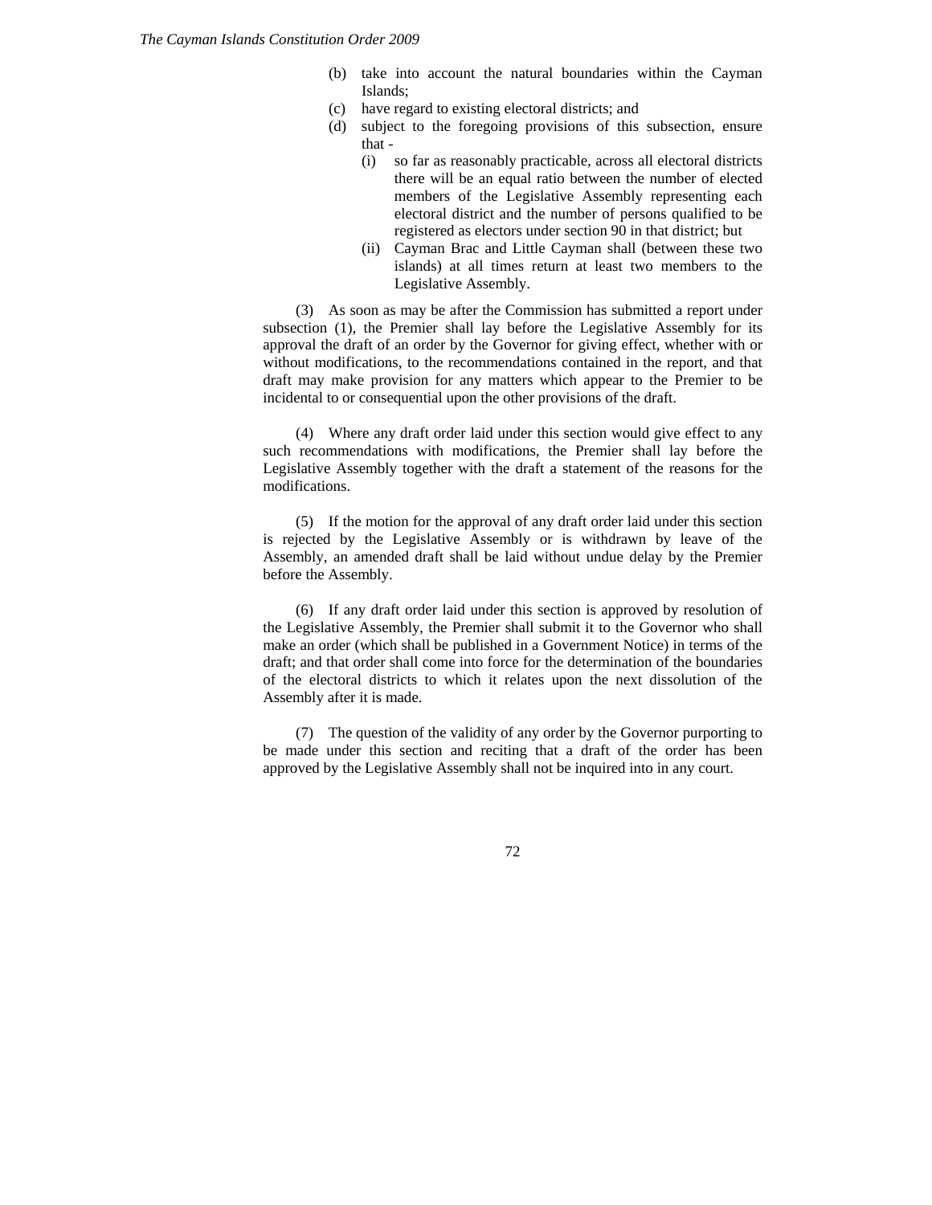(b) take into account the natural boundaries within the Cayman Islands;

(c) have regard to existing electoral districts; and

(d) subject to the foregoing provisions of this subsection, ensure that -

   (i) so far as reasonably practicable, across all electoral districts there will be an equal ratio between the number of elected members of the Legislative Assembly representing each electoral district and the number of persons qualified to be registered as electors under section 90 in that district; but

   (ii) Cayman Brac and Little Cayman shall (between these two islands) at all times return at least two members to the Legislative Assembly.

(3) As soon as may be after the Commission has submitted a report under subsection (1), the Premier shall lay before the Legislative Assembly for its approval the draft of an order by the Governor for giving effect, whether with or without modifications, to the recommendations contained in the report, and that draft may make provision for any matters which appear to the Premier to be incidental to or consequential upon the other provisions of the draft.

(4) Where any draft order laid under this section would give effect to any such recommendations with modifications, the Premier shall lay before the Legislative Assembly together with the draft a statement of the reasons for the modifications.

(5) If the motion for the approval of any draft order laid under this section is rejected by the Legislative Assembly or is withdrawn by leave of the Assembly, an amended draft shall be laid without undue delay by the Premier before the Assembly.

(6) If any draft order laid under this section is approved by resolution of the Legislative Assembly, the Premier shall submit it to the Governor who shall make an order (which shall be published in a Government Notice) in terms of the draft; and that order shall come into force for the determination of the boundaries of the electoral districts to which it relates upon the next dissolution of the Assembly after it is made.

(7) The question of the validity of any order by the Governor purporting to be made under this section and reciting that a draft of the order has been approved by the Legislative Assembly shall not be inquired into in any court.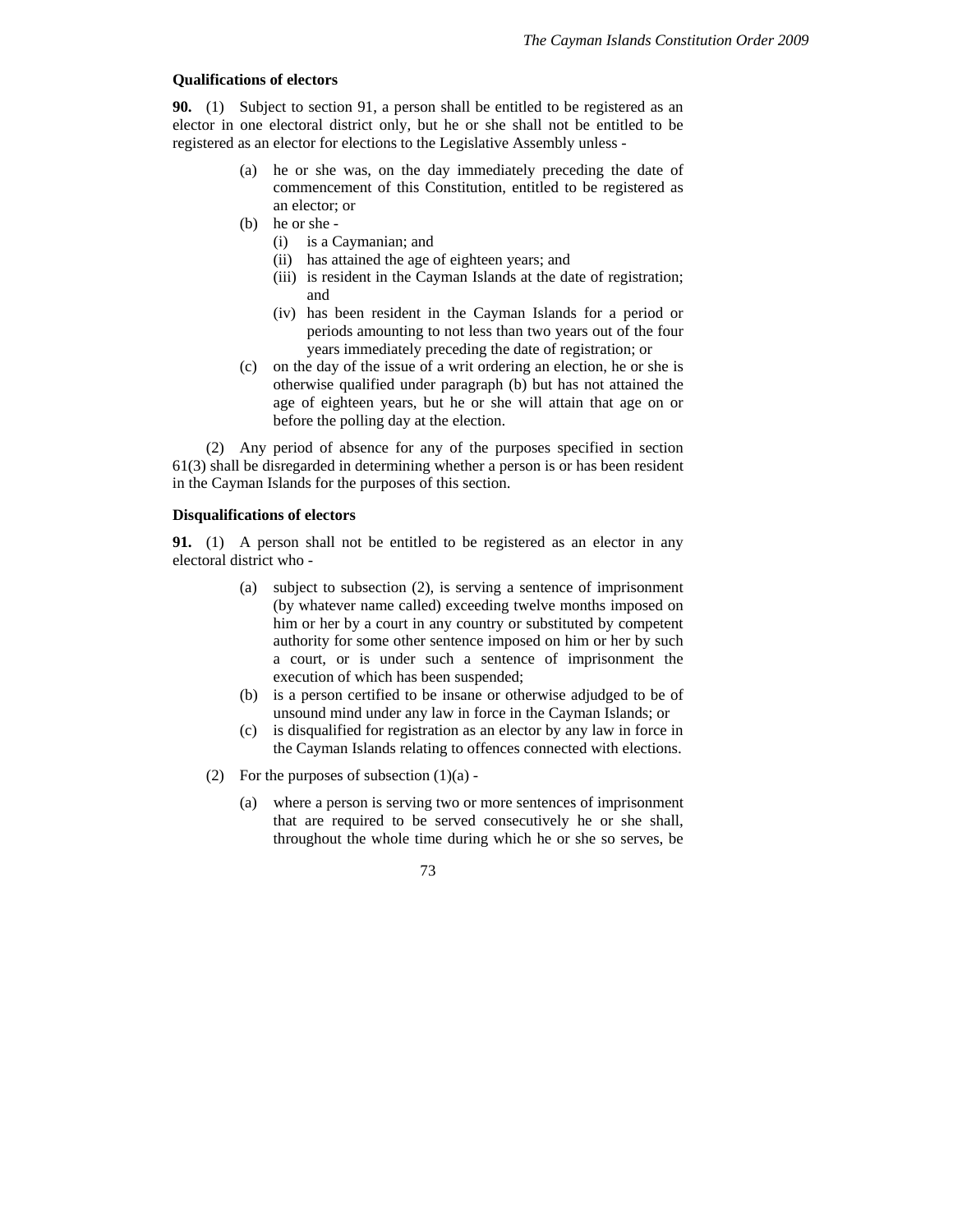**Qualifications of electors**

**90.** (1) Subject to section 91, a person shall be entitled to be registered as an elector in one electoral district only, but he or she shall not be entitled to be registered as an elector for elections to the Legislative Assembly unless -

- (a) he or she was, on the day immediately preceding the date of commencement of this Constitution, entitled to be registered as an elector; or
- (b) he or she -
  - (i) is a Caymanian; and
  - (ii) has attained the age of eighteen years; and
  - (iii) is resident in the Cayman Islands at the date of registration; and
  - (iv) has been resident in the Cayman Islands for a period or periods amounting to not less than two years out of the four years immediately preceding the date of registration; or
- (c) on the day of the issue of a writ ordering an election, he or she is otherwise qualified under paragraph (b) but has not attained the age of eighteen years, but he or she will attain that age on or before the polling day at the election.

(2) Any period of absence for any of the purposes specified in section 61(3) shall be disregarded in determining whether a person is or has been resident in the Cayman Islands for the purposes of this section.

**Disqualifications of electors**

**91.** (1) A person shall not be entitled to be registered as an elector in any electoral district who -

- (a) subject to subsection (2), is serving a sentence of imprisonment (by whatever name called) exceeding twelve months imposed on him or her by a court in any country or substituted by competent authority for some other sentence imposed on him or her by such a court, or is under such a sentence of imprisonment the execution of which has been suspended;
- (b) is a person certified to be insane or otherwise adjudged to be of unsound mind under any law in force in the Cayman Islands; or
- (c) is disqualified for registration as an elector by any law in force in the Cayman Islands relating to offences connected with elections.

(2) For the purposes of subsection (1)(a) -

- (a) where a person is serving two or more sentences of imprisonment that are required to be served consecutively he or she shall, throughout the whole time during which he or she so serves, be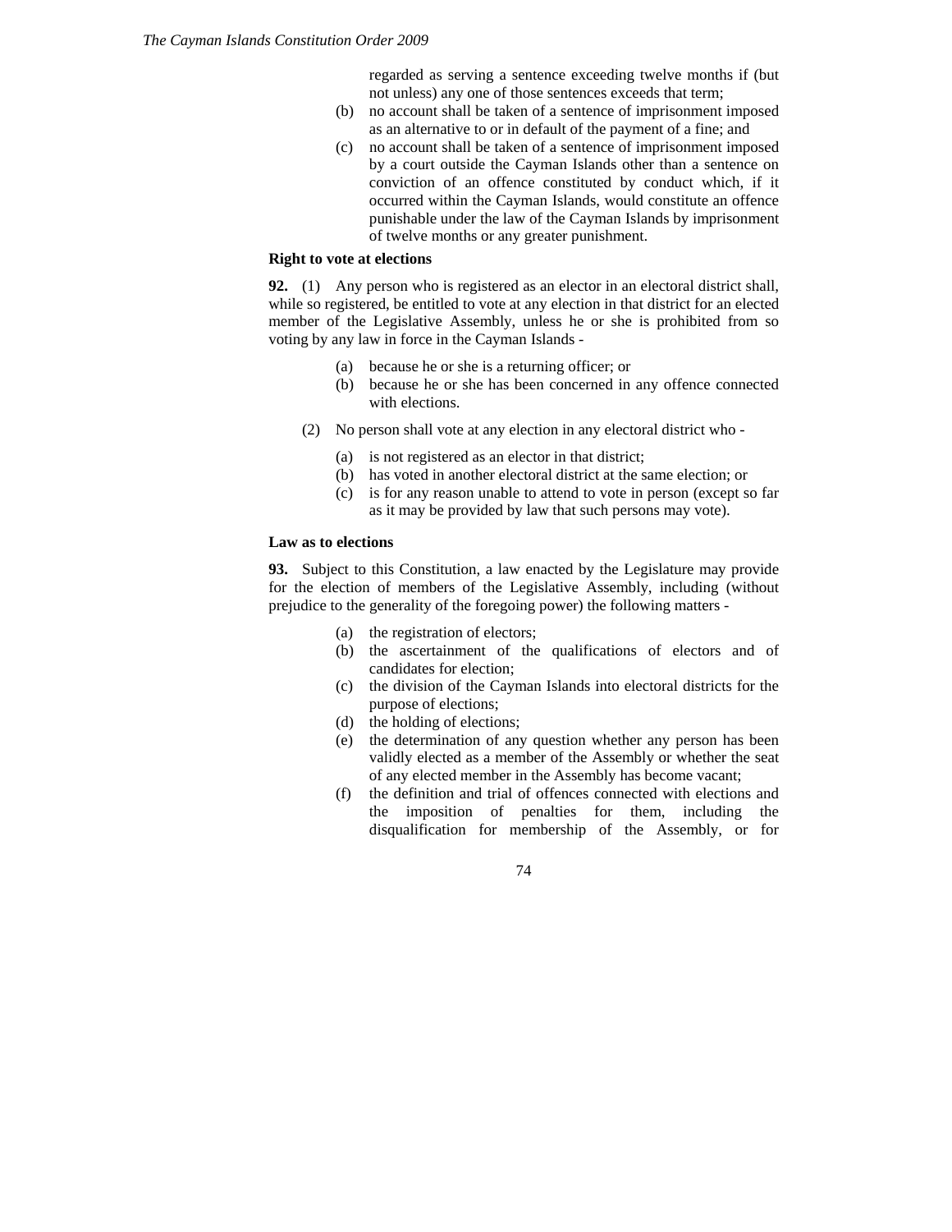regarded as serving a sentence exceeding twelve months if (but not unless) any one of those sentences exceeds that term;

(b) no account shall be taken of a sentence of imprisonment imposed as an alternative to or in default of the payment of a fine; and

(c) no account shall be taken of a sentence of imprisonment imposed by a court outside the Cayman Islands other than a sentence on conviction of an offence constituted by conduct which, if it occurred within the Cayman Islands, would constitute an offence punishable under the law of the Cayman Islands by imprisonment of twelve months or any greater punishment.

**Right to vote at elections**

**92.** (1) Any person who is registered as an elector in an electoral district shall, while so registered, be entitled to vote at any election in that district for an elected member of the Legislative Assembly, unless he or she is prohibited from so voting by any law in force in the Cayman Islands -

(a) because he or she is a returning officer; or

(b) because he or she has been concerned in any offence connected with elections.

(2) No person shall vote at any election in any electoral district who -

(a) is not registered as an elector in that district;

(b) has voted in another electoral district at the same election; or

(c) is for any reason unable to attend to vote in person (except so far as it may be provided by law that such persons may vote).

**Law as to elections**

**93.** Subject to this Constitution, a law enacted by the Legislature may provide for the election of members of the Legislative Assembly, including (without prejudice to the generality of the foregoing power) the following matters -

(a) the registration of electors;

(b) the ascertainment of the qualifications of electors and of candidates for election;

(c) the division of the Cayman Islands into electoral districts for the purpose of elections;

(d) the holding of elections;

(e) the determination of any question whether any person has been validly elected as a member of the Assembly or whether the seat of any elected member in the Assembly has become vacant;

(f) the definition and trial of offences connected with elections and the imposition of penalties for them, including the disqualification for membership of the Assembly, or for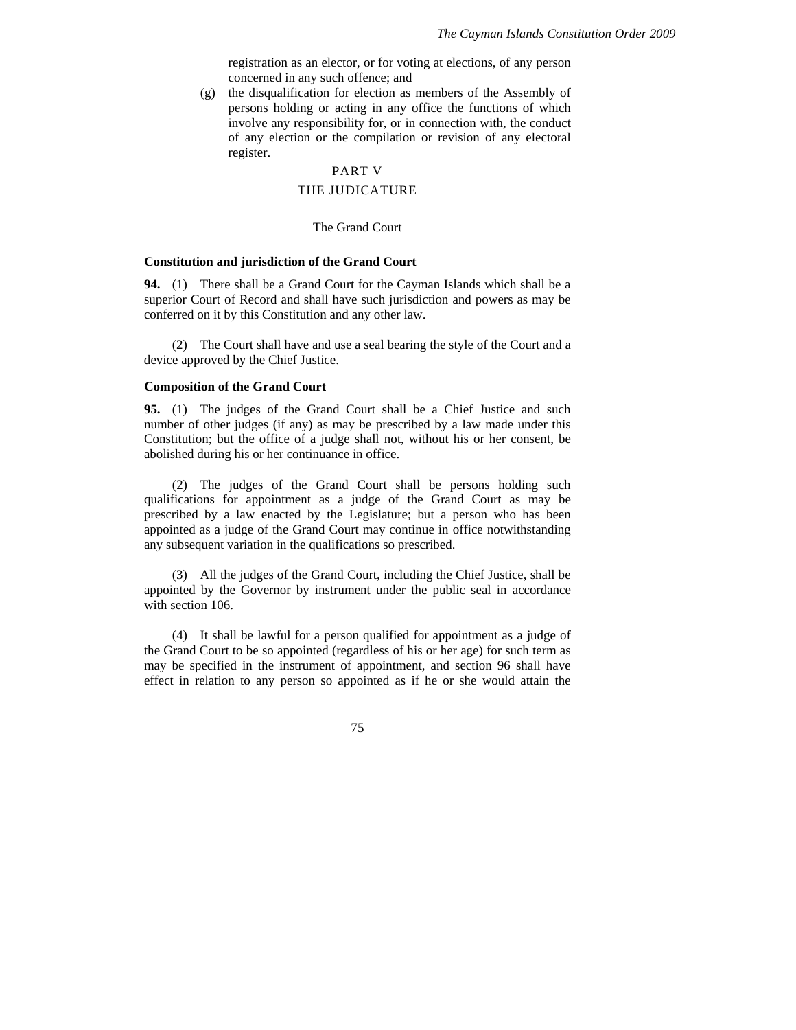registration as an elector, or for voting at elections, of any person concerned in any such offence; and

(g) the disqualification for election as members of the Assembly of persons holding or acting in any office the functions of which involve any responsibility for, or in connection with, the conduct of any election or the compilation or revision of any electoral register.

# PART V

# THE JUDICATURE

## The Grand Court

### Constitution and jurisdiction of the Grand Court

**94.** (1) There shall be a Grand Court for the Cayman Islands which shall be a superior Court of Record and shall have such jurisdiction and powers as may be conferred on it by this Constitution and any other law.

(2) The Court shall have and use a seal bearing the style of the Court and a device approved by the Chief Justice.

### Composition of the Grand Court

**95.** (1) The judges of the Grand Court shall be a Chief Justice and such number of other judges (if any) as may be prescribed by a law made under this Constitution; but the office of a judge shall not, without his or her consent, be abolished during his or her continuance in office.

(2) The judges of the Grand Court shall be persons holding such qualifications for appointment as a judge of the Grand Court as may be prescribed by a law enacted by the Legislature; but a person who has been appointed as a judge of the Grand Court may continue in office notwithstanding any subsequent variation in the qualifications so prescribed.

(3) All the judges of the Grand Court, including the Chief Justice, shall be appointed by the Governor by instrument under the public seal in accordance with section 106.

(4) It shall be lawful for a person qualified for appointment as a judge of the Grand Court to be so appointed (regardless of his or her age) for such term as may be specified in the instrument of appointment, and section 96 shall have effect in relation to any person so appointed as if he or she would attain the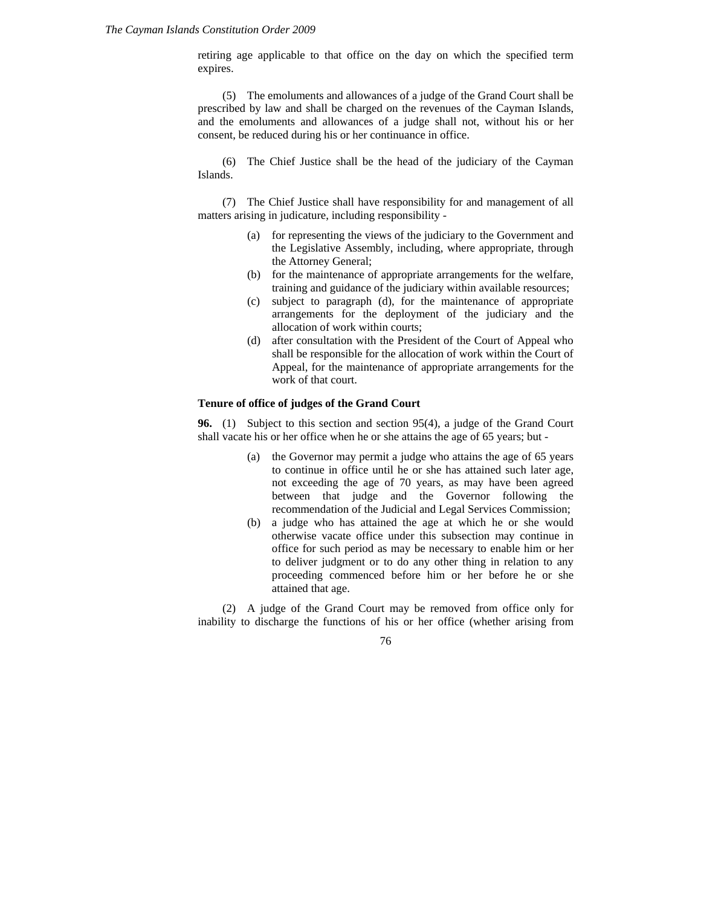retiring age applicable to that office on the day on which the specified term expires.

(5) The emoluments and allowances of a judge of the Grand Court shall be prescribed by law and shall be charged on the revenues of the Cayman Islands, and the emoluments and allowances of a judge shall not, without his or her consent, be reduced during his or her continuance in office.

(6) The Chief Justice shall be the head of the judiciary of the Cayman Islands.

(7) The Chief Justice shall have responsibility for and management of all matters arising in judicature, including responsibility -

- (a) for representing the views of the judiciary to the Government and the Legislative Assembly, including, where appropriate, through the Attorney General;
- (b) for the maintenance of appropriate arrangements for the welfare, training and guidance of the judiciary within available resources;
- (c) subject to paragraph (d), for the maintenance of appropriate arrangements for the deployment of the judiciary and the allocation of work within courts;
- (d) after consultation with the President of the Court of Appeal who shall be responsible for the allocation of work within the Court of Appeal, for the maintenance of appropriate arrangements for the work of that court.

**Tenure of office of judges of the Grand Court**

**96.** (1) Subject to this section and section 95(4), a judge of the Grand Court shall vacate his or her office when he or she attains the age of 65 years; but -

- (a) the Governor may permit a judge who attains the age of 65 years to continue in office until he or she has attained such later age, not exceeding the age of 70 years, as may have been agreed between that judge and the Governor following the recommendation of the Judicial and Legal Services Commission;
- (b) a judge who has attained the age at which he or she would otherwise vacate office under this subsection may continue in office for such period as may be necessary to enable him or her to deliver judgment or to do any other thing in relation to any proceeding commenced before him or her before he or she attained that age.

(2) A judge of the Grand Court may be removed from office only for inability to discharge the functions of his or her office (whether arising from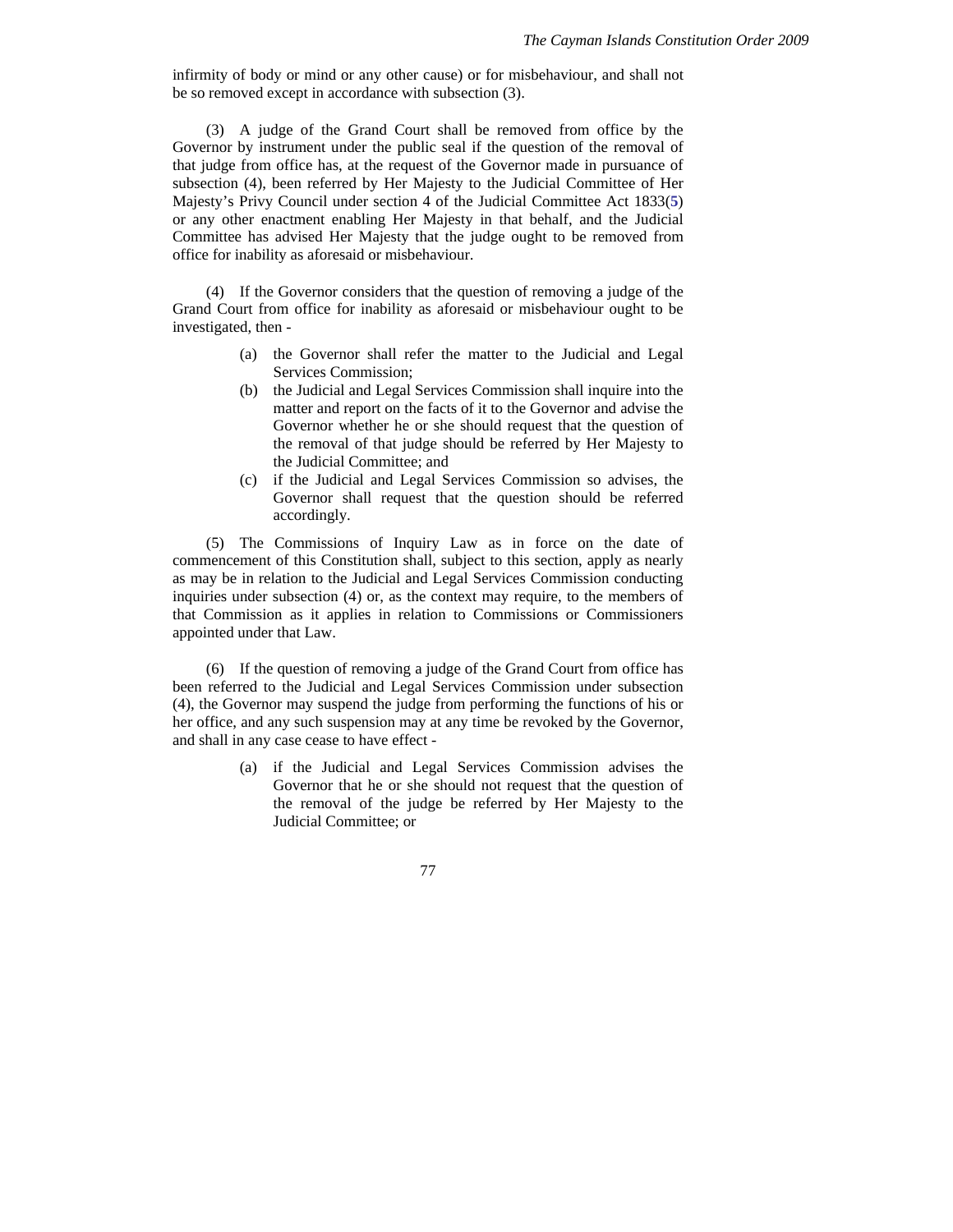infirmity of body or mind or any other cause) or for misbehaviour, and shall not be so removed except in accordance with subsection (3).

(3) A judge of the Grand Court shall be removed from office by the Governor by instrument under the public seal if the question of the removal of that judge from office has, at the request of the Governor made in pursuance of subsection (4), been referred by Her Majesty to the Judicial Committee of Her Majesty's Privy Council under section 4 of the Judicial Committee Act 1833([5]) or any other enactment enabling Her Majesty in that behalf, and the Judicial Committee has advised Her Majesty that the judge ought to be removed from office for inability as aforesaid or misbehaviour.

(4) If the Governor considers that the question of removing a judge of the Grand Court from office for inability as aforesaid or misbehaviour ought to be investigated, then -

- (a) the Governor shall refer the matter to the Judicial and Legal Services Commission;
- (b) the Judicial and Legal Services Commission shall inquire into the matter and report on the facts of it to the Governor and advise the Governor whether he or she should request that the question of the removal of that judge should be referred by Her Majesty to the Judicial Committee; and
- (c) if the Judicial and Legal Services Commission so advises, the Governor shall request that the question should be referred accordingly.

(5) The Commissions of Inquiry Law as in force on the date of commencement of this Constitution shall, subject to this section, apply as nearly as may be in relation to the Judicial and Legal Services Commission conducting inquiries under subsection (4) or, as the context may require, to the members of that Commission as it applies in relation to Commissions or Commissioners appointed under that Law.

(6) If the question of removing a judge of the Grand Court from office has been referred to the Judicial and Legal Services Commission under subsection (4), the Governor may suspend the judge from performing the functions of his or her office, and any such suspension may at any time be revoked by the Governor, and shall in any case cease to have effect -

- (a) if the Judicial and Legal Services Commission advises the Governor that he or she should not request that the question of the removal of the judge be referred by Her Majesty to the Judicial Committee; or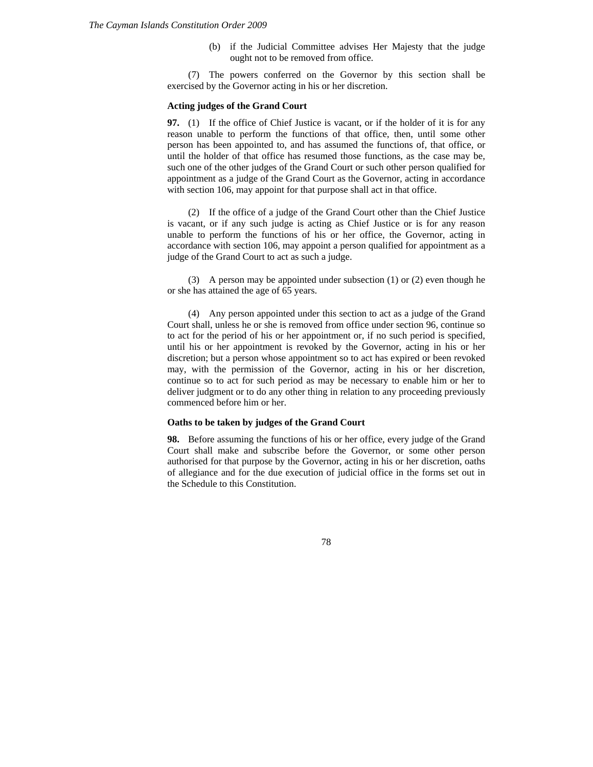(b) if the Judicial Committee advises Her Majesty that the judge ought not to be removed from office.

(7) The powers conferred on the Governor by this section shall be exercised by the Governor acting in his or her discretion.

**Acting judges of the Grand Court**

**97.** (1) If the office of Chief Justice is vacant, or if the holder of it is for any reason unable to perform the functions of that office, then, until some other person has been appointed to, and has assumed the functions of, that office, or until the holder of that office has resumed those functions, as the case may be, such one of the other judges of the Grand Court or such other person qualified for appointment as a judge of the Grand Court as the Governor, acting in accordance with section 106, may appoint for that purpose shall act in that office.

(2) If the office of a judge of the Grand Court other than the Chief Justice is vacant, or if any such judge is acting as Chief Justice or is for any reason unable to perform the functions of his or her office, the Governor, acting in accordance with section 106, may appoint a person qualified for appointment as a judge of the Grand Court to act as such a judge.

(3) A person may be appointed under subsection (1) or (2) even though he or she has attained the age of 65 years.

(4) Any person appointed under this section to act as a judge of the Grand Court shall, unless he or she is removed from office under section 96, continue so to act for the period of his or her appointment or, if no such period is specified, until his or her appointment is revoked by the Governor, acting in his or her discretion; but a person whose appointment so to act has expired or been revoked may, with the permission of the Governor, acting in his or her discretion, continue so to act for such period as may be necessary to enable him or her to deliver judgment or to do any other thing in relation to any proceeding previously commenced before him or her.

**Oaths to be taken by judges of the Grand Court**

**98.** Before assuming the functions of his or her office, every judge of the Grand Court shall make and subscribe before the Governor, or some other person authorised for that purpose by the Governor, acting in his or her discretion, oaths of allegiance and for the due execution of judicial office in the forms set out in the Schedule to this Constitution.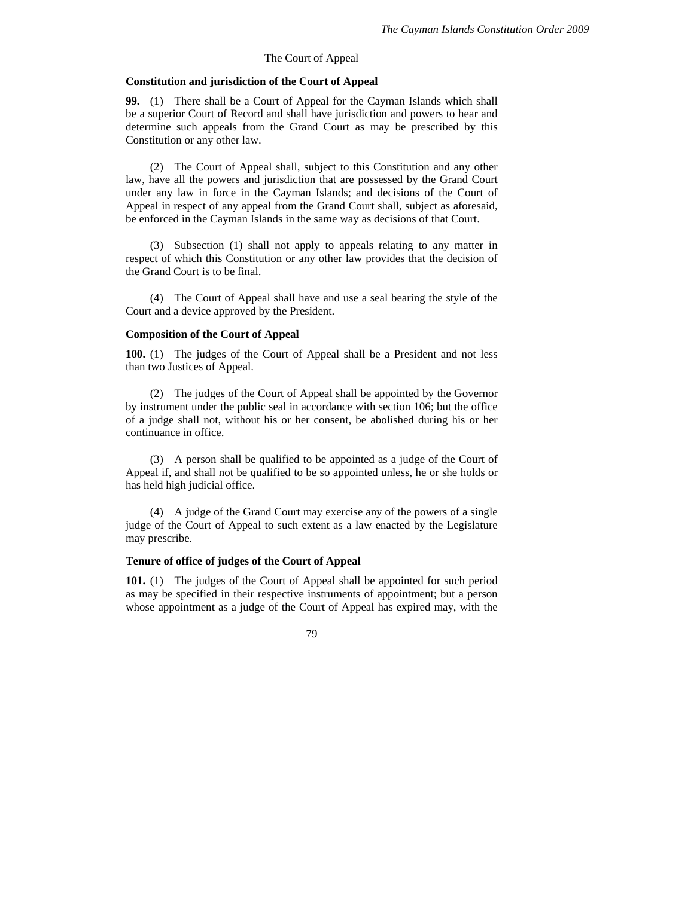The Court of Appeal

**Constitution and jurisdiction of the Court of Appeal**

**99.** (1) There shall be a Court of Appeal for the Cayman Islands which shall be a superior Court of Record and shall have jurisdiction and powers to hear and determine such appeals from the Grand Court as may be prescribed by this Constitution or any other law.

(2) The Court of Appeal shall, subject to this Constitution and any other law, have all the powers and jurisdiction that are possessed by the Grand Court under any law in force in the Cayman Islands; and decisions of the Court of Appeal in respect of any appeal from the Grand Court shall, subject as aforesaid, be enforced in the Cayman Islands in the same way as decisions of that Court.

(3) Subsection (1) shall not apply to appeals relating to any matter in respect of which this Constitution or any other law provides that the decision of the Grand Court is to be final.

(4) The Court of Appeal shall have and use a seal bearing the style of the Court and a device approved by the President.

**Composition of the Court of Appeal**

**100.** (1) The judges of the Court of Appeal shall be a President and not less than two Justices of Appeal.

(2) The judges of the Court of Appeal shall be appointed by the Governor by instrument under the public seal in accordance with section 106; but the office of a judge shall not, without his or her consent, be abolished during his or her continuance in office.

(3) A person shall be qualified to be appointed as a judge of the Court of Appeal if, and shall not be qualified to be so appointed unless, he or she holds or has held high judicial office.

(4) A judge of the Grand Court may exercise any of the powers of a single judge of the Court of Appeal to such extent as a law enacted by the Legislature may prescribe.

**Tenure of office of judges of the Court of Appeal**

**101.** (1) The judges of the Court of Appeal shall be appointed for such period as may be specified in their respective instruments of appointment; but a person whose appointment as a judge of the Court of Appeal has expired may, with the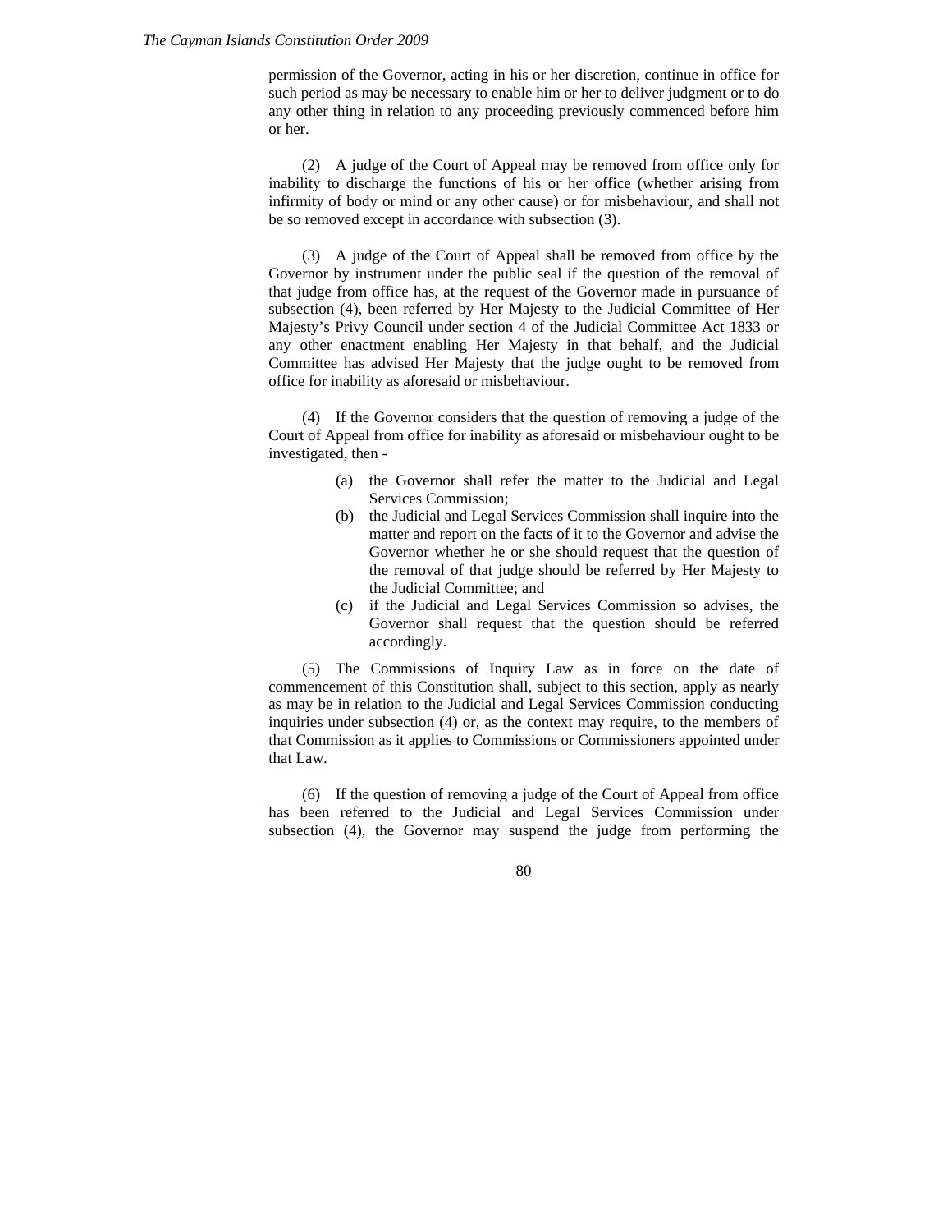permission of the Governor, acting in his or her discretion, continue in office for such period as may be necessary to enable him or her to deliver judgment or to do any other thing in relation to any proceeding previously commenced before him or her.

(2) A judge of the Court of Appeal may be removed from office only for inability to discharge the functions of his or her office (whether arising from infirmity of body or mind or any other cause) or for misbehaviour, and shall not be so removed except in accordance with subsection (3).

(3) A judge of the Court of Appeal shall be removed from office by the Governor by instrument under the public seal if the question of the removal of that judge from office has, at the request of the Governor made in pursuance of subsection (4), been referred by Her Majesty to the Judicial Committee of Her Majesty's Privy Council under section 4 of the Judicial Committee Act 1833 or any other enactment enabling Her Majesty in that behalf, and the Judicial Committee has advised Her Majesty that the judge ought to be removed from office for inability as aforesaid or misbehaviour.

(4) If the Governor considers that the question of removing a judge of the Court of Appeal from office for inability as aforesaid or misbehaviour ought to be investigated, then -

(a) the Governor shall refer the matter to the Judicial and Legal Services Commission;
(b) the Judicial and Legal Services Commission shall inquire into the matter and report on the facts of it to the Governor and advise the Governor whether he or she should request that the question of the removal of that judge should be referred by Her Majesty to the Judicial Committee; and
(c) if the Judicial and Legal Services Commission so advises, the Governor shall request that the question should be referred accordingly.

(5) The Commissions of Inquiry Law as in force on the date of commencement of this Constitution shall, subject to this section, apply as nearly as may be in relation to the Judicial and Legal Services Commission conducting inquiries under subsection (4) or, as the context may require, to the members of that Commission as it applies to Commissions or Commissioners appointed under that Law.

(6) If the question of removing a judge of the Court of Appeal from office has been referred to the Judicial and Legal Services Commission under subsection (4), the Governor may suspend the judge from performing the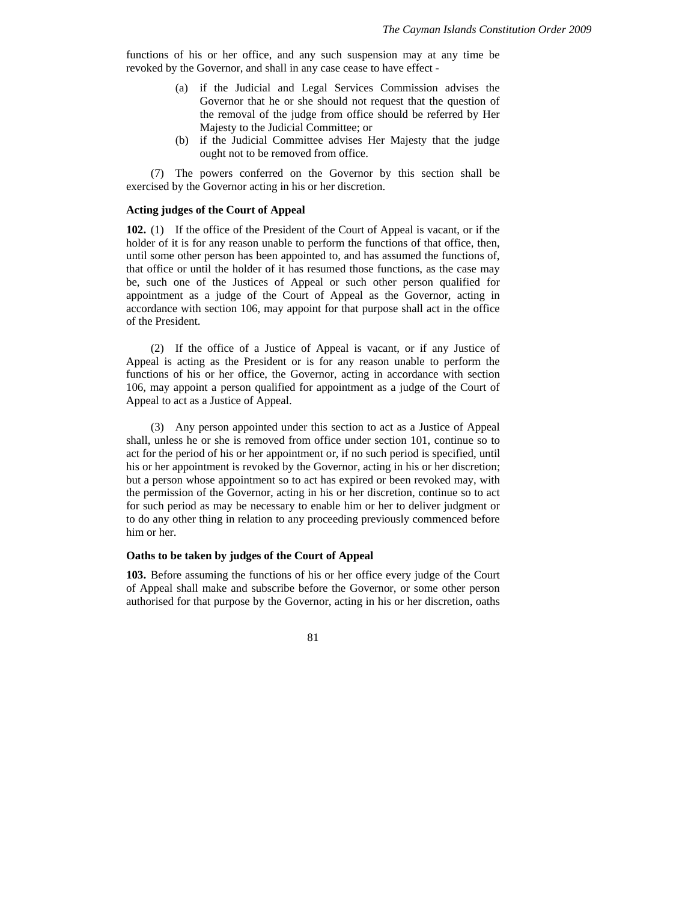functions of his or her office, and any such suspension may at any time be revoked by the Governor, and shall in any case cease to have effect -

(a) if the Judicial and Legal Services Commission advises the Governor that he or she should not request that the question of the removal of the judge from office should be referred by Her Majesty to the Judicial Committee; or

(b) if the Judicial Committee advises Her Majesty that the judge ought not to be removed from office.

(7) The powers conferred on the Governor by this section shall be exercised by the Governor acting in his or her discretion.

**Acting judges of the Court of Appeal**

**102.** (1) If the office of the President of the Court of Appeal is vacant, or if the holder of it is for any reason unable to perform the functions of that office, then, until some other person has been appointed to, and has assumed the functions of, that office or until the holder of it has resumed those functions, as the case may be, such one of the Justices of Appeal or such other person qualified for appointment as a judge of the Court of Appeal as the Governor, acting in accordance with section 106, may appoint for that purpose shall act in the office of the President.

(2) If the office of a Justice of Appeal is vacant, or if any Justice of Appeal is acting as the President or is for any reason unable to perform the functions of his or her office, the Governor, acting in accordance with section 106, may appoint a person qualified for appointment as a judge of the Court of Appeal to act as a Justice of Appeal.

(3) Any person appointed under this section to act as a Justice of Appeal shall, unless he or she is removed from office under section 101, continue so to act for the period of his or her appointment or, if no such period is specified, until his or her appointment is revoked by the Governor, acting in his or her discretion; but a person whose appointment so to act has expired or been revoked may, with the permission of the Governor, acting in his or her discretion, continue so to act for such period as may be necessary to enable him or her to deliver judgment or to do any other thing in relation to any proceeding previously commenced before him or her.

**Oaths to be taken by judges of the Court of Appeal**

**103.** Before assuming the functions of his or her office every judge of the Court of Appeal shall make and subscribe before the Governor, or some other person authorised for that purpose by the Governor, acting in his or her discretion, oaths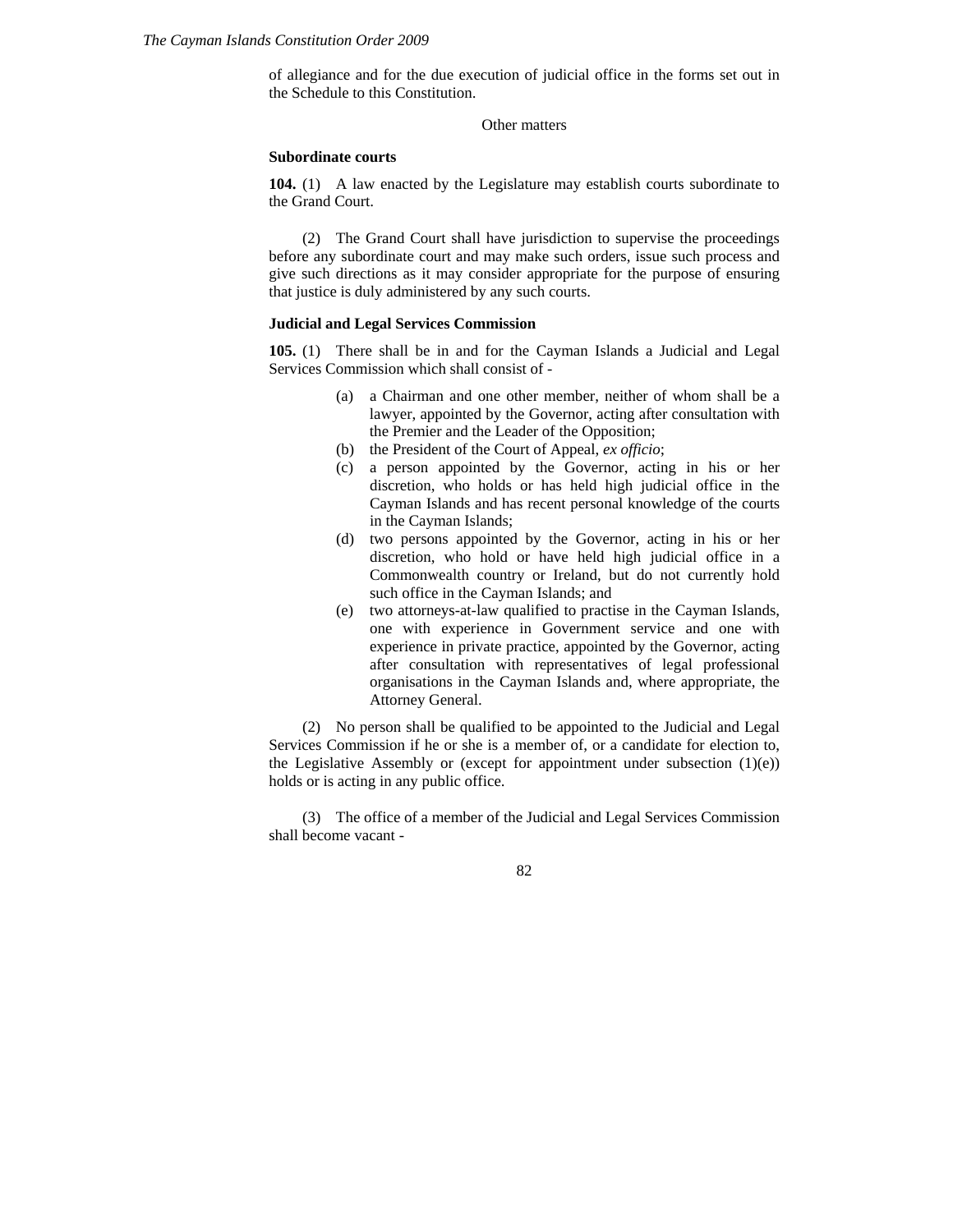of allegiance and for the due execution of judicial office in the forms set out in the Schedule to this Constitution.

Other matters

**Subordinate courts**

**104.** (1) A law enacted by the Legislature may establish courts subordinate to the Grand Court.

(2) The Grand Court shall have jurisdiction to supervise the proceedings before any subordinate court and may make such orders, issue such process and give such directions as it may consider appropriate for the purpose of ensuring that justice is duly administered by any such courts.

**Judicial and Legal Services Commission**

**105.** (1) There shall be in and for the Cayman Islands a Judicial and Legal Services Commission which shall consist of -

(a) a Chairman and one other member, neither of whom shall be a lawyer, appointed by the Governor, acting after consultation with the Premier and the Leader of the Opposition;
(b) the President of the Court of Appeal, *ex officio*;
(c) a person appointed by the Governor, acting in his or her discretion, who holds or has held high judicial office in the Cayman Islands and has recent personal knowledge of the courts in the Cayman Islands;
(d) two persons appointed by the Governor, acting in his or her discretion, who hold or have held high judicial office in a Commonwealth country or Ireland, but do not currently hold such office in the Cayman Islands; and
(e) two attorneys-at-law qualified to practise in the Cayman Islands, one with experience in Government service and one with experience in private practice, appointed by the Governor, acting after consultation with representatives of legal professional organisations in the Cayman Islands and, where appropriate, the Attorney General.

(2) No person shall be qualified to be appointed to the Judicial and Legal Services Commission if he or she is a member of, or a candidate for election to, the Legislative Assembly or (except for appointment under subsection (1)(e)) holds or is acting in any public office.

(3) The office of a member of the Judicial and Legal Services Commission shall become vacant -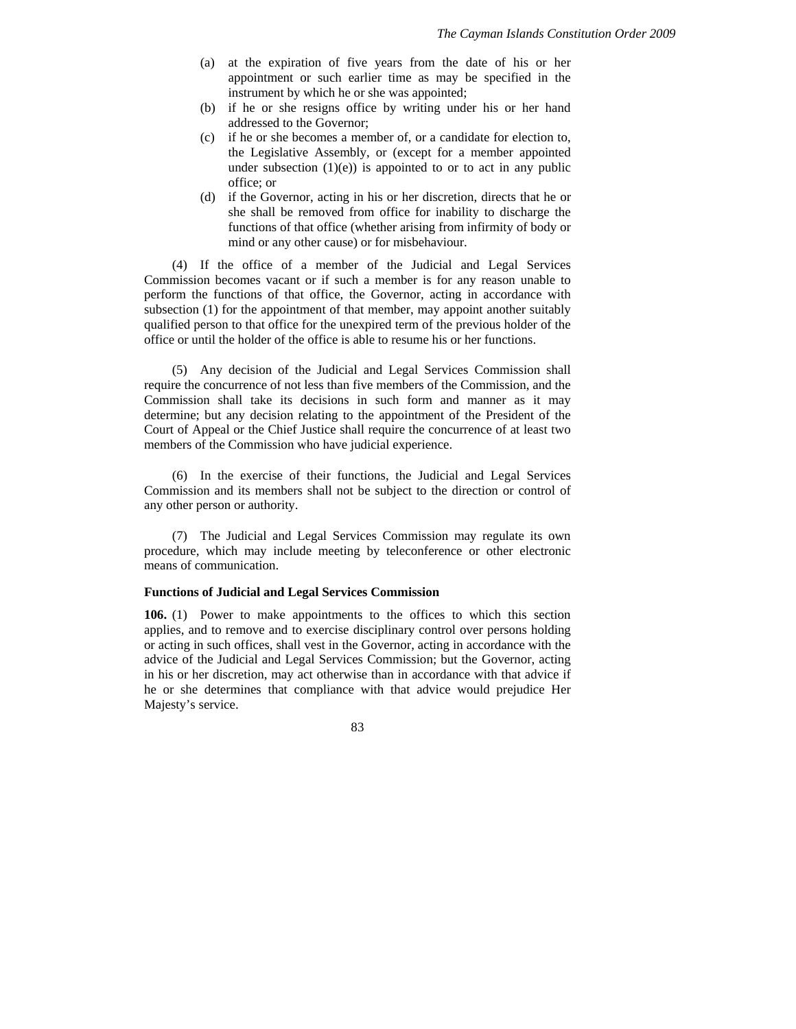(a) at the expiration of five years from the date of his or her appointment or such earlier time as may be specified in the instrument by which he or she was appointed;

(b) if he or she resigns office by writing under his or her hand addressed to the Governor;

(c) if he or she becomes a member of, or a candidate for election to, the Legislative Assembly, or (except for a member appointed under subsection (1)(e)) is appointed to or to act in any public office; or

(d) if the Governor, acting in his or her discretion, directs that he or she shall be removed from office for inability to discharge the functions of that office (whether arising from infirmity of body or mind or any other cause) or for misbehaviour.

(4) If the office of a member of the Judicial and Legal Services Commission becomes vacant or if such a member is for any reason unable to perform the functions of that office, the Governor, acting in accordance with subsection (1) for the appointment of that member, may appoint another suitably qualified person to that office for the unexpired term of the previous holder of the office or until the holder of the office is able to resume his or her functions.

(5) Any decision of the Judicial and Legal Services Commission shall require the concurrence of not less than five members of the Commission, and the Commission shall take its decisions in such form and manner as it may determine; but any decision relating to the appointment of the President of the Court of Appeal or the Chief Justice shall require the concurrence of at least two members of the Commission who have judicial experience.

(6) In the exercise of their functions, the Judicial and Legal Services Commission and its members shall not be subject to the direction or control of any other person or authority.

(7) The Judicial and Legal Services Commission may regulate its own procedure, which may include meeting by teleconference or other electronic means of communication.

**Functions of Judicial and Legal Services Commission**

**106.** (1) Power to make appointments to the offices to which this section applies, and to remove and to exercise disciplinary control over persons holding or acting in such offices, shall vest in the Governor, acting in accordance with the advice of the Judicial and Legal Services Commission; but the Governor, acting in his or her discretion, may act otherwise than in accordance with that advice if he or she determines that compliance with that advice would prejudice Her Majesty's service.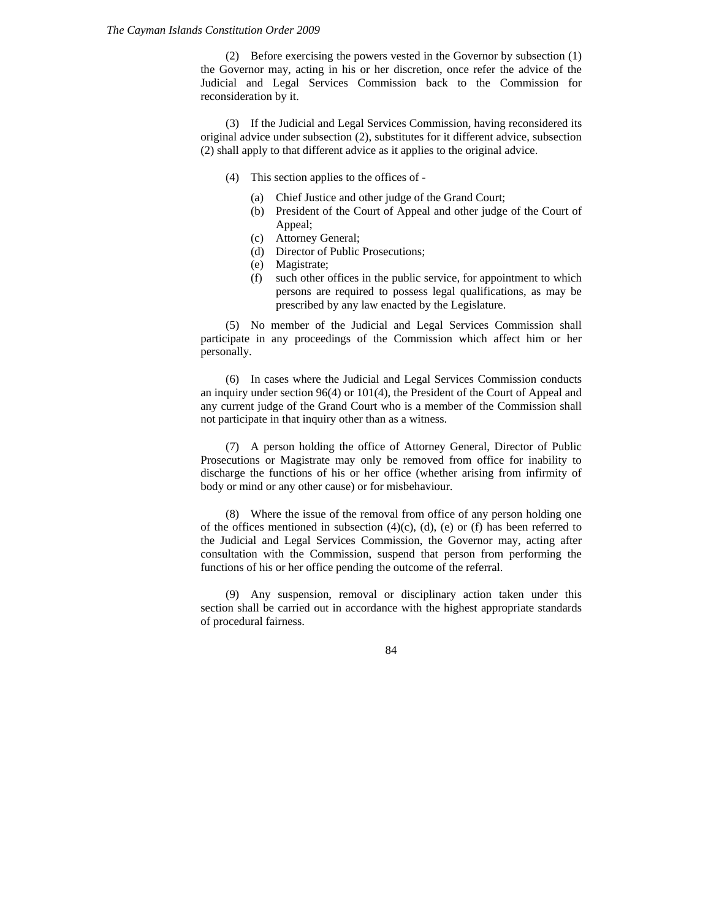(2) Before exercising the powers vested in the Governor by subsection (1) the Governor may, acting in his or her discretion, once refer the advice of the Judicial and Legal Services Commission back to the Commission for reconsideration by it.

(3) If the Judicial and Legal Services Commission, having reconsidered its original advice under subsection (2), substitutes for it different advice, subsection (2) shall apply to that different advice as it applies to the original advice.

(4) This section applies to the offices of -

(a) Chief Justice and other judge of the Grand Court;
(b) President of the Court of Appeal and other judge of the Court of Appeal;
(c) Attorney General;
(d) Director of Public Prosecutions;
(e) Magistrate;
(f) such other offices in the public service, for appointment to which persons are required to possess legal qualifications, as may be prescribed by any law enacted by the Legislature.

(5) No member of the Judicial and Legal Services Commission shall participate in any proceedings of the Commission which affect him or her personally.

(6) In cases where the Judicial and Legal Services Commission conducts an inquiry under section 96(4) or 101(4), the President of the Court of Appeal and any current judge of the Grand Court who is a member of the Commission shall not participate in that inquiry other than as a witness.

(7) A person holding the office of Attorney General, Director of Public Prosecutions or Magistrate may only be removed from office for inability to discharge the functions of his or her office (whether arising from infirmity of body or mind or any other cause) or for misbehaviour.

(8) Where the issue of the removal from office of any person holding one of the offices mentioned in subsection (4)(c), (d), (e) or (f) has been referred to the Judicial and Legal Services Commission, the Governor may, acting after consultation with the Commission, suspend that person from performing the functions of his or her office pending the outcome of the referral.

(9) Any suspension, removal or disciplinary action taken under this section shall be carried out in accordance with the highest appropriate standards of procedural fairness.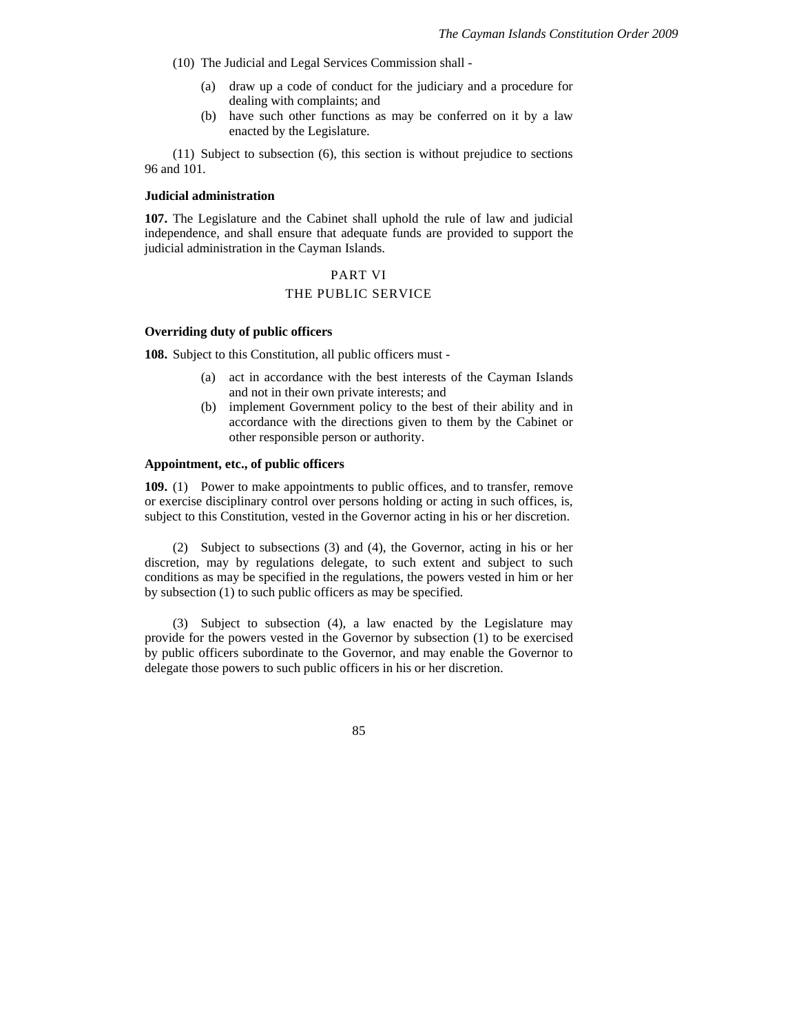(10) The Judicial and Legal Services Commission shall -

- (a) draw up a code of conduct for the judiciary and a procedure for dealing with complaints; and
- (b) have such other functions as may be conferred on it by a law enacted by the Legislature.

(11) Subject to subsection (6), this section is without prejudice to sections 96 and 101.

**Judicial administration**

**107.** The Legislature and the Cabinet shall uphold the rule of law and judicial independence, and shall ensure that adequate funds are provided to support the judicial administration in the Cayman Islands.

## PART VI

## THE PUBLIC SERVICE

**Overriding duty of public officers**

**108.** Subject to this Constitution, all public officers must -

- (a) act in accordance with the best interests of the Cayman Islands and not in their own private interests; and
- (b) implement Government policy to the best of their ability and in accordance with the directions given to them by the Cabinet or other responsible person or authority.

**Appointment, etc., of public officers**

**109.** (1) Power to make appointments to public offices, and to transfer, remove or exercise disciplinary control over persons holding or acting in such offices, is, subject to this Constitution, vested in the Governor acting in his or her discretion.

(2) Subject to subsections (3) and (4), the Governor, acting in his or her discretion, may by regulations delegate, to such extent and subject to such conditions as may be specified in the regulations, the powers vested in him or her by subsection (1) to such public officers as may be specified.

(3) Subject to subsection (4), a law enacted by the Legislature may provide for the powers vested in the Governor by subsection (1) to be exercised by public officers subordinate to the Governor, and may enable the Governor to delegate those powers to such public officers in his or her discretion.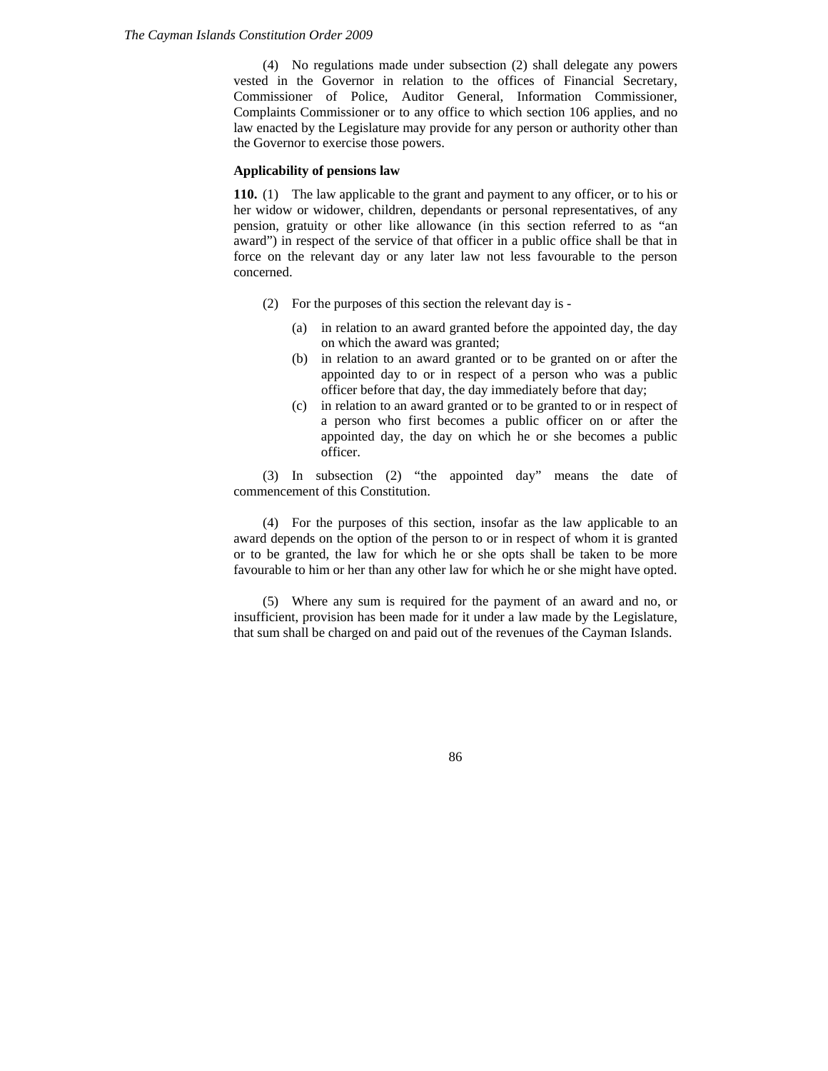(4) No regulations made under subsection (2) shall delegate any powers vested in the Governor in relation to the offices of Financial Secretary, Commissioner of Police, Auditor General, Information Commissioner, Complaints Commissioner or to any office to which section 106 applies, and no law enacted by the Legislature may provide for any person or authority other than the Governor to exercise those powers.

**Applicability of pensions law**

**110.** (1) The law applicable to the grant and payment to any officer, or to his or her widow or widower, children, dependants or personal representatives, of any pension, gratuity or other like allowance (in this section referred to as "an award") in respect of the service of that officer in a public office shall be that in force on the relevant day or any later law not less favourable to the person concerned.

(2) For the purposes of this section the relevant day is -

- (a) in relation to an award granted before the appointed day, the day on which the award was granted;
- (b) in relation to an award granted or to be granted on or after the appointed day to or in respect of a person who was a public officer before that day, the day immediately before that day;
- (c) in relation to an award granted or to be granted to or in respect of a person who first becomes a public officer on or after the appointed day, the day on which he or she becomes a public officer.

(3) In subsection (2) "the appointed day" means the date of commencement of this Constitution.

(4) For the purposes of this section, insofar as the law applicable to an award depends on the option of the person to or in respect of whom it is granted or to be granted, the law for which he or she opts shall be taken to be more favourable to him or her than any other law for which he or she might have opted.

(5) Where any sum is required for the payment of an award and no, or insufficient, provision has been made for it under a law made by the Legislature, that sum shall be charged on and paid out of the revenues of the Cayman Islands.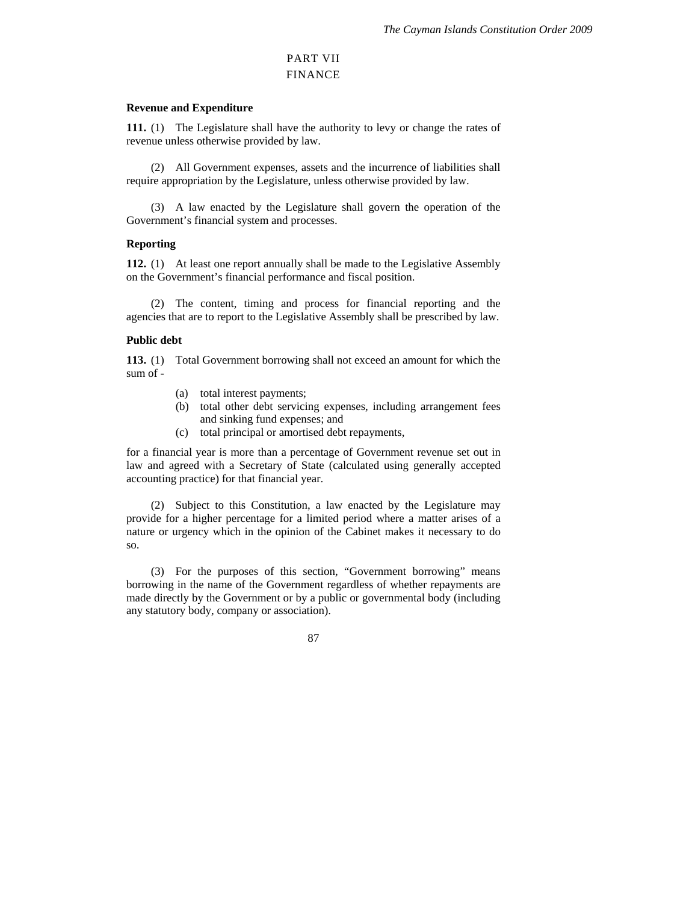# PART VII
# FINANCE

### Revenue and Expenditure

**111.** (1) The Legislature shall have the authority to levy or change the rates of revenue unless otherwise provided by law.

(2) All Government expenses, assets and the incurrence of liabilities shall require appropriation by the Legislature, unless otherwise provided by law.

(3) A law enacted by the Legislature shall govern the operation of the Government's financial system and processes.

### Reporting

**112.** (1) At least one report annually shall be made to the Legislative Assembly on the Government's financial performance and fiscal position.

(2) The content, timing and process for financial reporting and the agencies that are to report to the Legislative Assembly shall be prescribed by law.

### Public debt

**113.** (1) Total Government borrowing shall not exceed an amount for which the sum of -

(a) total interest payments;
(b) total other debt servicing expenses, including arrangement fees and sinking fund expenses; and
(c) total principal or amortised debt repayments,

for a financial year is more than a percentage of Government revenue set out in law and agreed with a Secretary of State (calculated using generally accepted accounting practice) for that financial year.

(2) Subject to this Constitution, a law enacted by the Legislature may provide for a higher percentage for a limited period where a matter arises of a nature or urgency which in the opinion of the Cabinet makes it necessary to do so.

(3) For the purposes of this section, "Government borrowing" means borrowing in the name of the Government regardless of whether repayments are made directly by the Government or by a public or governmental body (including any statutory body, company or association).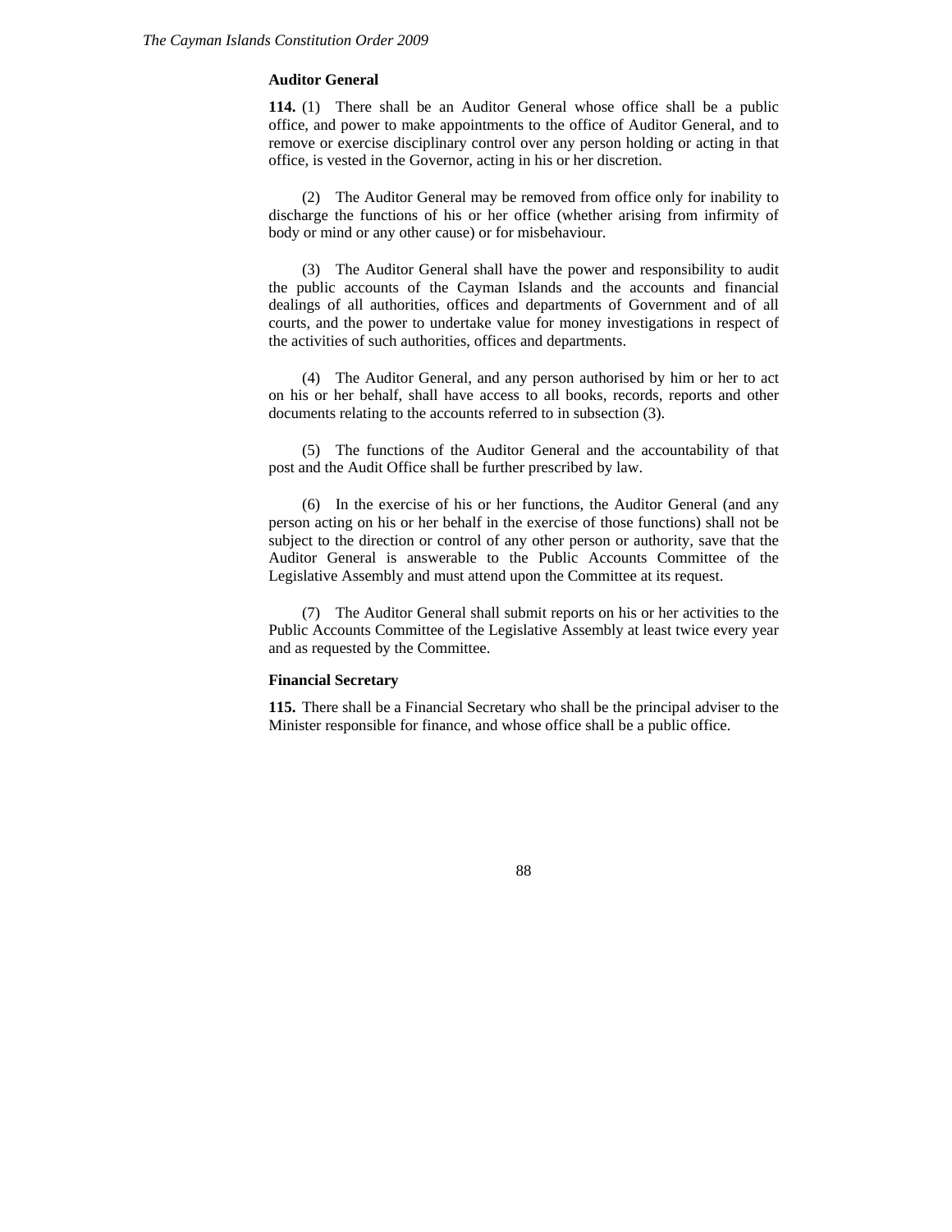**Auditor General**

**114.** (1) There shall be an Auditor General whose office shall be a public office, and power to make appointments to the office of Auditor General, and to remove or exercise disciplinary control over any person holding or acting in that office, is vested in the Governor, acting in his or her discretion.

(2) The Auditor General may be removed from office only for inability to discharge the functions of his or her office (whether arising from infirmity of body or mind or any other cause) or for misbehaviour.

(3) The Auditor General shall have the power and responsibility to audit the public accounts of the Cayman Islands and the accounts and financial dealings of all authorities, offices and departments of Government and of all courts, and the power to undertake value for money investigations in respect of the activities of such authorities, offices and departments.

(4) The Auditor General, and any person authorised by him or her to act on his or her behalf, shall have access to all books, records, reports and other documents relating to the accounts referred to in subsection (3).

(5) The functions of the Auditor General and the accountability of that post and the Audit Office shall be further prescribed by law.

(6) In the exercise of his or her functions, the Auditor General (and any person acting on his or her behalf in the exercise of those functions) shall not be subject to the direction or control of any other person or authority, save that the Auditor General is answerable to the Public Accounts Committee of the Legislative Assembly and must attend upon the Committee at its request.

(7) The Auditor General shall submit reports on his or her activities to the Public Accounts Committee of the Legislative Assembly at least twice every year and as requested by the Committee.

**Financial Secretary**

**115.** There shall be a Financial Secretary who shall be the principal adviser to the Minister responsible for finance, and whose office shall be a public office.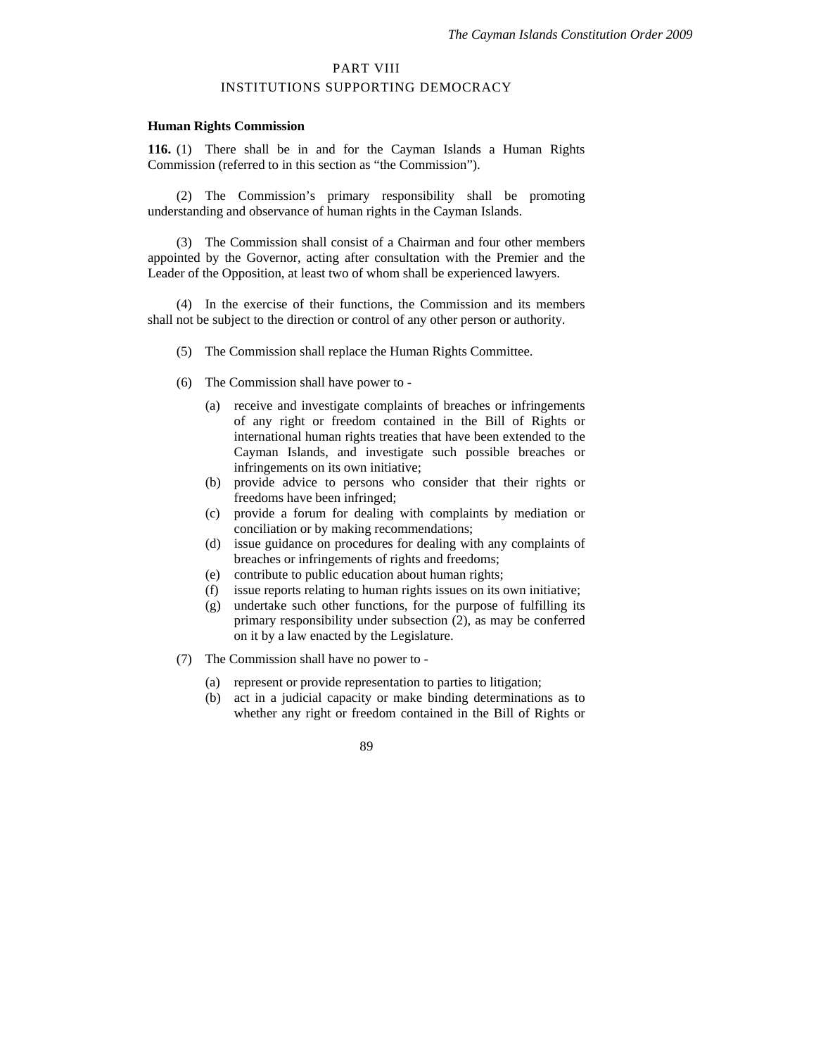## PART VIII
## INSTITUTIONS SUPPORTING DEMOCRACY

**Human Rights Commission**

**116.** (1) There shall be in and for the Cayman Islands a Human Rights Commission (referred to in this section as "the Commission").

(2) The Commission's primary responsibility shall be promoting understanding and observance of human rights in the Cayman Islands.

(3) The Commission shall consist of a Chairman and four other members appointed by the Governor, acting after consultation with the Premier and the Leader of the Opposition, at least two of whom shall be experienced lawyers.

(4) In the exercise of their functions, the Commission and its members shall not be subject to the direction or control of any other person or authority.

(5) The Commission shall replace the Human Rights Committee.

(6) The Commission shall have power to -

- (a) receive and investigate complaints of breaches or infringements of any right or freedom contained in the Bill of Rights or international human rights treaties that have been extended to the Cayman Islands, and investigate such possible breaches or infringements on its own initiative;
- (b) provide advice to persons who consider that their rights or freedoms have been infringed;
- (c) provide a forum for dealing with complaints by mediation or conciliation or by making recommendations;
- (d) issue guidance on procedures for dealing with any complaints of breaches or infringements of rights and freedoms;
- (e) contribute to public education about human rights;
- (f) issue reports relating to human rights issues on its own initiative;
- (g) undertake such other functions, for the purpose of fulfilling its primary responsibility under subsection (2), as may be conferred on it by a law enacted by the Legislature.

(7) The Commission shall have no power to -

- (a) represent or provide representation to parties to litigation;
- (b) act in a judicial capacity or make binding determinations as to whether any right or freedom contained in the Bill of Rights or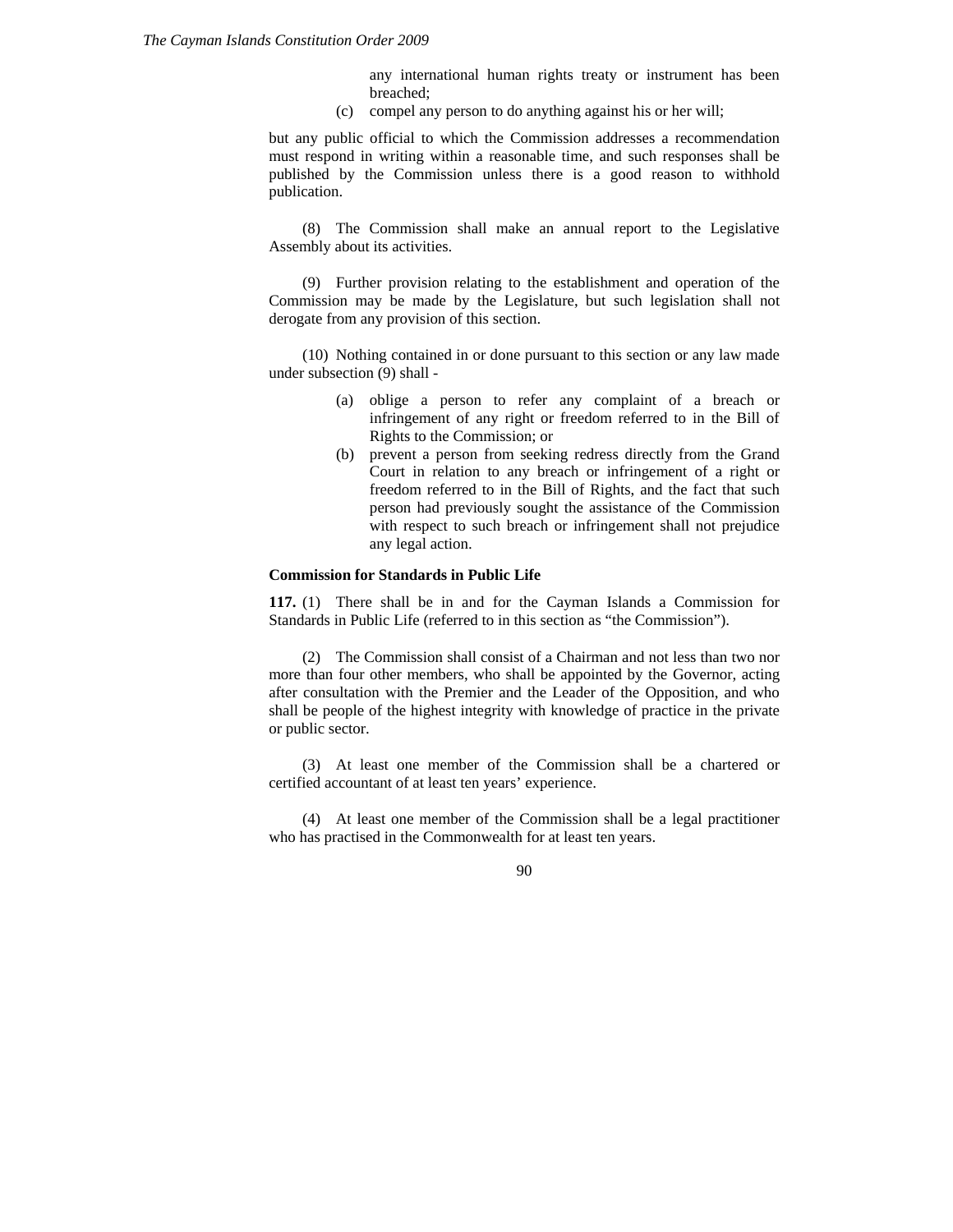any international human rights treaty or instrument has been breached;

(c) compel any person to do anything against his or her will;

but any public official to which the Commission addresses a recommendation must respond in writing within a reasonable time, and such responses shall be published by the Commission unless there is a good reason to withhold publication.

(8) The Commission shall make an annual report to the Legislative Assembly about its activities.

(9) Further provision relating to the establishment and operation of the Commission may be made by the Legislature, but such legislation shall not derogate from any provision of this section.

(10) Nothing contained in or done pursuant to this section or any law made under subsection (9) shall -

(a) oblige a person to refer any complaint of a breach or infringement of any right or freedom referred to in the Bill of Rights to the Commission; or

(b) prevent a person from seeking redress directly from the Grand Court in relation to any breach or infringement of a right or freedom referred to in the Bill of Rights, and the fact that such person had previously sought the assistance of the Commission with respect to such breach or infringement shall not prejudice any legal action.

**Commission for Standards in Public Life**

**117.** (1) There shall be in and for the Cayman Islands a Commission for Standards in Public Life (referred to in this section as "the Commission").

(2) The Commission shall consist of a Chairman and not less than two nor more than four other members, who shall be appointed by the Governor, acting after consultation with the Premier and the Leader of the Opposition, and who shall be people of the highest integrity with knowledge of practice in the private or public sector.

(3) At least one member of the Commission shall be a chartered or certified accountant of at least ten years' experience.

(4) At least one member of the Commission shall be a legal practitioner who has practised in the Commonwealth for at least ten years.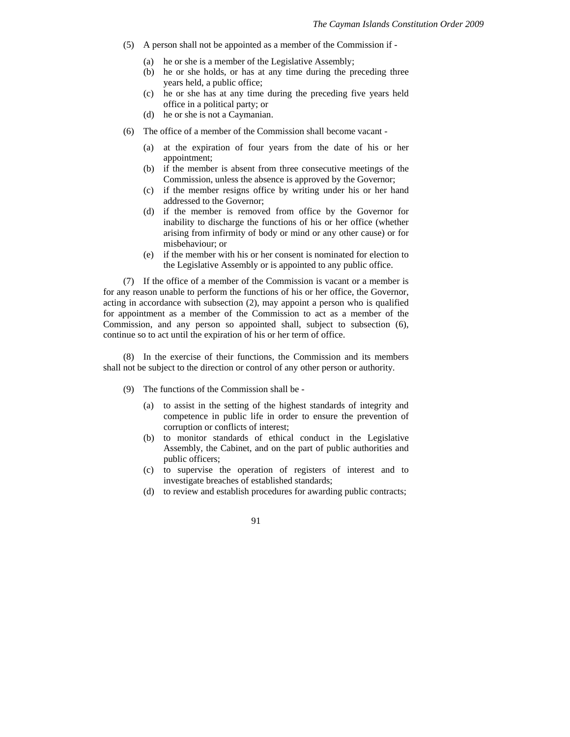(5) A person shall not be appointed as a member of the Commission if -

(a) he or she is a member of the Legislative Assembly;
(b) he or she holds, or has at any time during the preceding three years held, a public office;
(c) he or she has at any time during the preceding five years held office in a political party; or
(d) he or she is not a Caymanian.

(6) The office of a member of the Commission shall become vacant -

(a) at the expiration of four years from the date of his or her appointment;
(b) if the member is absent from three consecutive meetings of the Commission, unless the absence is approved by the Governor;
(c) if the member resigns office by writing under his or her hand addressed to the Governor;
(d) if the member is removed from office by the Governor for inability to discharge the functions of his or her office (whether arising from infirmity of body or mind or any other cause) or for misbehaviour; or
(e) if the member with his or her consent is nominated for election to the Legislative Assembly or is appointed to any public office.

(7) If the office of a member of the Commission is vacant or a member is for any reason unable to perform the functions of his or her office, the Governor, acting in accordance with subsection (2), may appoint a person who is qualified for appointment as a member of the Commission to act as a member of the Commission, and any person so appointed shall, subject to subsection (6), continue so to act until the expiration of his or her term of office.

(8) In the exercise of their functions, the Commission and its members shall not be subject to the direction or control of any other person or authority.

(9) The functions of the Commission shall be -

(a) to assist in the setting of the highest standards of integrity and competence in public life in order to ensure the prevention of corruption or conflicts of interest;
(b) to monitor standards of ethical conduct in the Legislative Assembly, the Cabinet, and on the part of public authorities and public officers;
(c) to supervise the operation of registers of interest and to investigate breaches of established standards;
(d) to review and establish procedures for awarding public contracts;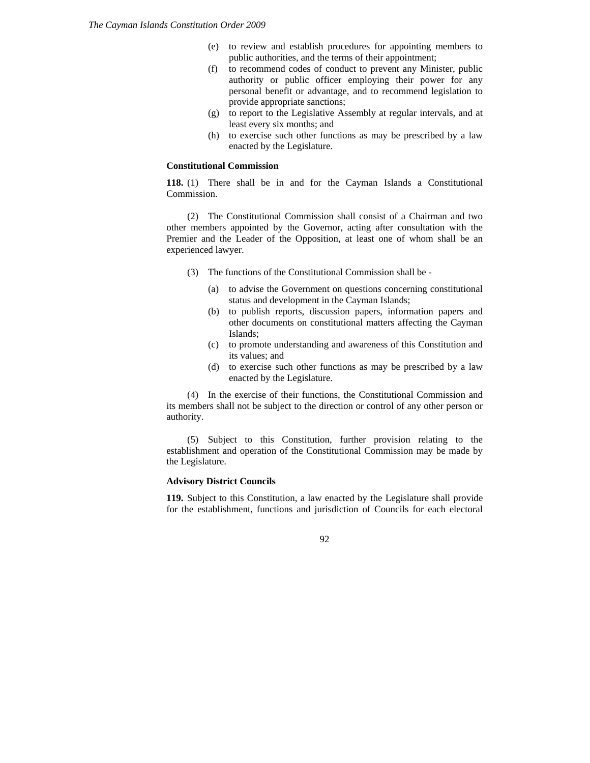(e) to review and establish procedures for appointing members to public authorities, and the terms of their appointment;

(f) to recommend codes of conduct to prevent any Minister, public authority or public officer employing their power for any personal benefit or advantage, and to recommend legislation to provide appropriate sanctions;

(g) to report to the Legislative Assembly at regular intervals, and at least every six months; and

(h) to exercise such other functions as may be prescribed by a law enacted by the Legislature.

**Constitutional Commission**

**118.** (1) There shall be in and for the Cayman Islands a Constitutional Commission.

(2) The Constitutional Commission shall consist of a Chairman and two other members appointed by the Governor, acting after consultation with the Premier and the Leader of the Opposition, at least one of whom shall be an experienced lawyer.

(3) The functions of the Constitutional Commission shall be -

(a) to advise the Government on questions concerning constitutional status and development in the Cayman Islands;

(b) to publish reports, discussion papers, information papers and other documents on constitutional matters affecting the Cayman Islands;

(c) to promote understanding and awareness of this Constitution and its values; and

(d) to exercise such other functions as may be prescribed by a law enacted by the Legislature.

(4) In the exercise of their functions, the Constitutional Commission and its members shall not be subject to the direction or control of any other person or authority.

(5) Subject to this Constitution, further provision relating to the establishment and operation of the Constitutional Commission may be made by the Legislature.

**Advisory District Councils**

**119.** Subject to this Constitution, a law enacted by the Legislature shall provide for the establishment, functions and jurisdiction of Councils for each electoral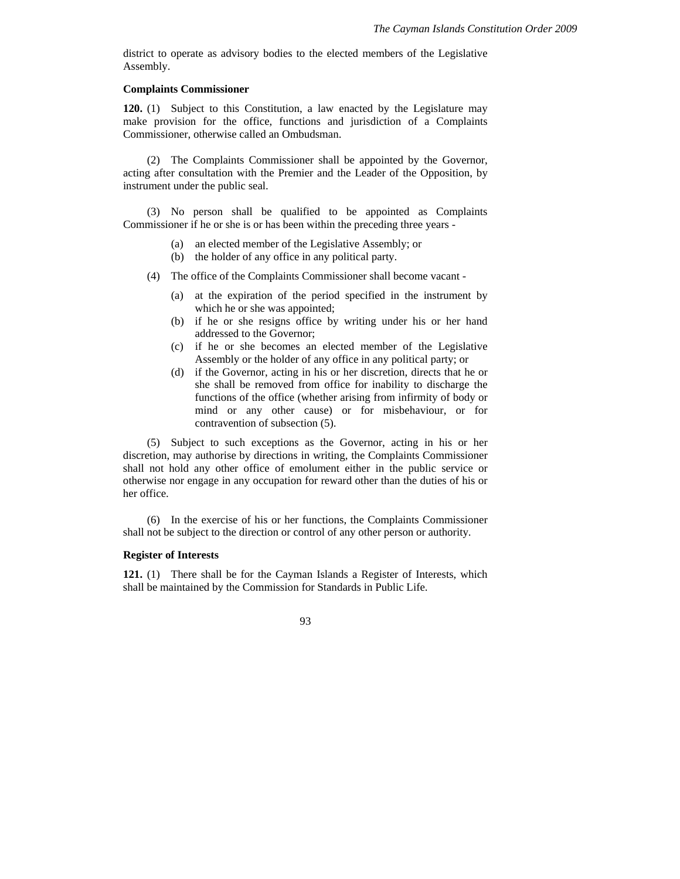district to operate as advisory bodies to the elected members of the Legislative Assembly.

**Complaints Commissioner**

**120.** (1) Subject to this Constitution, a law enacted by the Legislature may make provision for the office, functions and jurisdiction of a Complaints Commissioner, otherwise called an Ombudsman.

(2) The Complaints Commissioner shall be appointed by the Governor, acting after consultation with the Premier and the Leader of the Opposition, by instrument under the public seal.

(3) No person shall be qualified to be appointed as Complaints Commissioner if he or she is or has been within the preceding three years -

- (a) an elected member of the Legislative Assembly; or
- (b) the holder of any office in any political party.

(4) The office of the Complaints Commissioner shall become vacant -

- (a) at the expiration of the period specified in the instrument by which he or she was appointed;
- (b) if he or she resigns office by writing under his or her hand addressed to the Governor;
- (c) if he or she becomes an elected member of the Legislative Assembly or the holder of any office in any political party; or
- (d) if the Governor, acting in his or her discretion, directs that he or she shall be removed from office for inability to discharge the functions of the office (whether arising from infirmity of body or mind or any other cause) or for misbehaviour, or for contravention of subsection (5).

(5) Subject to such exceptions as the Governor, acting in his or her discretion, may authorise by directions in writing, the Complaints Commissioner shall not hold any other office of emolument either in the public service or otherwise nor engage in any occupation for reward other than the duties of his or her office.

(6) In the exercise of his or her functions, the Complaints Commissioner shall not be subject to the direction or control of any other person or authority.

**Register of Interests**

**121.** (1) There shall be for the Cayman Islands a Register of Interests, which shall be maintained by the Commission for Standards in Public Life.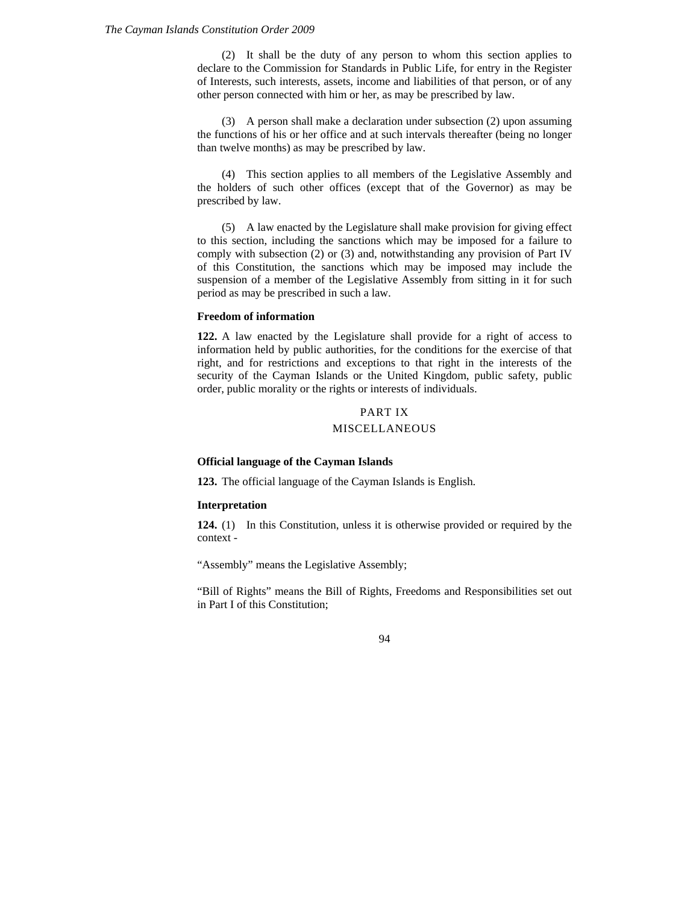(2) It shall be the duty of any person to whom this section applies to declare to the Commission for Standards in Public Life, for entry in the Register of Interests, such interests, assets, income and liabilities of that person, or of any other person connected with him or her, as may be prescribed by law.

(3) A person shall make a declaration under subsection (2) upon assuming the functions of his or her office and at such intervals thereafter (being no longer than twelve months) as may be prescribed by law.

(4) This section applies to all members of the Legislative Assembly and the holders of such other offices (except that of the Governor) as may be prescribed by law.

(5) A law enacted by the Legislature shall make provision for giving effect to this section, including the sanctions which may be imposed for a failure to comply with subsection (2) or (3) and, notwithstanding any provision of Part IV of this Constitution, the sanctions which may be imposed may include the suspension of a member of the Legislative Assembly from sitting in it for such period as may be prescribed in such a law.

**Freedom of information**

**122.** A law enacted by the Legislature shall provide for a right of access to information held by public authorities, for the conditions for the exercise of that right, and for restrictions and exceptions to that right in the interests of the security of the Cayman Islands or the United Kingdom, public safety, public order, public morality or the rights or interests of individuals.

## PART IX
## MISCELLANEOUS

**Official language of the Cayman Islands**

**123.** The official language of the Cayman Islands is English.

**Interpretation**

**124.** (1) In this Constitution, unless it is otherwise provided or required by the context -

"Assembly" means the Legislative Assembly;

"Bill of Rights" means the Bill of Rights, Freedoms and Responsibilities set out in Part I of this Constitution;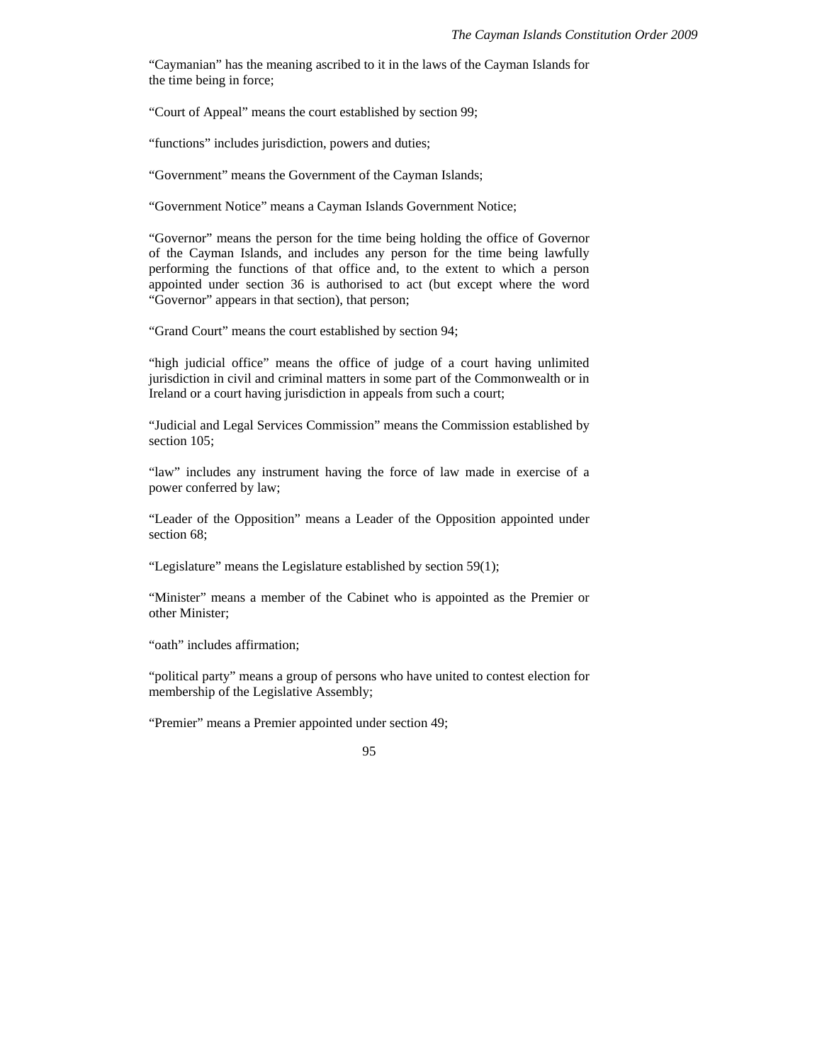“Caymanian” has the meaning ascribed to it in the laws of the Cayman Islands for the time being in force;

“Court of Appeal” means the court established by section 99;

“functions” includes jurisdiction, powers and duties;

“Government” means the Government of the Cayman Islands;

“Government Notice” means a Cayman Islands Government Notice;

“Governor” means the person for the time being holding the office of Governor of the Cayman Islands, and includes any person for the time being lawfully performing the functions of that office and, to the extent to which a person appointed under section 36 is authorised to act (but except where the word “Governor” appears in that section), that person;

“Grand Court” means the court established by section 94;

“high judicial office” means the office of judge of a court having unlimited jurisdiction in civil and criminal matters in some part of the Commonwealth or in Ireland or a court having jurisdiction in appeals from such a court;

“Judicial and Legal Services Commission” means the Commission established by section 105;

“law” includes any instrument having the force of law made in exercise of a power conferred by law;

“Leader of the Opposition” means a Leader of the Opposition appointed under section 68;

“Legislature” means the Legislature established by section 59(1);

“Minister” means a member of the Cabinet who is appointed as the Premier or other Minister;

“oath” includes affirmation;

“political party” means a group of persons who have united to contest election for membership of the Legislative Assembly;

“Premier” means a Premier appointed under section 49;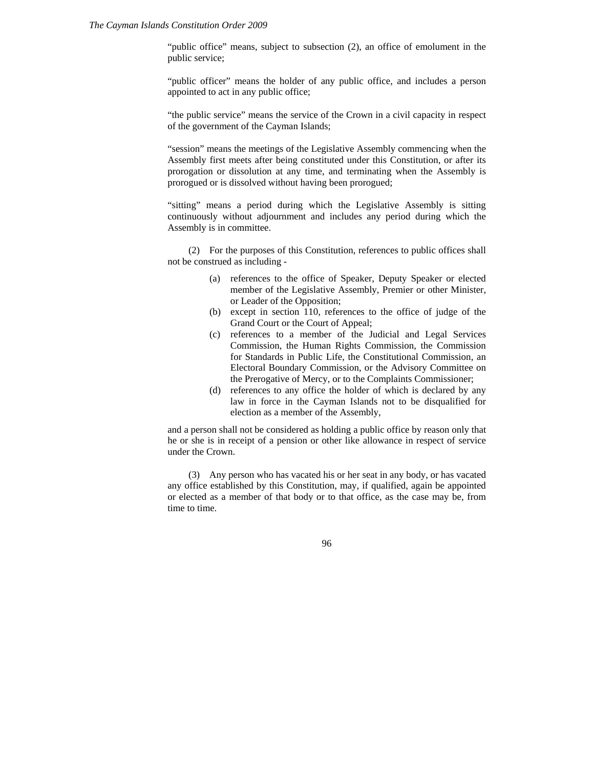"public office" means, subject to subsection (2), an office of emolument in the public service;

"public officer" means the holder of any public office, and includes a person appointed to act in any public office;

"the public service" means the service of the Crown in a civil capacity in respect of the government of the Cayman Islands;

"session" means the meetings of the Legislative Assembly commencing when the Assembly first meets after being constituted under this Constitution, or after its prorogation or dissolution at any time, and terminating when the Assembly is prorogued or is dissolved without having been prorogued;

"sitting" means a period during which the Legislative Assembly is sitting continuously without adjournment and includes any period during which the Assembly is in committee.

(2) For the purposes of this Constitution, references to public offices shall not be construed as including -

(a) references to the office of Speaker, Deputy Speaker or elected member of the Legislative Assembly, Premier or other Minister, or Leader of the Opposition;
(b) except in section 110, references to the office of judge of the Grand Court or the Court of Appeal;
(c) references to a member of the Judicial and Legal Services Commission, the Human Rights Commission, the Commission for Standards in Public Life, the Constitutional Commission, an Electoral Boundary Commission, or the Advisory Committee on the Prerogative of Mercy, or to the Complaints Commissioner;
(d) references to any office the holder of which is declared by any law in force in the Cayman Islands not to be disqualified for election as a member of the Assembly,

and a person shall not be considered as holding a public office by reason only that he or she is in receipt of a pension or other like allowance in respect of service under the Crown.

(3) Any person who has vacated his or her seat in any body, or has vacated any office established by this Constitution, may, if qualified, again be appointed or elected as a member of that body or to that office, as the case may be, from time to time.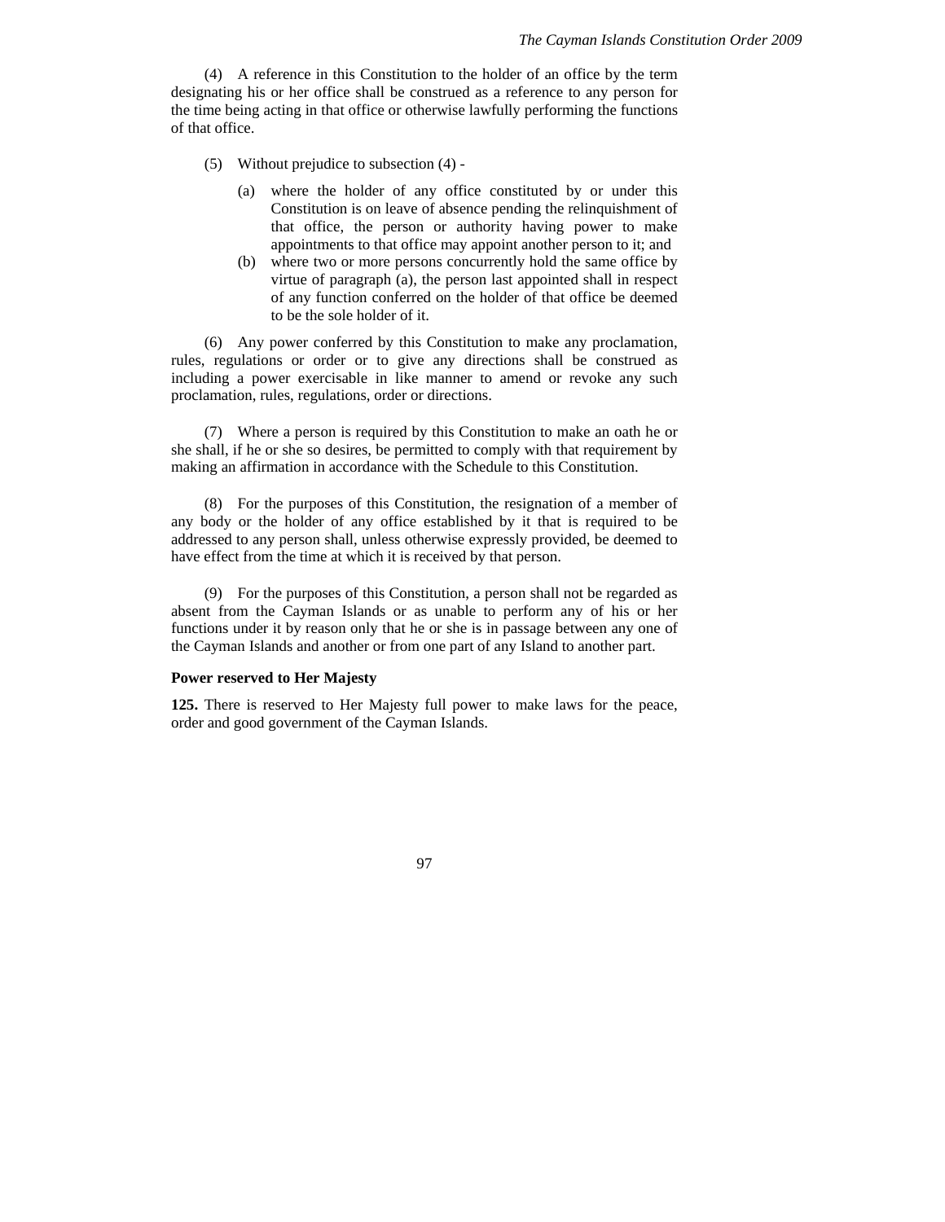(4) A reference in this Constitution to the holder of an office by the term designating his or her office shall be construed as a reference to any person for the time being acting in that office or otherwise lawfully performing the functions of that office.

(5) Without prejudice to subsection (4) -

(a) where the holder of any office constituted by or under this Constitution is on leave of absence pending the relinquishment of that office, the person or authority having power to make appointments to that office may appoint another person to it; and

(b) where two or more persons concurrently hold the same office by virtue of paragraph (a), the person last appointed shall in respect of any function conferred on the holder of that office be deemed to be the sole holder of it.

(6) Any power conferred by this Constitution to make any proclamation, rules, regulations or order or to give any directions shall be construed as including a power exercisable in like manner to amend or revoke any such proclamation, rules, regulations, order or directions.

(7) Where a person is required by this Constitution to make an oath he or she shall, if he or she so desires, be permitted to comply with that requirement by making an affirmation in accordance with the Schedule to this Constitution.

(8) For the purposes of this Constitution, the resignation of a member of any body or the holder of any office established by it that is required to be addressed to any person shall, unless otherwise expressly provided, be deemed to have effect from the time at which it is received by that person.

(9) For the purposes of this Constitution, a person shall not be regarded as absent from the Cayman Islands or as unable to perform any of his or her functions under it by reason only that he or she is in passage between any one of the Cayman Islands and another or from one part of any Island to another part.

**Power reserved to Her Majesty**

**125.** There is reserved to Her Majesty full power to make laws for the peace, order and good government of the Cayman Islands.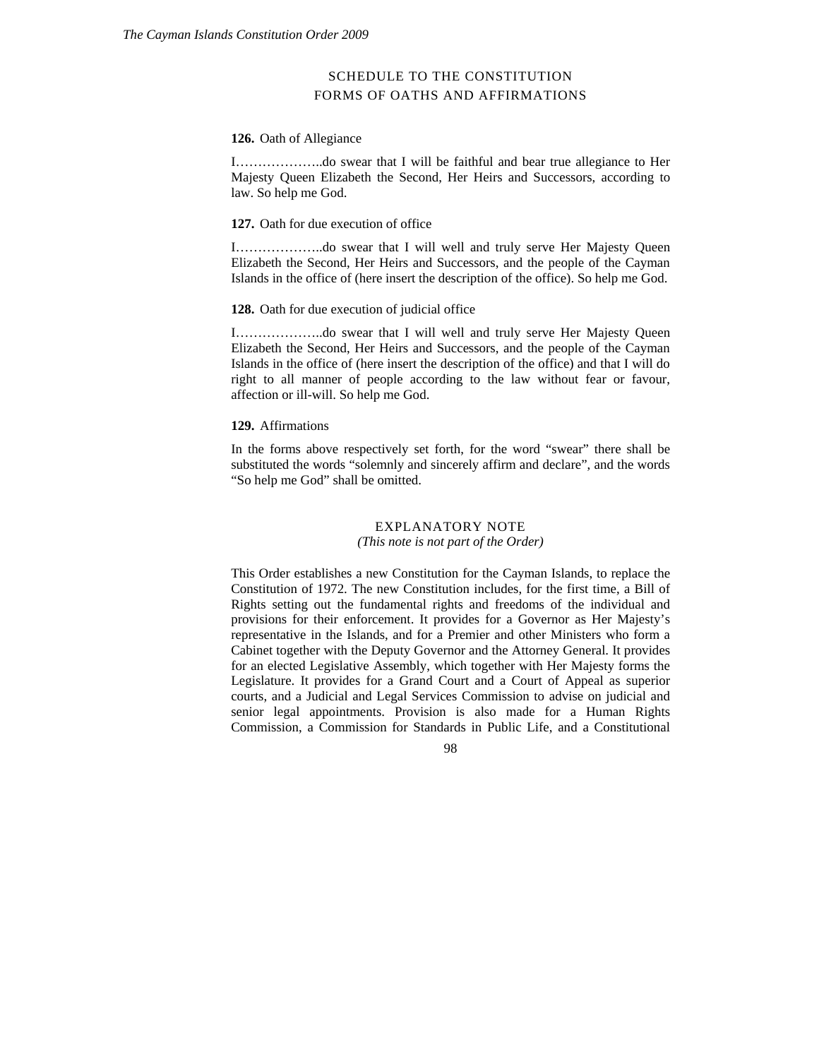## SCHEDULE TO THE CONSTITUTION
## FORMS OF OATHS AND AFFIRMATIONS

**126.** Oath of Allegiance

I………………..do swear that I will be faithful and bear true allegiance to Her Majesty Queen Elizabeth the Second, Her Heirs and Successors, according to law. So help me God.

**127.** Oath for due execution of office

I………………..do swear that I will well and truly serve Her Majesty Queen Elizabeth the Second, Her Heirs and Successors, and the people of the Cayman Islands in the office of (here insert the description of the office). So help me God.

**128.** Oath for due execution of judicial office

I………………..do swear that I will well and truly serve Her Majesty Queen Elizabeth the Second, Her Heirs and Successors, and the people of the Cayman Islands in the office of (here insert the description of the office) and that I will do right to all manner of people according to the law without fear or favour, affection or ill-will. So help me God.

**129.** Affirmations

In the forms above respectively set forth, for the word "swear" there shall be substituted the words "solemnly and sincerely affirm and declare", and the words "So help me God" shall be omitted.

## EXPLANATORY NOTE

*(This note is not part of the Order)*

This Order establishes a new Constitution for the Cayman Islands, to replace the Constitution of 1972. The new Constitution includes, for the first time, a Bill of Rights setting out the fundamental rights and freedoms of the individual and provisions for their enforcement. It provides for a Governor as Her Majesty's representative in the Islands, and for a Premier and other Ministers who form a Cabinet together with the Deputy Governor and the Attorney General. It provides for an elected Legislative Assembly, which together with Her Majesty forms the Legislature. It provides for a Grand Court and a Court of Appeal as superior courts, and a Judicial and Legal Services Commission to advise on judicial and senior legal appointments. Provision is also made for a Human Rights Commission, a Commission for Standards in Public Life, and a Constitutional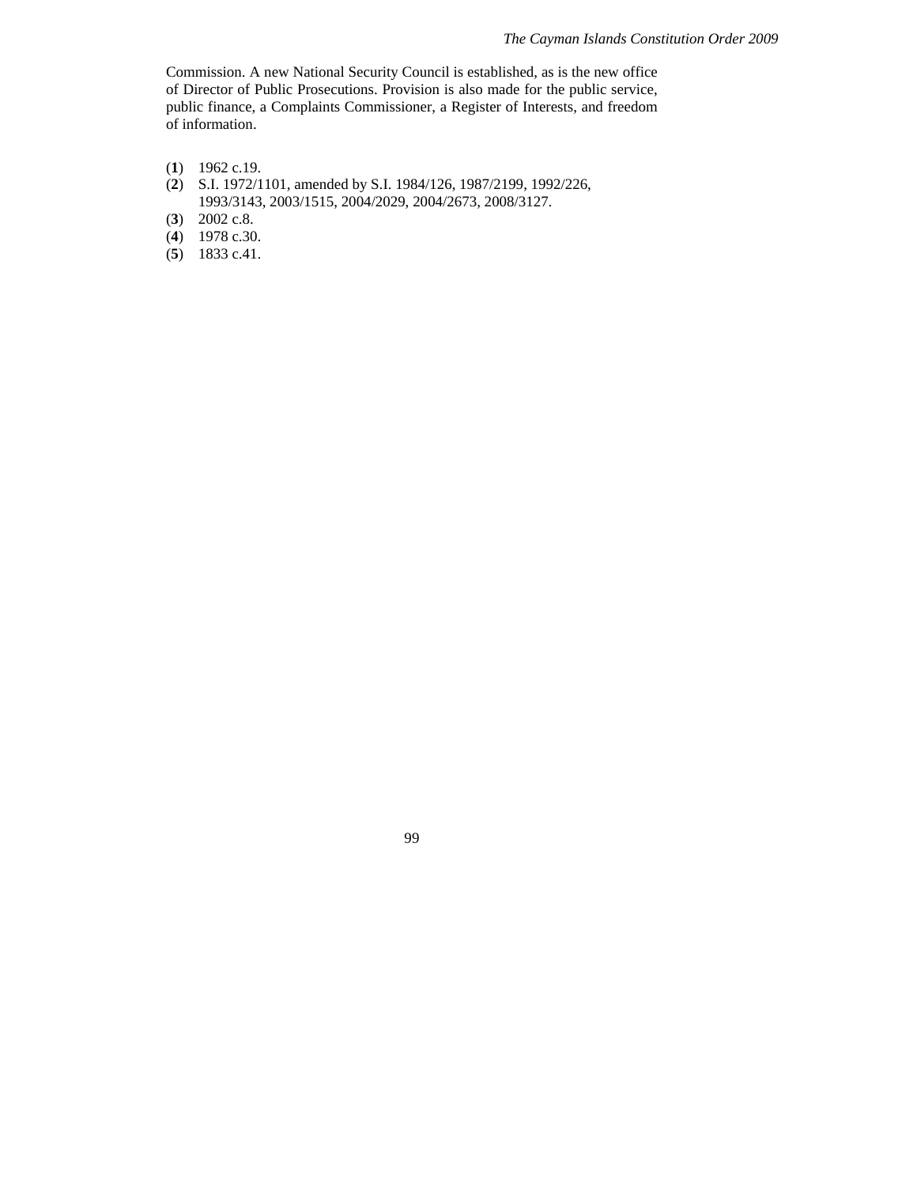Commission. A new National Security Council is established, as is the new office of Director of Public Prosecutions. Provision is also made for the public service, public finance, a Complaints Commissioner, a Register of Interests, and freedom of information.

(**1**) 1962 c.19.
(**2**) S.I. 1972/1101, amended by S.I. 1984/126, 1987/2199, 1992/226, 1993/3143, 2003/1515, 2004/2029, 2004/2673, 2008/3127.
(**3**) 2002 c.8.
(**4**) 1978 c.30.
(**5**) 1833 c.41.